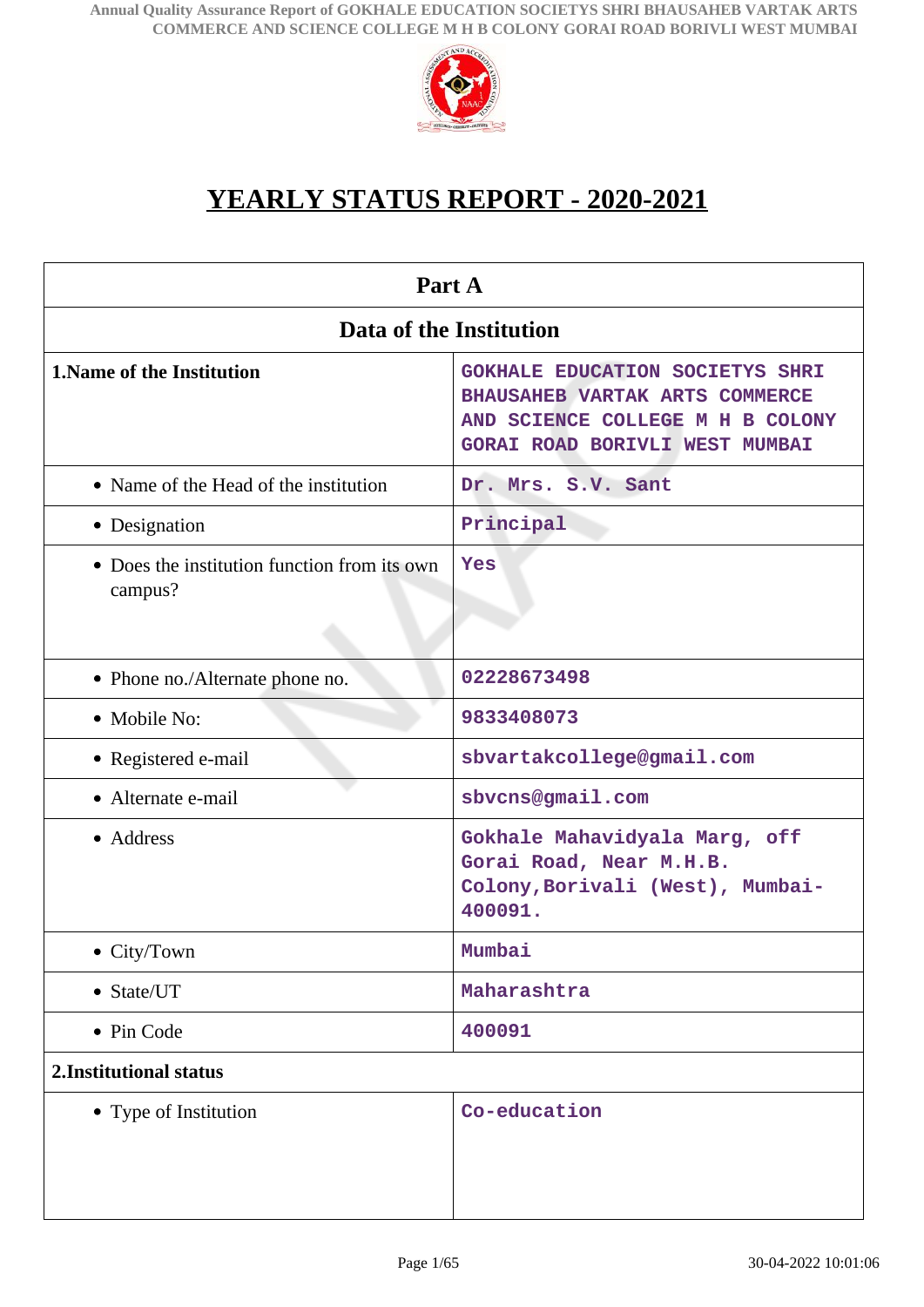# YEARLY STATUS REPORT - 2020-2021

| Part A | |
|---|---|
| **Data of the Institution** | |
| **1.Name of the Institution** | GOKHALE EDUCATION SOCIETYS SHRI BHAUSAHEB VARTAK ARTS COMMERCE AND SCIENCE COLLEGE M H B COLONY GORAI ROAD BORIVLI WEST MUMBAI |
| • Name of the Head of the institution | Dr. Mrs. S.V. Sant |
| • Designation | Principal |
| • Does the institution function from its own campus? | Yes |
| • Phone no./Alternate phone no. | 02228673498 |
| • Mobile No: | 9833408073 |
| • Registered e-mail | sbvartakcollege@gmail.com |
| • Alternate e-mail | sbvcns@gmail.com |
| • Address | Gokhale Mahavidyala Marg, off Gorai Road, Near M.H.B. Colony,Borivali (West), Mumbai-400091. |
| • City/Town | Mumbai |
| • State/UT | Maharashtra |
| • Pin Code | 400091 |
| **2.Institutional status** | |
| • Type of Institution | Co-education |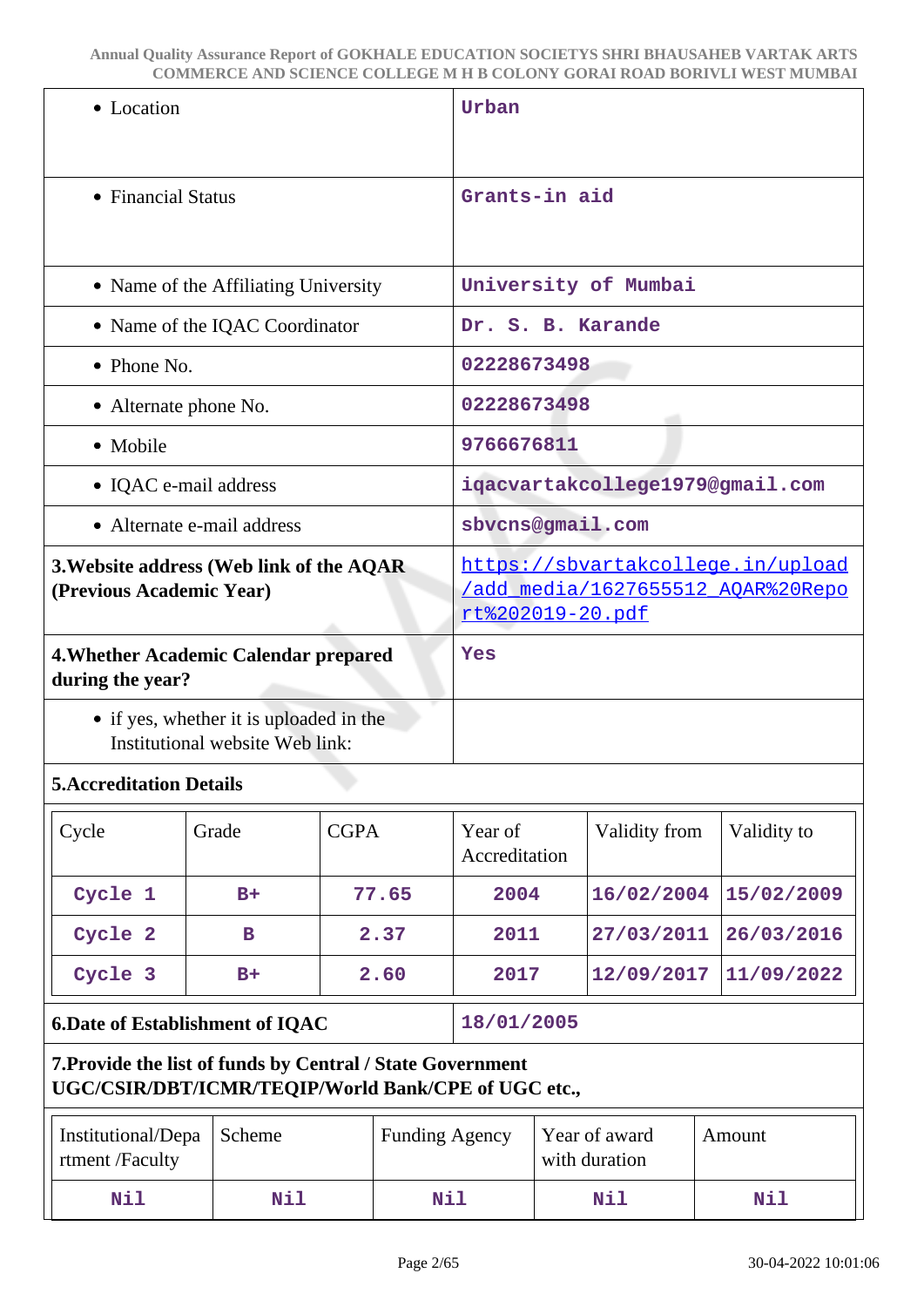| | |
|---|---|
| • Location | Urban |
| • Financial Status | Grants-in aid |
| • Name of the Affiliating University | University of Mumbai |
| • Name of the IQAC Coordinator | Dr. S. B. Karande |
| • Phone No. | 02228673498 |
| • Alternate phone No. | 02228673498 |
| • Mobile | 9766676811 |
| • IQAC e-mail address | iqacvartakcollege1979@gmail.com |
| • Alternate e-mail address | sbvcns@gmail.com |
| **3.Website address (Web link of the AQAR (Previous Academic Year)** | https://sbvartakcollege.in/upload/add_media/1627655512_AQAR%20Report%202019-20.pdf |
| **4.Whether Academic Calendar prepared during the year?** | Yes |
| • if yes, whether it is uploaded in the Institutional website Web link: | |

**5.Accreditation Details**

| Cycle | Grade | CGPA | Year of Accreditation | Validity from | Validity to |
|---|---|---|---|---|---|
| Cycle 1 | B+ | 77.65 | 2004 | 16/02/2004 | 15/02/2009 |
| Cycle 2 | B | 2.37 | 2011 | 27/03/2011 | 26/03/2016 |
| Cycle 3 | B+ | 2.60 | 2017 | 12/09/2017 | 11/09/2022 |

| | |
|---|---|
| **6.Date of Establishment of IQAC** | 18/01/2005 |

**7.Provide the list of funds by Central / State Government UGC/CSIR/DBT/ICMR/TEQIP/World Bank/CPE of UGC etc.,**

| Institutional/Department /Faculty | Scheme | Funding Agency | Year of award with duration | Amount |
|---|---|---|---|---|
| Nil | Nil | Nil | Nil | Nil |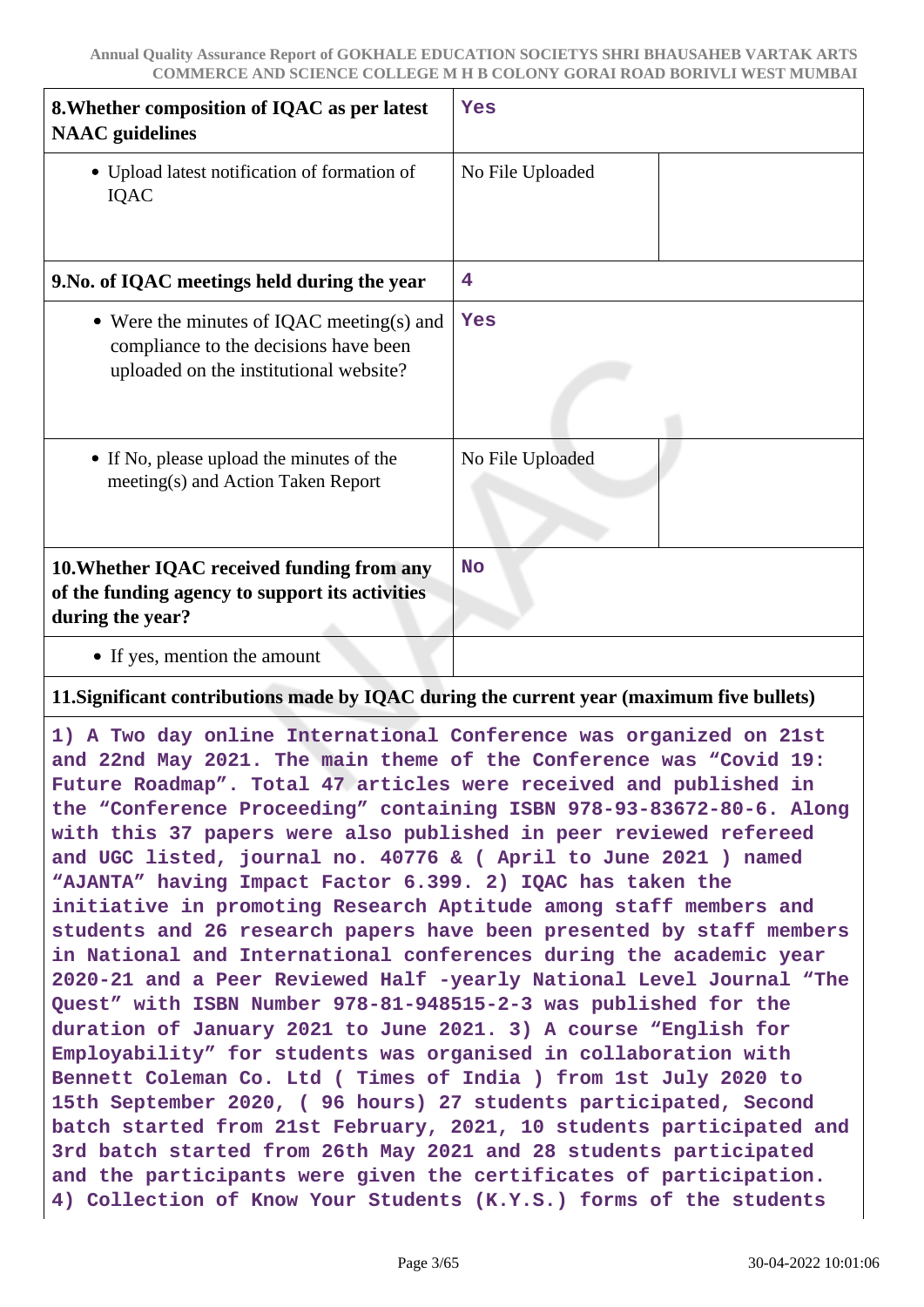| | | |
|---|---|---|
| **8.Whether composition of IQAC as per latest NAAC guidelines** | **Yes** | |
| • Upload latest notification of formation of IQAC | No File Uploaded | |
| **9.No. of IQAC meetings held during the year** | **4** | |
| • Were the minutes of IQAC meeting(s) and compliance to the decisions have been uploaded on the institutional website? | **Yes** | |
| • If No, please upload the minutes of the meeting(s) and Action Taken Report | No File Uploaded | |
| **10.Whether IQAC received funding from any of the funding agency to support its activities during the year?** | **No** | |
| • If yes, mention the amount | | |

**11.Significant contributions made by IQAC during the current year (maximum five bullets)**

**1) A Two day online International Conference was organized on 21st and 22nd May 2021. The main theme of the Conference was "Covid 19: Future Roadmap". Total 47 articles were received and published in the "Conference Proceeding" containing ISBN 978-93-83672-80-6. Along with this 37 papers were also published in peer reviewed refereed and UGC listed, journal no. 40776 & ( April to June 2021 ) named "AJANTA" having Impact Factor 6.399. 2) IQAC has taken the initiative in promoting Research Aptitude among staff members and students and 26 research papers have been presented by staff members in National and International conferences during the academic year 2020-21 and a Peer Reviewed Half -yearly National Level Journal "The Quest" with ISBN Number 978-81-948515-2-3 was published for the duration of January 2021 to June 2021. 3) A course "English for Employability" for students was organised in collaboration with Bennett Coleman Co. Ltd ( Times of India ) from 1st July 2020 to 15th September 2020, ( 96 hours) 27 students participated, Second batch started from 21st February, 2021, 10 students participated and 3rd batch started from 26th May 2021 and 28 students participated and the participants were given the certificates of participation. 4) Collection of Know Your Students (K.Y.S.) forms of the students**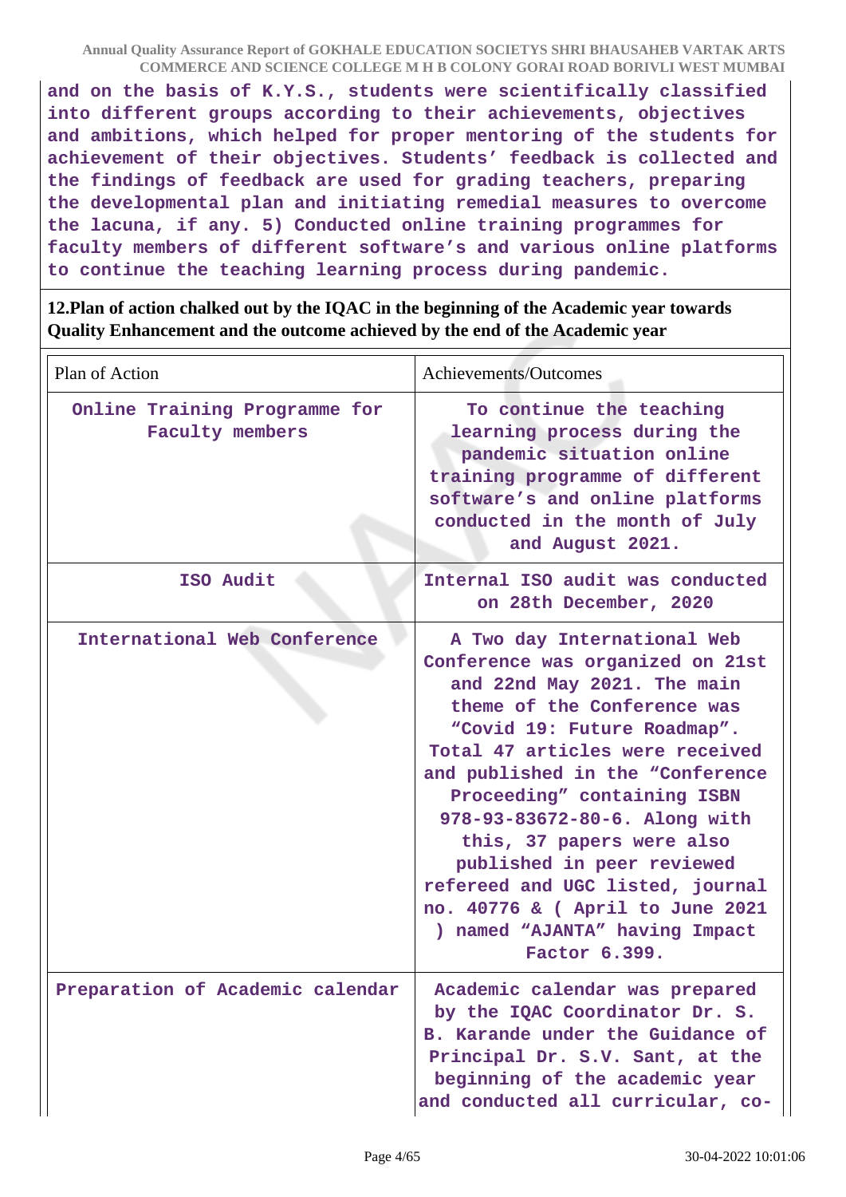**and on the basis of K.Y.S., students were scientifically classified into different groups according to their achievements, objectives and ambitions, which helped for proper mentoring of the students for achievement of their objectives. Students' feedback is collected and the findings of feedback are used for grading teachers, preparing the developmental plan and initiating remedial measures to overcome the lacuna, if any. 5) Conducted online training programmes for faculty members of different software's and various online platforms to continue the teaching learning process during pandemic.**

**12.Plan of action chalked out by the IQAC in the beginning of the Academic year towards Quality Enhancement and the outcome achieved by the end of the Academic year**

| Plan of Action | Achievements/Outcomes |
|---|---|
| Online Training Programme for Faculty members | To continue the teaching learning process during the pandemic situation online training programme of different software's and online platforms conducted in the month of July and August 2021. |
| ISO Audit | Internal ISO audit was conducted on 28th December, 2020 |
| International Web Conference | A Two day International Web Conference was organized on 21st and 22nd May 2021. The main theme of the Conference was "Covid 19: Future Roadmap". Total 47 articles were received and published in the "Conference Proceeding" containing ISBN 978-93-83672-80-6. Along with this, 37 papers were also published in peer reviewed refereed and UGC listed, journal no. 40776 & ( April to June 2021 ) named "AJANTA" having Impact Factor 6.399. |
| Preparation of Academic calendar | Academic calendar was prepared by the IQAC Coordinator Dr. S. B. Karande under the Guidance of Principal Dr. S.V. Sant, at the beginning of the academic year and conducted all curricular, co- |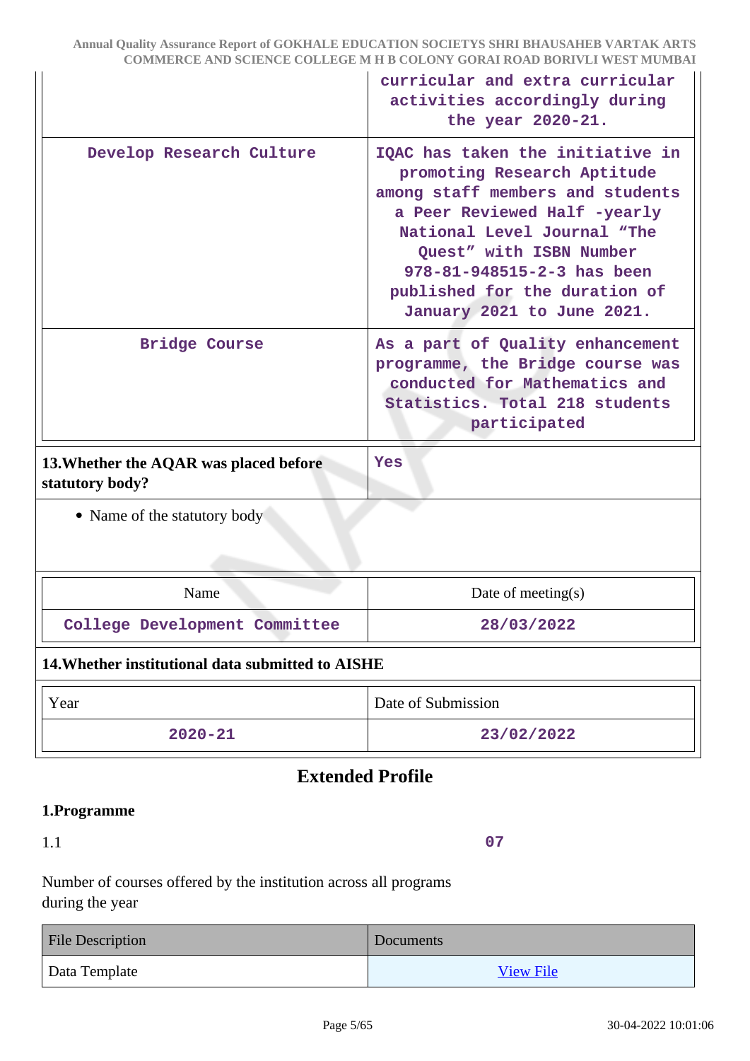| | |
|---|---|
| | curricular and extra curricular activities accordingly during the year 2020-21. |
| Develop Research Culture | IQAC has taken the initiative in promoting Research Aptitude among staff members and students a Peer Reviewed Half -yearly National Level Journal "The Quest" with ISBN Number 978-81-948515-2-3 has been published for the duration of January 2021 to June 2021. |
| Bridge Course | As a part of Quality enhancement programme, the Bridge course was conducted for Mathematics and Statistics. Total 218 students participated |

| | |
|---|---|
| **13.Whether the AQAR was placed before statutory body?** | Yes |

- Name of the statutory body

| Name | Date of meeting(s) |
|---|---|
| College Development Committee | 28/03/2022 |

**14.Whether institutional data submitted to AISHE**

| Year | Date of Submission |
|---|---|
| 2020-21 | 23/02/2022 |

## Extended Profile

### 1.Programme

1.1 07

Number of courses offered by the institution across all programs during the year

| File Description | Documents |
|---|---|
| Data Template | View File |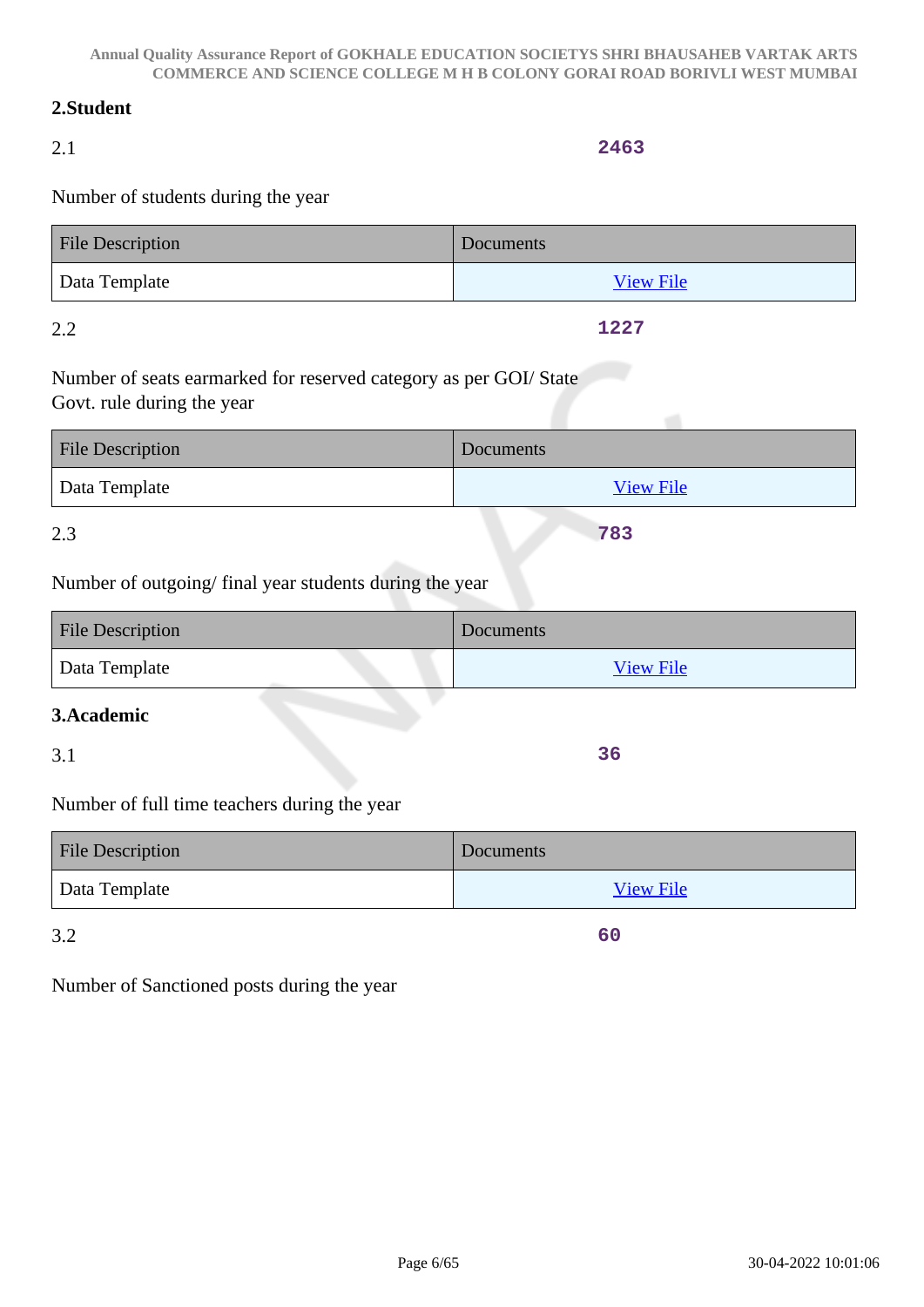## 2.Student

2.1 **2463**

Number of students during the year

| File Description | Documents |
| --- | --- |
| Data Template | View File |

2.2 **1227**

Number of seats earmarked for reserved category as per GOI/ State Govt. rule during the year

| File Description | Documents |
| --- | --- |
| Data Template | View File |

2.3 **783**

Number of outgoing/ final year students during the year

| File Description | Documents |
| --- | --- |
| Data Template | View File |

## 3.Academic

3.1 **36**

Number of full time teachers during the year

| File Description | Documents |
| --- | --- |
| Data Template | View File |

3.2 **60**

Number of Sanctioned posts during the year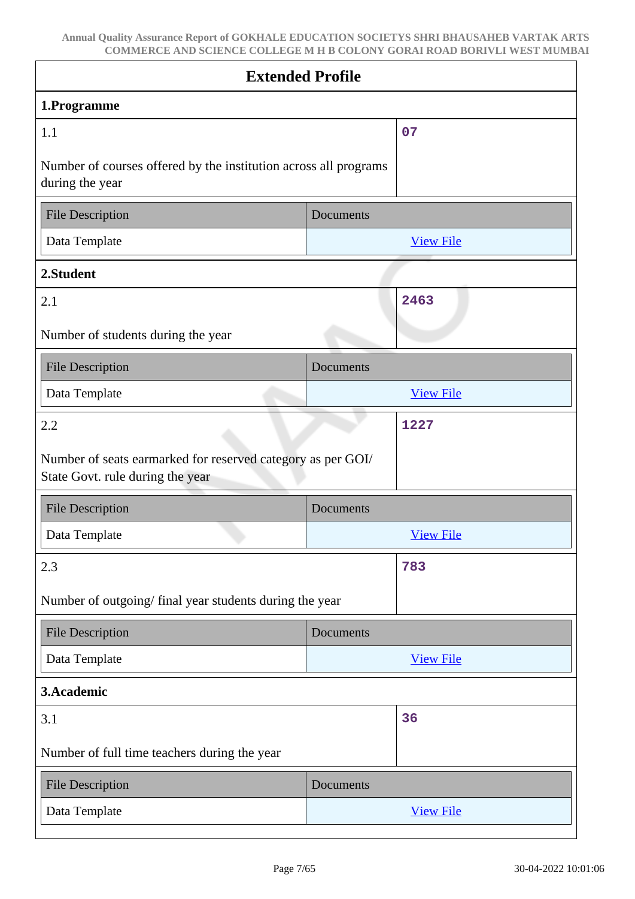## Extended Profile

### 1.Programme

| 1.1 | 07 |
|---|---|
| Number of courses offered by the institution across all programs during the year | |

| File Description | Documents |
|---|---|
| Data Template | View File |

### 2.Student

| 2.1 | 2463 |
|---|---|
| Number of students during the year | |

| File Description | Documents |
|---|---|
| Data Template | View File |

| 2.2 | 1227 |
|---|---|
| Number of seats earmarked for reserved category as per GOI/ State Govt. rule during the year | |

| File Description | Documents |
|---|---|
| Data Template | View File |

| 2.3 | 783 |
|---|---|
| Number of outgoing/ final year students during the year | |

| File Description | Documents |
|---|---|
| Data Template | View File |

### 3.Academic

| 3.1 | 36 |
|---|---|
| Number of full time teachers during the year | |

| File Description | Documents |
|---|---|
| Data Template | View File |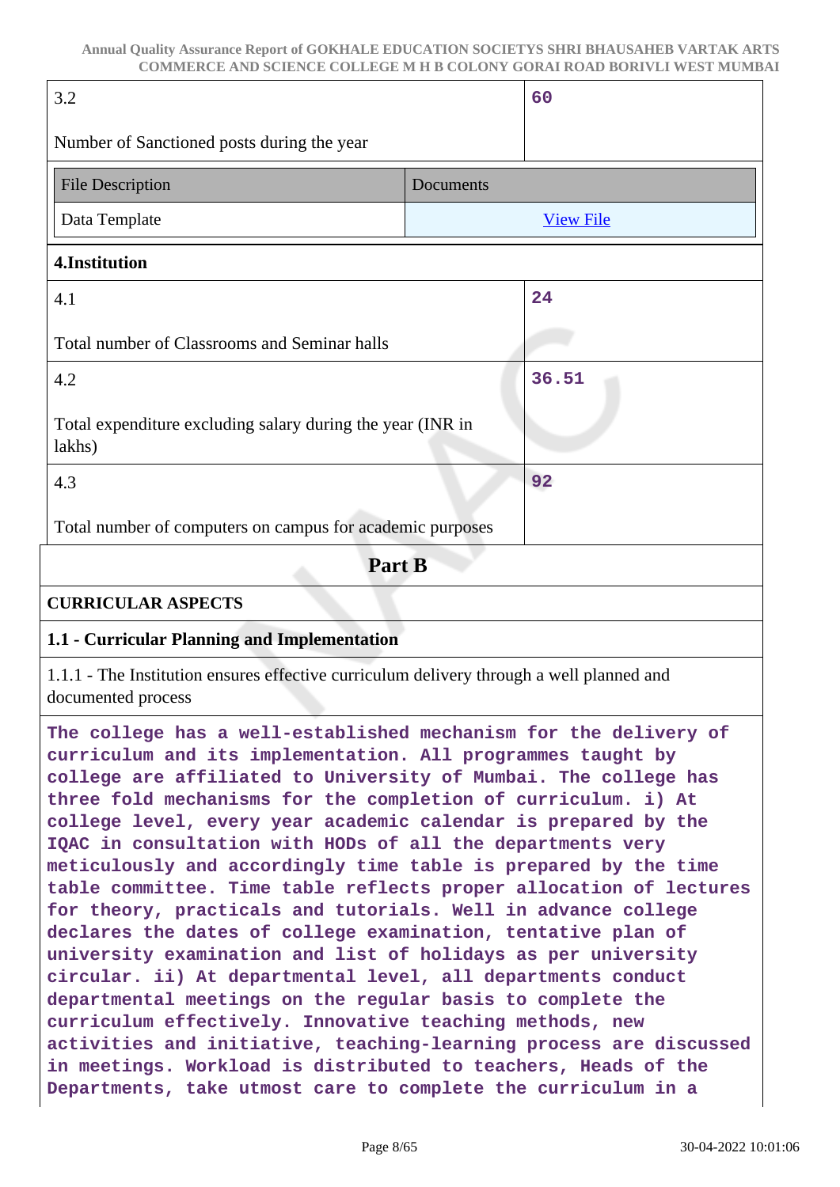| 3.2 Number of Sanctioned posts during the year | 60 |
|---|---|

| File Description | Documents |
|---|---|
| Data Template | View File |

**4.Institution**

| 4.1 Total number of Classrooms and Seminar halls | 24 |
|---|---|
| 4.2 Total expenditure excluding salary during the year (INR in lakhs) | 36.51 |
| 4.3 Total number of computers on campus for academic purposes | 92 |

## Part B

**CURRICULAR ASPECTS**

**1.1 - Curricular Planning and Implementation**

1.1.1 - The Institution ensures effective curriculum delivery through a well planned and documented process

The college has a well-established mechanism for the delivery of curriculum and its implementation. All programmes taught by college are affiliated to University of Mumbai. The college has three fold mechanisms for the completion of curriculum. i) At college level, every year academic calendar is prepared by the IQAC in consultation with HODs of all the departments very meticulously and accordingly time table is prepared by the time table committee. Time table reflects proper allocation of lectures for theory, practicals and tutorials. Well in advance college declares the dates of college examination, tentative plan of university examination and list of holidays as per university circular. ii) At departmental level, all departments conduct departmental meetings on the regular basis to complete the curriculum effectively. Innovative teaching methods, new activities and initiative, teaching-learning process are discussed in meetings. Workload is distributed to teachers, Heads of the Departments, take utmost care to complete the curriculum in a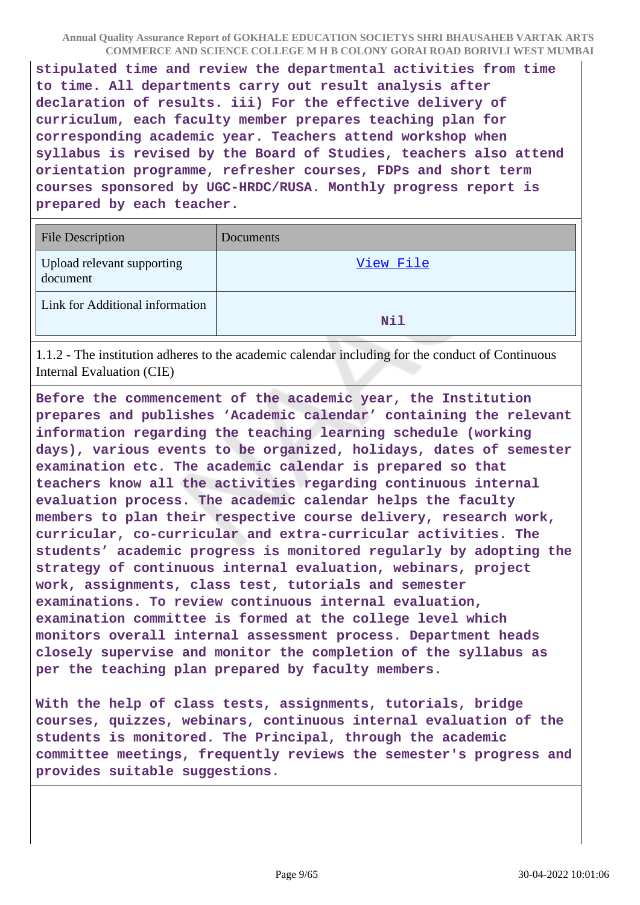stipulated time and review the departmental activities from time to time. All departments carry out result analysis after declaration of results. iii) For the effective delivery of curriculum, each faculty member prepares teaching plan for corresponding academic year. Teachers attend workshop when syllabus is revised by the Board of Studies, teachers also attend orientation programme, refresher courses, FDPs and short term courses sponsored by UGC-HRDC/RUSA. Monthly progress report is prepared by each teacher.

| File Description | Documents |
|---|---|
| Upload relevant supporting document | View File |
| Link for Additional information | Nil |

1.1.2 - The institution adheres to the academic calendar including for the conduct of Continuous Internal Evaluation (CIE)

Before the commencement of the academic year, the Institution prepares and publishes ‘Academic calendar’ containing the relevant information regarding the teaching learning schedule (working days), various events to be organized, holidays, dates of semester examination etc. The academic calendar is prepared so that teachers know all the activities regarding continuous internal evaluation process. The academic calendar helps the faculty members to plan their respective course delivery, research work, curricular, co-curricular and extra-curricular activities. The students’ academic progress is monitored regularly by adopting the strategy of continuous internal evaluation, webinars, project work, assignments, class test, tutorials and semester examinations. To review continuous internal evaluation, examination committee is formed at the college level which monitors overall internal assessment process. Department heads closely supervise and monitor the completion of the syllabus as per the teaching plan prepared by faculty members.

With the help of class tests, assignments, tutorials, bridge courses, quizzes, webinars, continuous internal evaluation of the students is monitored. The Principal, through the academic committee meetings, frequently reviews the semester's progress and provides suitable suggestions.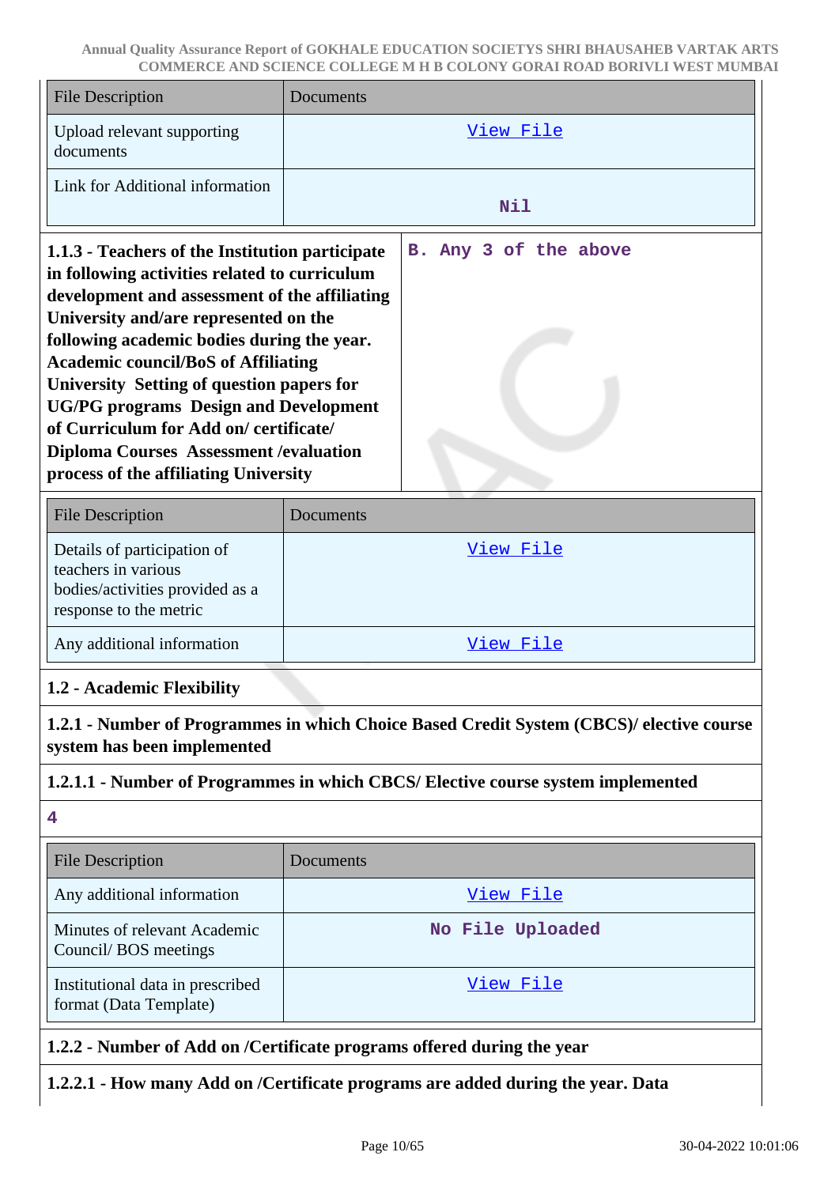| File Description | Documents |
|---|---|
| Upload relevant supporting documents | View File |
| Link for Additional information | Nil |

| **1.1.3 - Teachers of the Institution participate in following activities related to curriculum development and assessment of the affiliating University and/are represented on the following academic bodies during the year. Academic council/BoS of Affiliating University Setting of question papers for UG/PG programs Design and Development of Curriculum for Add on/ certificate/ Diploma Courses Assessment /evaluation process of the affiliating University** | **B. Any 3 of the above** |
|---|---|

| File Description | Documents |
|---|---|
| Details of participation of teachers in various bodies/activities provided as a response to the metric | View File |
| Any additional information | View File |

**1.2 - Academic Flexibility**

**1.2.1 - Number of Programmes in which Choice Based Credit System (CBCS)/ elective course system has been implemented**

**1.2.1.1 - Number of Programmes in which CBCS/ Elective course system implemented**

**4**

| File Description | Documents |
|---|---|
| Any additional information | View File |
| Minutes of relevant Academic Council/ BOS meetings | No File Uploaded |
| Institutional data in prescribed format (Data Template) | View File |

**1.2.2 - Number of Add on /Certificate programs offered during the year**

**1.2.2.1 - How many Add on /Certificate programs are added during the year. Data**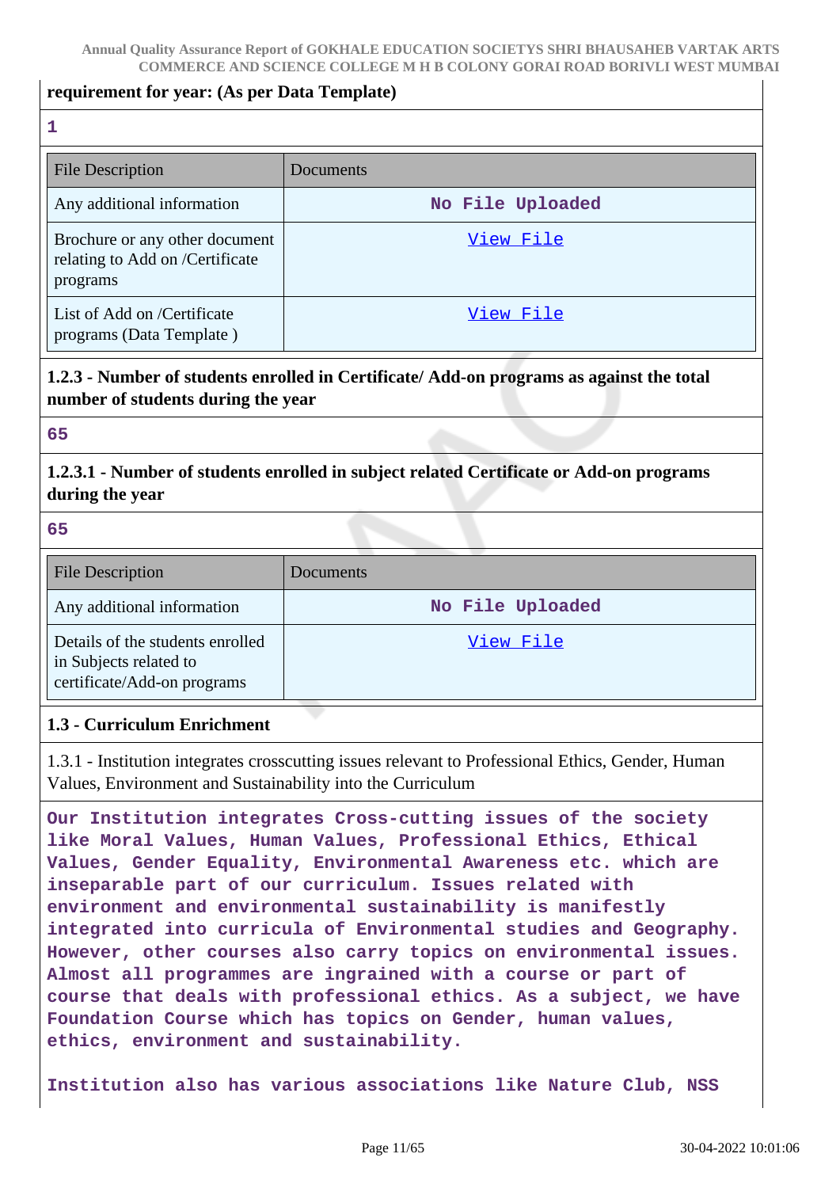**requirement for year: (As per Data Template)**

1

| File Description | Documents |
|---|---|
| Any additional information | No File Uploaded |
| Brochure or any other document relating to Add on /Certificate programs | View File |
| List of Add on /Certificate programs (Data Template ) | View File |

**1.2.3 - Number of students enrolled in Certificate/ Add-on programs as against the total number of students during the year**

65

**1.2.3.1 - Number of students enrolled in subject related Certificate or Add-on programs during the year**

65

| File Description | Documents |
|---|---|
| Any additional information | No File Uploaded |
| Details of the students enrolled in Subjects related to certificate/Add-on programs | View File |

**1.3 - Curriculum Enrichment**

1.3.1 - Institution integrates crosscutting issues relevant to Professional Ethics, Gender, Human Values, Environment and Sustainability into the Curriculum

Our Institution integrates Cross-cutting issues of the society like Moral Values, Human Values, Professional Ethics, Ethical Values, Gender Equality, Environmental Awareness etc. which are inseparable part of our curriculum. Issues related with environment and environmental sustainability is manifestly integrated into curricula of Environmental studies and Geography. However, other courses also carry topics on environmental issues. Almost all programmes are ingrained with a course or part of course that deals with professional ethics. As a subject, we have Foundation Course which has topics on Gender, human values, ethics, environment and sustainability.

Institution also has various associations like Nature Club, NSS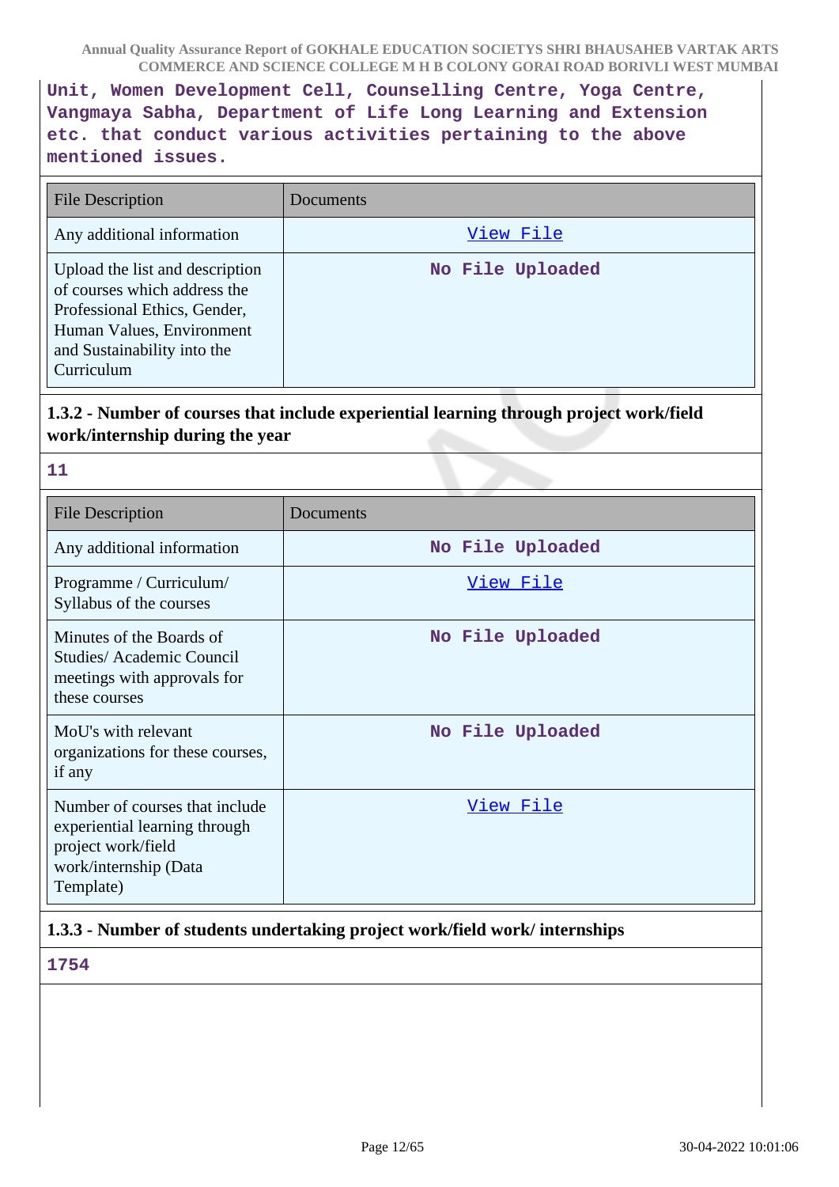Unit, Women Development Cell, Counselling Centre, Yoga Centre, Vangmaya Sabha, Department of Life Long Learning and Extension etc. that conduct various activities pertaining to the above mentioned issues.

| File Description | Documents |
|---|---|
| Any additional information | View File |
| Upload the list and description of courses which address the Professional Ethics, Gender, Human Values, Environment and Sustainability into the Curriculum | No File Uploaded |

### 1.3.2 - Number of courses that include experiential learning through project work/field work/internship during the year

11

| File Description | Documents |
|---|---|
| Any additional information | No File Uploaded |
| Programme / Curriculum/ Syllabus of the courses | View File |
| Minutes of the Boards of Studies/ Academic Council meetings with approvals for these courses | No File Uploaded |
| MoU's with relevant organizations for these courses, if any | No File Uploaded |
| Number of courses that include experiential learning through project work/field work/internship (Data Template) | View File |

### 1.3.3 - Number of students undertaking project work/field work/ internships

1754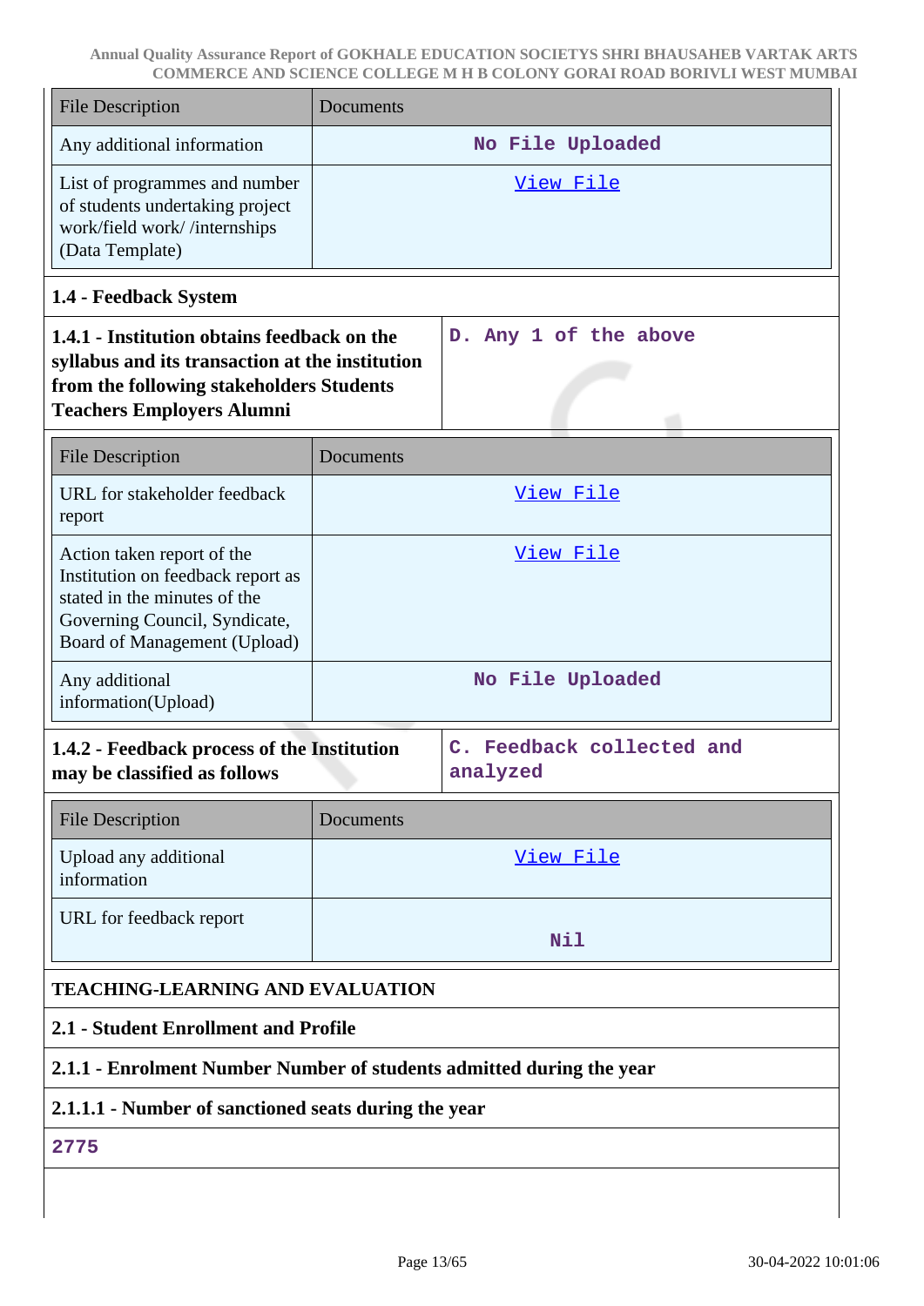| File Description | Documents |
|---|---|
| Any additional information | No File Uploaded |
| List of programmes and number of students undertaking project work/field work/ /internships (Data Template) | View File |

**1.4 - Feedback System**

| **1.4.1 - Institution obtains feedback on the syllabus and its transaction at the institution from the following stakeholders Students Teachers Employers Alumni** | D. Any 1 of the above |
|---|---|

| File Description | Documents |
|---|---|
| URL for stakeholder feedback report | View File |
| Action taken report of the Institution on feedback report as stated in the minutes of the Governing Council, Syndicate, Board of Management (Upload) | View File |
| Any additional information(Upload) | No File Uploaded |

| **1.4.2 - Feedback process of the Institution may be classified as follows** | C. Feedback collected and analyzed |
|---|---|

| File Description | Documents |
|---|---|
| Upload any additional information | View File |
| URL for feedback report | Nil |

**TEACHING-LEARNING AND EVALUATION**

**2.1 - Student Enrollment and Profile**

**2.1.1 - Enrolment Number Number of students admitted during the year**

**2.1.1.1 - Number of sanctioned seats during the year**

2775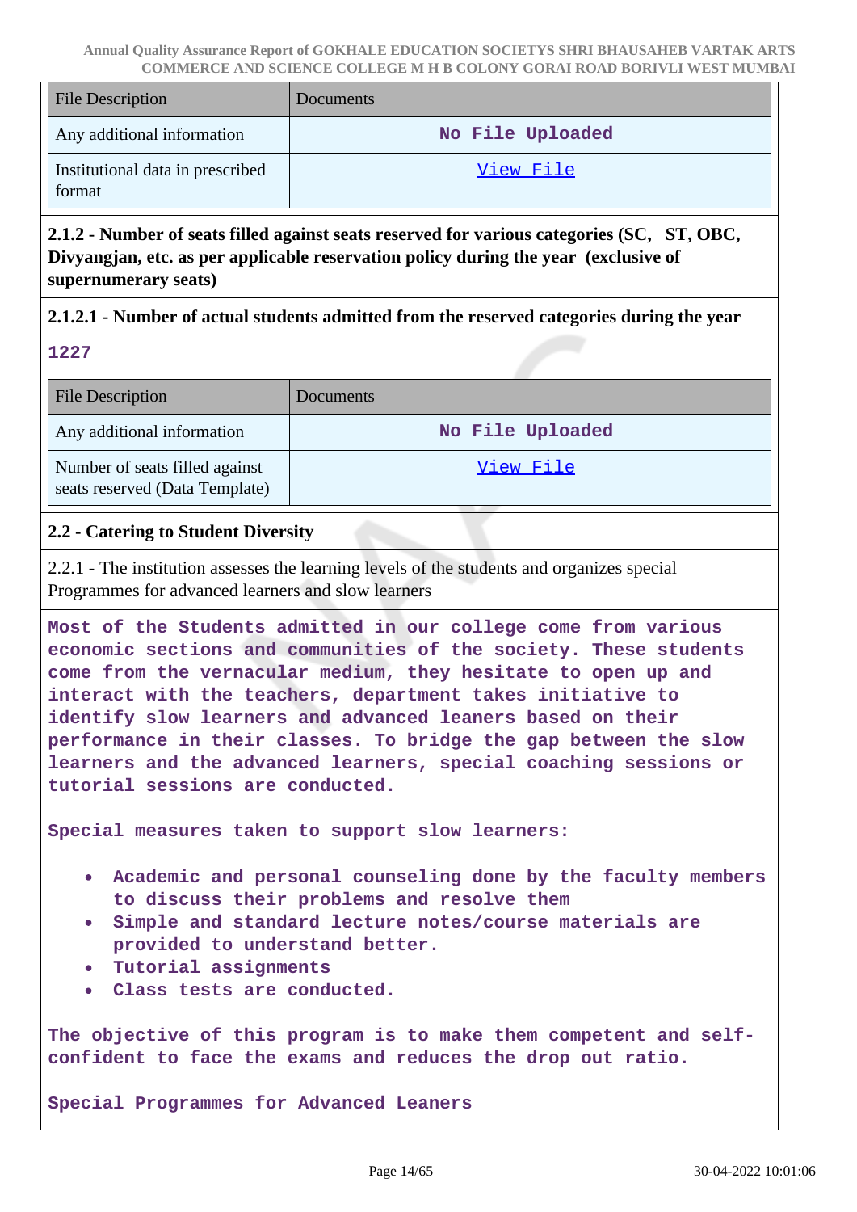| File Description | Documents |
| --- | --- |
| Any additional information | No File Uploaded |
| Institutional data in prescribed format | View File |

**2.1.2 - Number of seats filled against seats reserved for various categories (SC, ST, OBC, Divyangjan, etc. as per applicable reservation policy during the year (exclusive of supernumerary seats)**

**2.1.2.1 - Number of actual students admitted from the reserved categories during the year**

**1227**

| File Description | Documents |
| --- | --- |
| Any additional information | No File Uploaded |
| Number of seats filled against seats reserved (Data Template) | View File |

**2.2 - Catering to Student Diversity**

2.2.1 - The institution assesses the learning levels of the students and organizes special Programmes for advanced learners and slow learners

**Most of the Students admitted in our college come from various economic sections and communities of the society. These students come from the vernacular medium, they hesitate to open up and interact with the teachers, department takes initiative to identify slow learners and advanced leaners based on their performance in their classes. To bridge the gap between the slow learners and the advanced learners, special coaching sessions or tutorial sessions are conducted.**

**Special measures taken to support slow learners:**

- **Academic and personal counseling done by the faculty members to discuss their problems and resolve them**
- **Simple and standard lecture notes/course materials are provided to understand better.**
- **Tutorial assignments**
- **Class tests are conducted.**

**The objective of this program is to make them competent and self-confident to face the exams and reduces the drop out ratio.**

**Special Programmes for Advanced Leaners**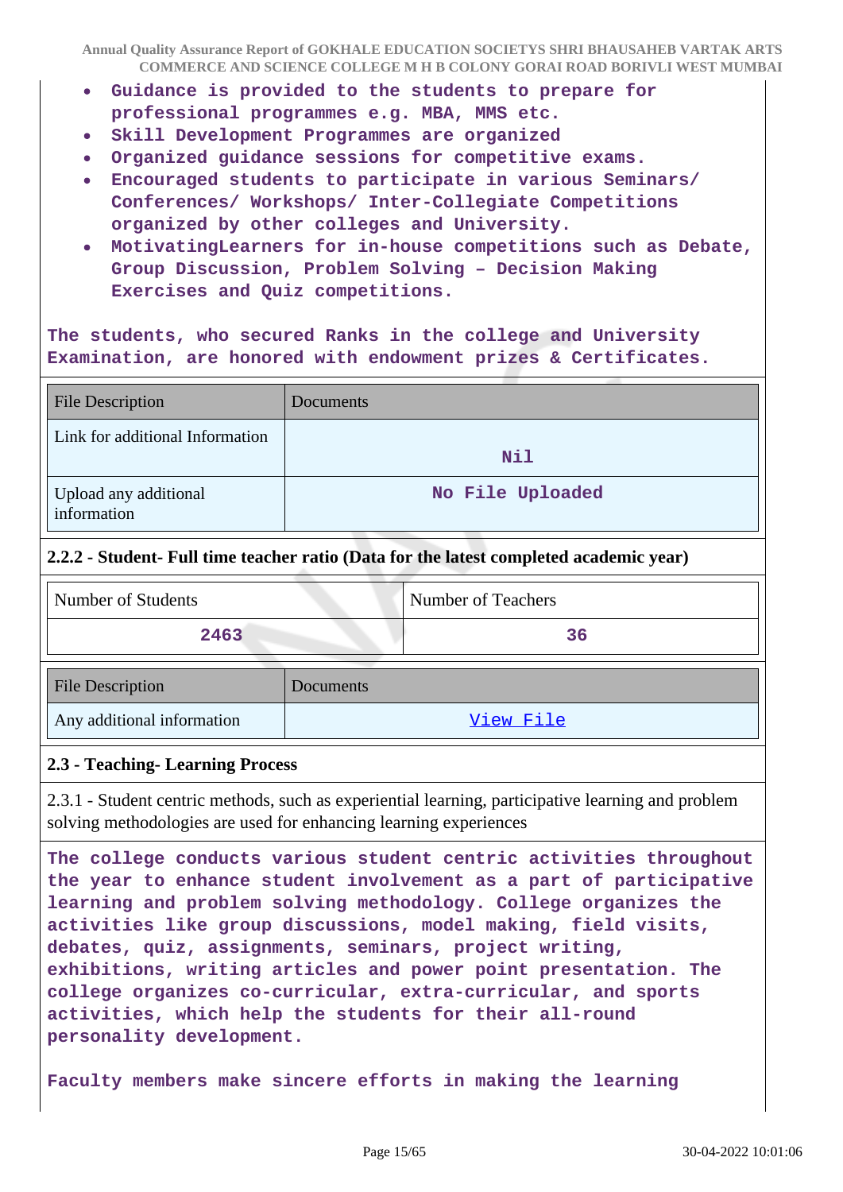- Guidance is provided to the students to prepare for professional programmes e.g. MBA, MMS etc.
- Skill Development Programmes are organized
- Organized guidance sessions for competitive exams.
- Encouraged students to participate in various Seminars/ Conferences/ Workshops/ Inter-Collegiate Competitions organized by other colleges and University.
- MotivatingLearners for in-house competitions such as Debate, Group Discussion, Problem Solving – Decision Making Exercises and Quiz competitions.

The students, who secured Ranks in the college and University Examination, are honored with endowment prizes & Certificates.

| File Description | Documents |
| --- | --- |
| Link for additional Information | Nil |
| Upload any additional information | No File Uploaded |

### 2.2.2 - Student- Full time teacher ratio (Data for the latest completed academic year)

| Number of Students | Number of Teachers |
| --- | --- |
| 2463 | 36 |

| File Description | Documents |
| --- | --- |
| Any additional information | View File |

### 2.3 - Teaching- Learning Process

2.3.1 - Student centric methods, such as experiential learning, participative learning and problem solving methodologies are used for enhancing learning experiences

The college conducts various student centric activities throughout the year to enhance student involvement as a part of participative learning and problem solving methodology. College organizes the activities like group discussions, model making, field visits, debates, quiz, assignments, seminars, project writing, exhibitions, writing articles and power point presentation. The college organizes co-curricular, extra-curricular, and sports activities, which help the students for their all-round personality development.

Faculty members make sincere efforts in making the learning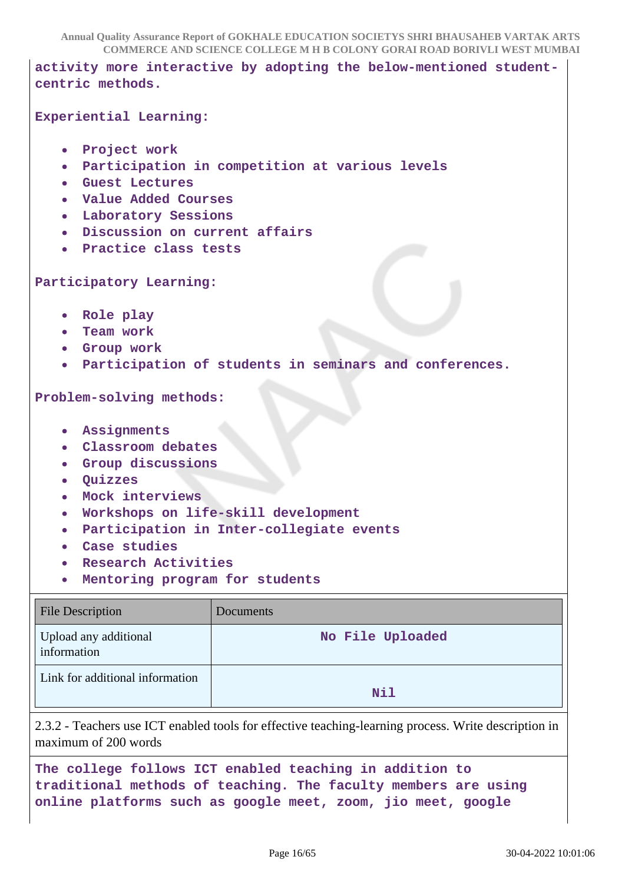**activity more interactive by adopting the below-mentioned student-centric methods.**

**Experiential Learning:**

- **Project work**
- **Participation in competition at various levels**
- **Guest Lectures**
- **Value Added Courses**
- **Laboratory Sessions**
- **Discussion on current affairs**
- **Practice class tests**

**Participatory Learning:**

- **Role play**
- **Team work**
- **Group work**
- **Participation of students in seminars and conferences.**

**Problem-solving methods:**

- **Assignments**
- **Classroom debates**
- **Group discussions**
- **Quizzes**
- **Mock interviews**
- **Workshops on life-skill development**
- **Participation in Inter-collegiate events**
- **Case studies**
- **Research Activities**
- **Mentoring program for students**

| File Description | Documents |
|---|---|
| Upload any additional information | **No File Uploaded** |
| Link for additional information | **Nil** |

2.3.2 - Teachers use ICT enabled tools for effective teaching-learning process. Write description in maximum of 200 words

**The college follows ICT enabled teaching in addition to traditional methods of teaching. The faculty members are using online platforms such as google meet, zoom, jio meet, google**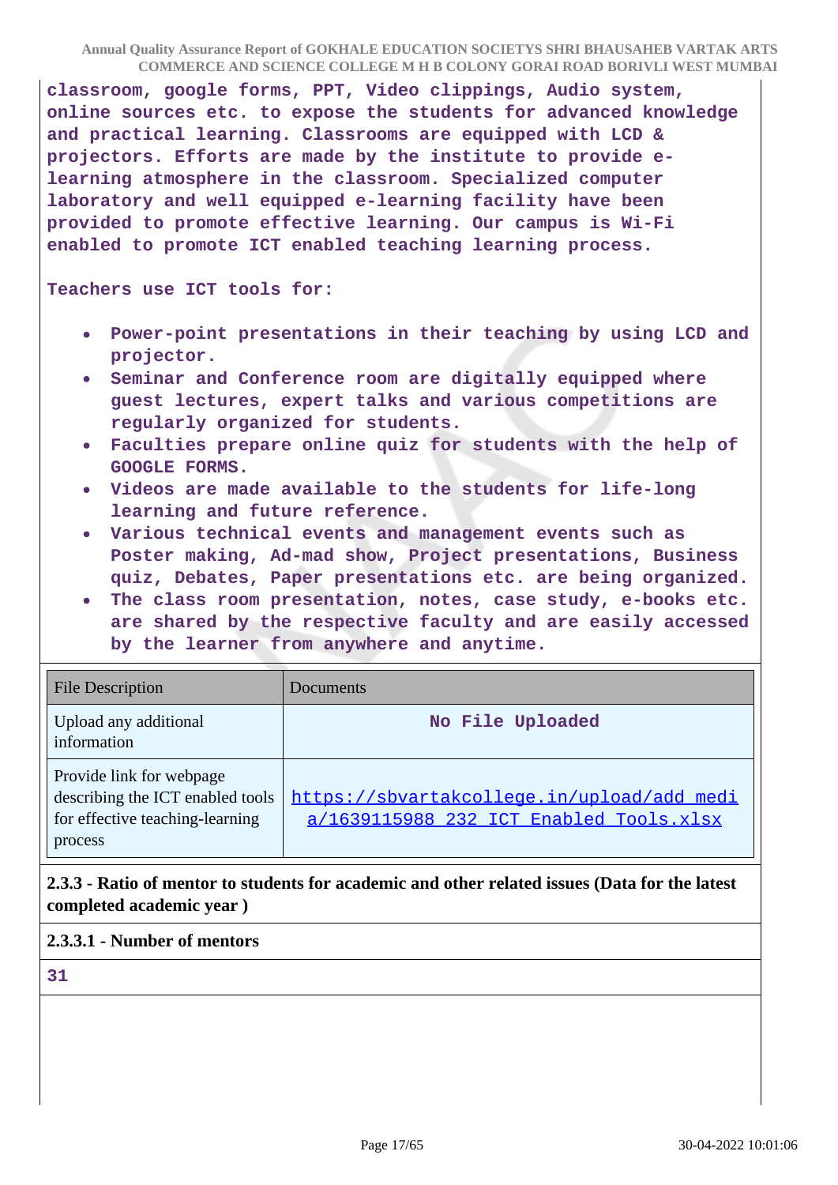**classroom, google forms, PPT, Video clippings, Audio system, online sources etc. to expose the students for advanced knowledge and practical learning. Classrooms are equipped with LCD & projectors. Efforts are made by the institute to provide e-learning atmosphere in the classroom. Specialized computer laboratory and well equipped e-learning facility have been provided to promote effective learning. Our campus is Wi-Fi enabled to promote ICT enabled teaching learning process.**

**Teachers use ICT tools for:**

- **Power-point presentations in their teaching by using LCD and projector.**
- **Seminar and Conference room are digitally equipped where guest lectures, expert talks and various competitions are regularly organized for students.**
- **Faculties prepare online quiz for students with the help of GOOGLE FORMS.**
- **Videos are made available to the students for life-long learning and future reference.**
- **Various technical events and management events such as Poster making, Ad-mad show, Project presentations, Business quiz, Debates, Paper presentations etc. are being organized.**
- **The class room presentation, notes, case study, e-books etc. are shared by the respective faculty and are easily accessed by the learner from anywhere and anytime.**

| File Description | Documents |
|---|---|
| Upload any additional information | **No File Uploaded** |
| Provide link for webpage describing the ICT enabled tools for effective teaching-learning process | https://sbvartakcollege.in/upload/add_media/1639115988_232_ICT_Enabled_Tools.xlsx |

**2.3.3 - Ratio of mentor to students for academic and other related issues (Data for the latest completed academic year )**

**2.3.3.1 - Number of mentors**

**31**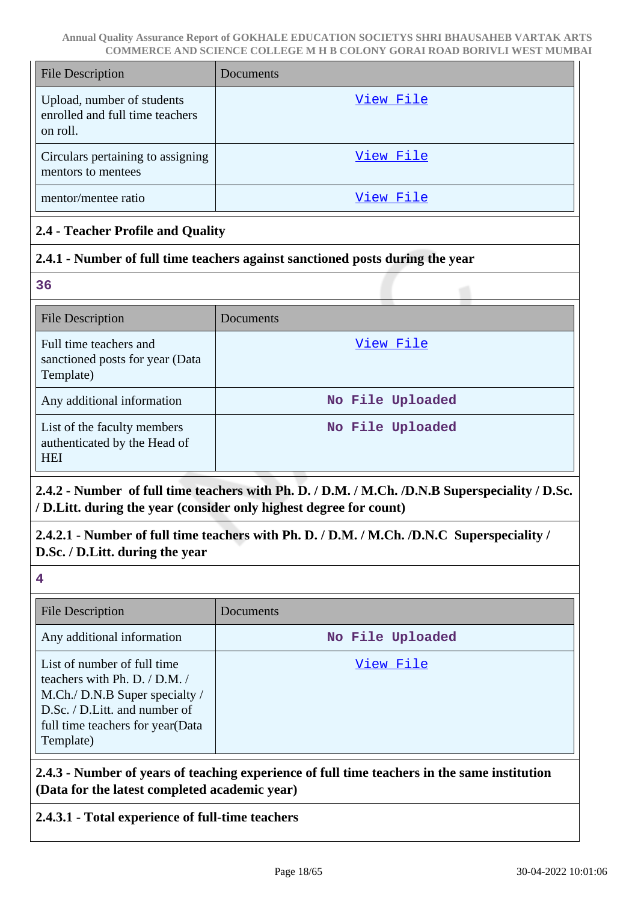| File Description | Documents |
|---|---|
| Upload, number of students enrolled and full time teachers on roll. | View File |
| Circulars pertaining to assigning mentors to mentees | View File |
| mentor/mentee ratio | View File |

### 2.4 - Teacher Profile and Quality

**2.4.1 - Number of full time teachers against sanctioned posts during the year**

36

| File Description | Documents |
|---|---|
| Full time teachers and sanctioned posts for year (Data Template) | View File |
| Any additional information | No File Uploaded |
| List of the faculty members authenticated by the Head of HEI | No File Uploaded |

**2.4.2 - Number of full time teachers with Ph. D. / D.M. / M.Ch. /D.N.B Superspeciality / D.Sc. / D.Litt. during the year (consider only highest degree for count)**

**2.4.2.1 - Number of full time teachers with Ph. D. / D.M. / M.Ch. /D.N.C Superspeciality / D.Sc. / D.Litt. during the year**

4

| File Description | Documents |
|---|---|
| Any additional information | No File Uploaded |
| List of number of full time teachers with Ph. D. / D.M. / M.Ch./ D.N.B Super specialty / D.Sc. / D.Litt. and number of full time teachers for year(Data Template) | View File |

**2.4.3 - Number of years of teaching experience of full time teachers in the same institution (Data for the latest completed academic year)**

**2.4.3.1 - Total experience of full-time teachers**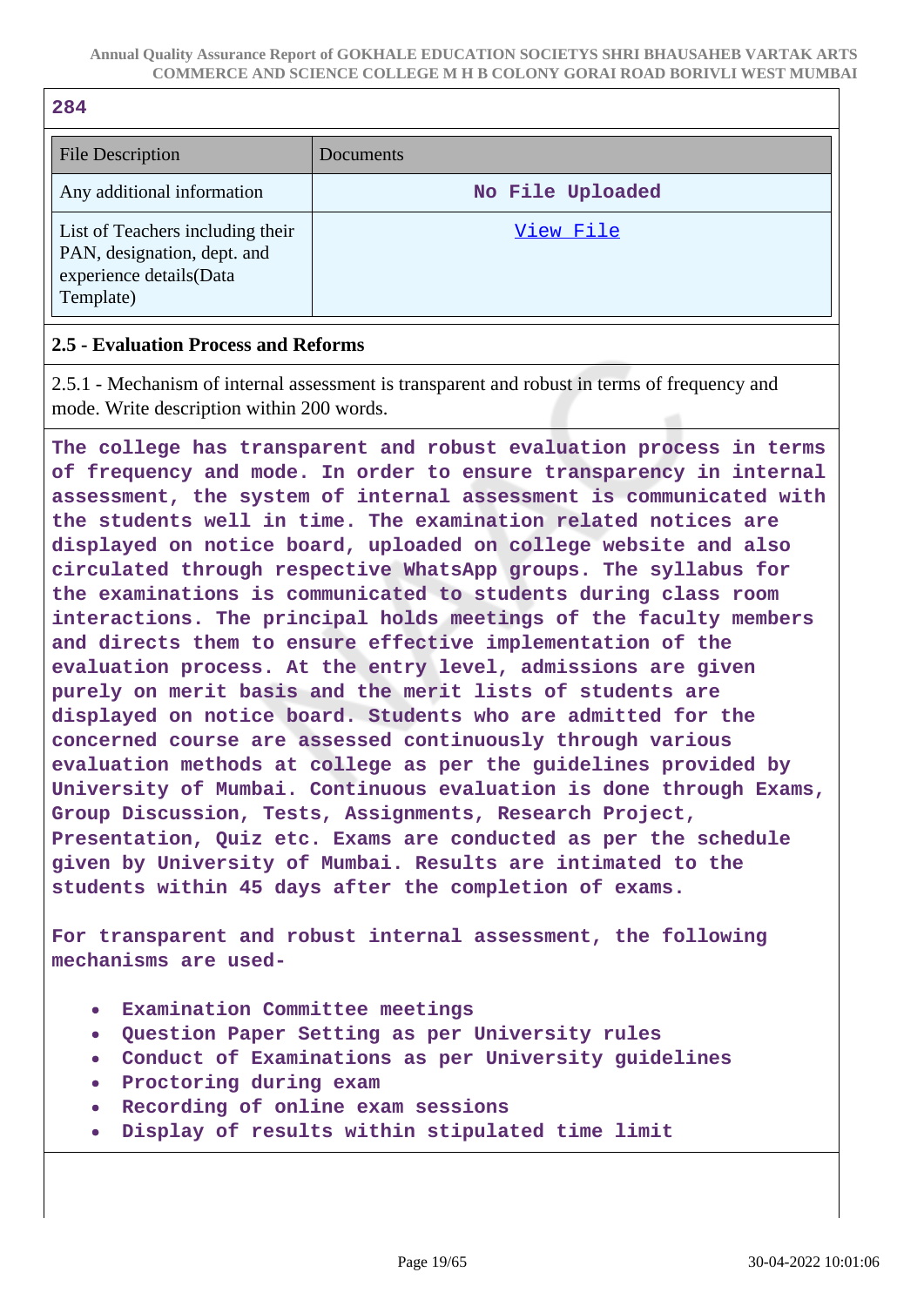284

| File Description | Documents |
|---|---|
| Any additional information | No File Uploaded |
| List of Teachers including their PAN, designation, dept. and experience details(Data Template) | View File |

## 2.5 - Evaluation Process and Reforms

2.5.1 - Mechanism of internal assessment is transparent and robust in terms of frequency and mode. Write description within 200 words.

The college has transparent and robust evaluation process in terms of frequency and mode. In order to ensure transparency in internal assessment, the system of internal assessment is communicated with the students well in time. The examination related notices are displayed on notice board, uploaded on college website and also circulated through respective WhatsApp groups. The syllabus for the examinations is communicated to students during class room interactions. The principal holds meetings of the faculty members and directs them to ensure effective implementation of the evaluation process. At the entry level, admissions are given purely on merit basis and the merit lists of students are displayed on notice board. Students who are admitted for the concerned course are assessed continuously through various evaluation methods at college as per the guidelines provided by University of Mumbai. Continuous evaluation is done through Exams, Group Discussion, Tests, Assignments, Research Project, Presentation, Quiz etc. Exams are conducted as per the schedule given by University of Mumbai. Results are intimated to the students within 45 days after the completion of exams.

For transparent and robust internal assessment, the following mechanisms are used-

- Examination Committee meetings
- Question Paper Setting as per University rules
- Conduct of Examinations as per University guidelines
- Proctoring during exam
- Recording of online exam sessions
- Display of results within stipulated time limit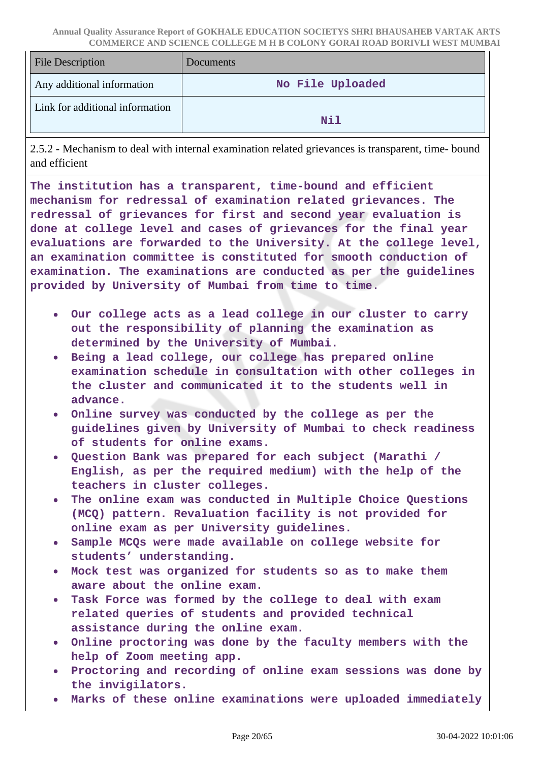| File Description | Documents |
| --- | --- |
| Any additional information | No File Uploaded |
| Link for additional information | Nil |

2.5.2 - Mechanism to deal with internal examination related grievances is transparent, time- bound and efficient

**The institution has a transparent, time-bound and efficient mechanism for redressal of examination related grievances. The redressal of grievances for first and second year evaluation is done at college level and cases of grievances for the final year evaluations are forwarded to the University. At the college level, an examination committee is constituted for smooth conduction of examination. The examinations are conducted as per the guidelines provided by University of Mumbai from time to time.**

- **Our college acts as a lead college in our cluster to carry out the responsibility of planning the examination as determined by the University of Mumbai.**
- **Being a lead college, our college has prepared online examination schedule in consultation with other colleges in the cluster and communicated it to the students well in advance.**
- **Online survey was conducted by the college as per the guidelines given by University of Mumbai to check readiness of students for online exams.**
- **Question Bank was prepared for each subject (Marathi / English, as per the required medium) with the help of the teachers in cluster colleges.**
- **The online exam was conducted in Multiple Choice Questions (MCQ) pattern. Revaluation facility is not provided for online exam as per University guidelines.**
- **Sample MCQs were made available on college website for students' understanding.**
- **Mock test was organized for students so as to make them aware about the online exam.**
- **Task Force was formed by the college to deal with exam related queries of students and provided technical assistance during the online exam.**
- **Online proctoring was done by the faculty members with the help of Zoom meeting app.**
- **Proctoring and recording of online exam sessions was done by the invigilators.**
- **Marks of these online examinations were uploaded immediately**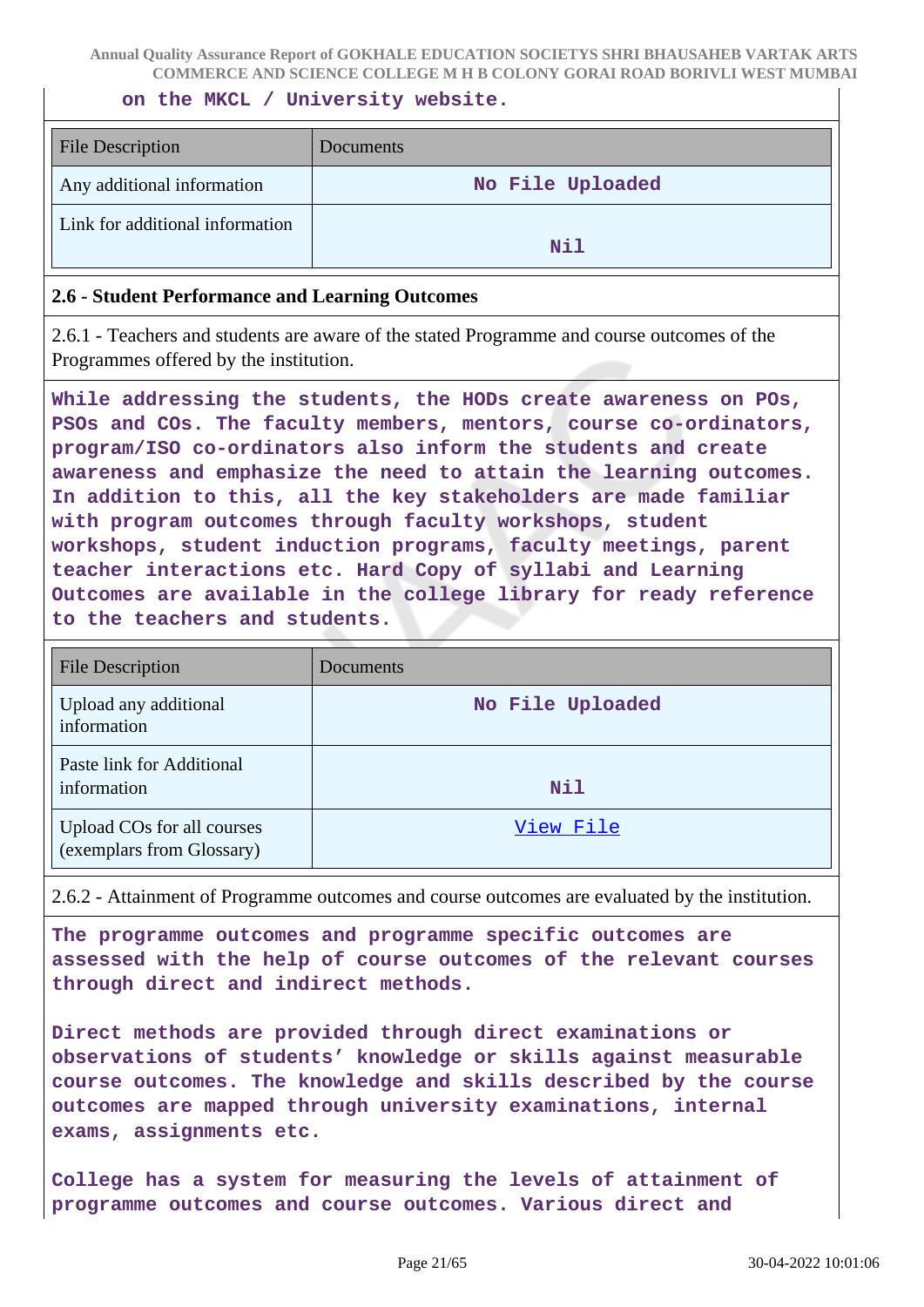on the MKCL / University website.

| File Description | Documents |
|---|---|
| Any additional information | No File Uploaded |
| Link for additional information | Nil |

**2.6 - Student Performance and Learning Outcomes**

2.6.1 - Teachers and students are aware of the stated Programme and course outcomes of the Programmes offered by the institution.

**While addressing the students, the HODs create awareness on POs, PSOs and COs. The faculty members, mentors, course co-ordinators, program/ISO co-ordinators also inform the students and create awareness and emphasize the need to attain the learning outcomes. In addition to this, all the key stakeholders are made familiar with program outcomes through faculty workshops, student workshops, student induction programs, faculty meetings, parent teacher interactions etc. Hard Copy of syllabi and Learning Outcomes are available in the college library for ready reference to the teachers and students.**

| File Description | Documents |
|---|---|
| Upload any additional information | No File Uploaded |
| Paste link for Additional information | Nil |
| Upload COs for all courses (exemplars from Glossary) | View File |

2.6.2 - Attainment of Programme outcomes and course outcomes are evaluated by the institution.

**The programme outcomes and programme specific outcomes are assessed with the help of course outcomes of the relevant courses through direct and indirect methods.**

**Direct methods are provided through direct examinations or observations of students' knowledge or skills against measurable course outcomes. The knowledge and skills described by the course outcomes are mapped through university examinations, internal exams, assignments etc.**

**College has a system for measuring the levels of attainment of programme outcomes and course outcomes. Various direct and**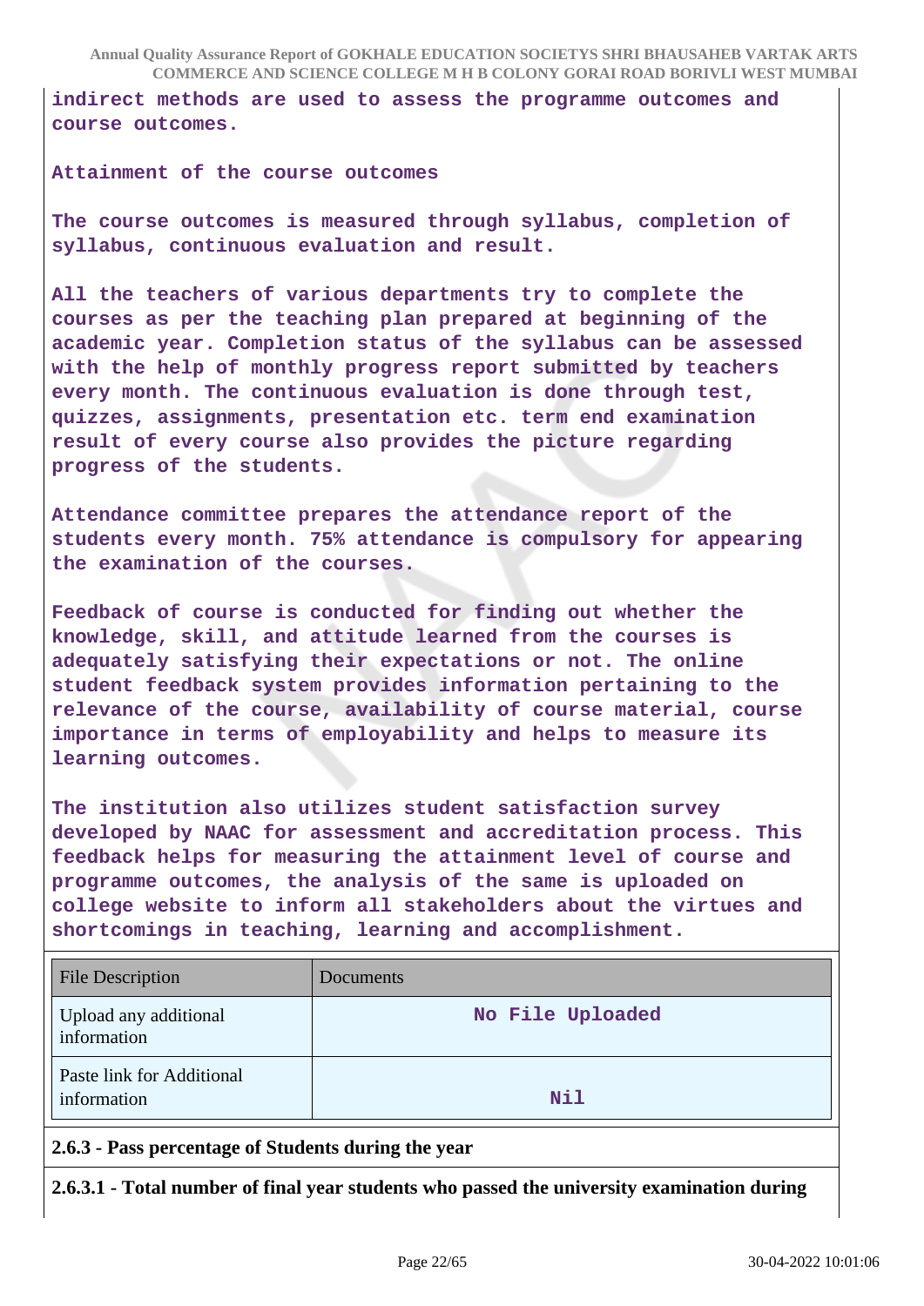indirect methods are used to assess the programme outcomes and course outcomes.

Attainment of the course outcomes

The course outcomes is measured through syllabus, completion of syllabus, continuous evaluation and result.

All the teachers of various departments try to complete the courses as per the teaching plan prepared at beginning of the academic year. Completion status of the syllabus can be assessed with the help of monthly progress report submitted by teachers every month. The continuous evaluation is done through test, quizzes, assignments, presentation etc. term end examination result of every course also provides the picture regarding progress of the students.

Attendance committee prepares the attendance report of the students every month. 75% attendance is compulsory for appearing the examination of the courses.

Feedback of course is conducted for finding out whether the knowledge, skill, and attitude learned from the courses is adequately satisfying their expectations or not. The online student feedback system provides information pertaining to the relevance of the course, availability of course material, course importance in terms of employability and helps to measure its learning outcomes.

The institution also utilizes student satisfaction survey developed by NAAC for assessment and accreditation process. This feedback helps for measuring the attainment level of course and programme outcomes, the analysis of the same is uploaded on college website to inform all stakeholders about the virtues and shortcomings in teaching, learning and accomplishment.

| File Description | Documents |
|---|---|
| Upload any additional information | No File Uploaded |
| Paste link for Additional information | Nil |

**2.6.3 - Pass percentage of Students during the year**

**2.6.3.1 - Total number of final year students who passed the university examination during**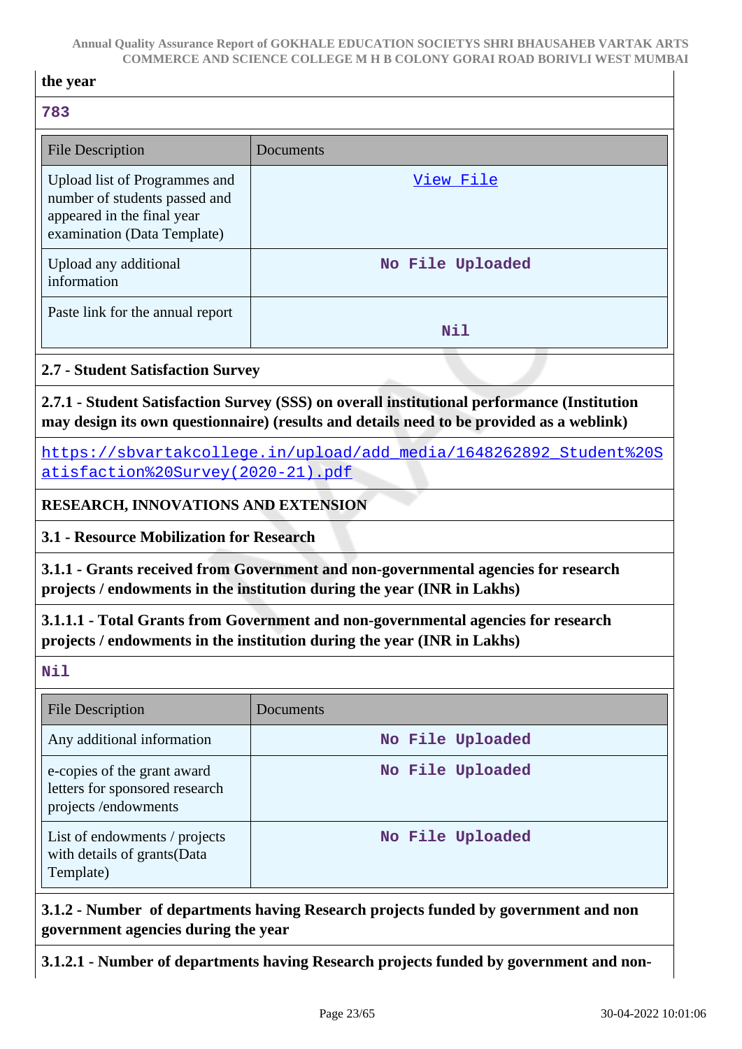**the year**

783

| File Description | Documents |
|---|---|
| Upload list of Programmes and number of students passed and appeared in the final year examination (Data Template) | View File |
| Upload any additional information | No File Uploaded |
| Paste link for the annual report | Nil |

**2.7 - Student Satisfaction Survey**

**2.7.1 - Student Satisfaction Survey (SSS) on overall institutional performance (Institution may design its own questionnaire) (results and details need to be provided as a weblink)**

https://sbvartakcollege.in/upload/add_media/1648262892_Student%20Satisfaction%20Survey(2020-21).pdf

**RESEARCH, INNOVATIONS AND EXTENSION**

**3.1 - Resource Mobilization for Research**

**3.1.1 - Grants received from Government and non-governmental agencies for research projects / endowments in the institution during the year (INR in Lakhs)**

**3.1.1.1 - Total Grants from Government and non-governmental agencies for research projects / endowments in the institution during the year (INR in Lakhs)**

Nil

| File Description | Documents |
|---|---|
| Any additional information | No File Uploaded |
| e-copies of the grant award letters for sponsored research projects /endowments | No File Uploaded |
| List of endowments / projects with details of grants(Data Template) | No File Uploaded |

**3.1.2 - Number of departments having Research projects funded by government and non government agencies during the year**

**3.1.2.1 - Number of departments having Research projects funded by government and non-**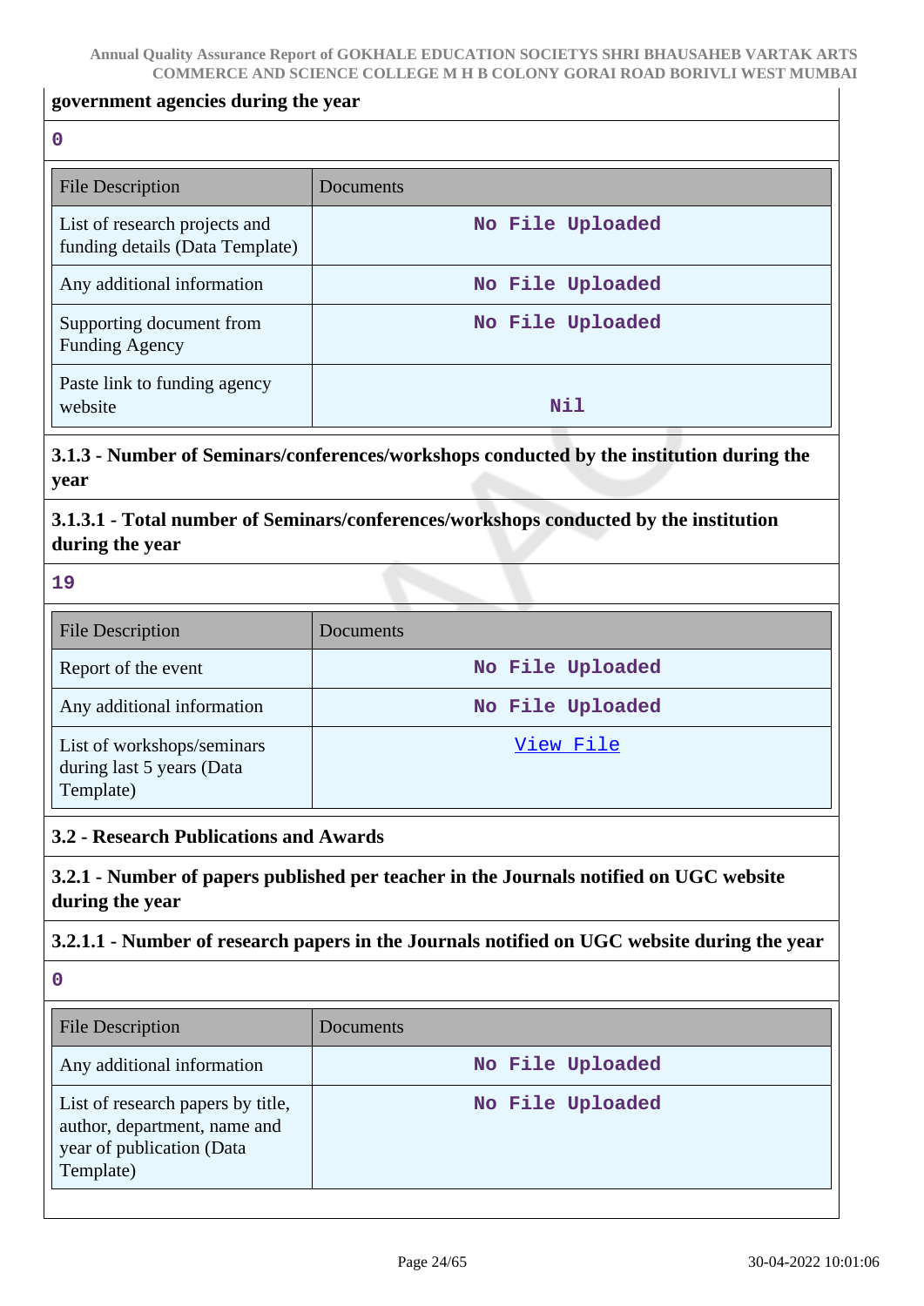**government agencies during the year**

**0**

| File Description | Documents |
|---|---|
| List of research projects and funding details (Data Template) | No File Uploaded |
| Any additional information | No File Uploaded |
| Supporting document from Funding Agency | No File Uploaded |
| Paste link to funding agency website | Nil |

### 3.1.3 - Number of Seminars/conferences/workshops conducted by the institution during the year

### 3.1.3.1 - Total number of Seminars/conferences/workshops conducted by the institution during the year

**19**

| File Description | Documents |
|---|---|
| Report of the event | No File Uploaded |
| Any additional information | No File Uploaded |
| List of workshops/seminars during last 5 years (Data Template) | View File |

### 3.2 - Research Publications and Awards

### 3.2.1 - Number of papers published per teacher in the Journals notified on UGC website during the year

### 3.2.1.1 - Number of research papers in the Journals notified on UGC website during the year

**0**

| File Description | Documents |
|---|---|
| Any additional information | No File Uploaded |
| List of research papers by title, author, department, name and year of publication (Data Template) | No File Uploaded |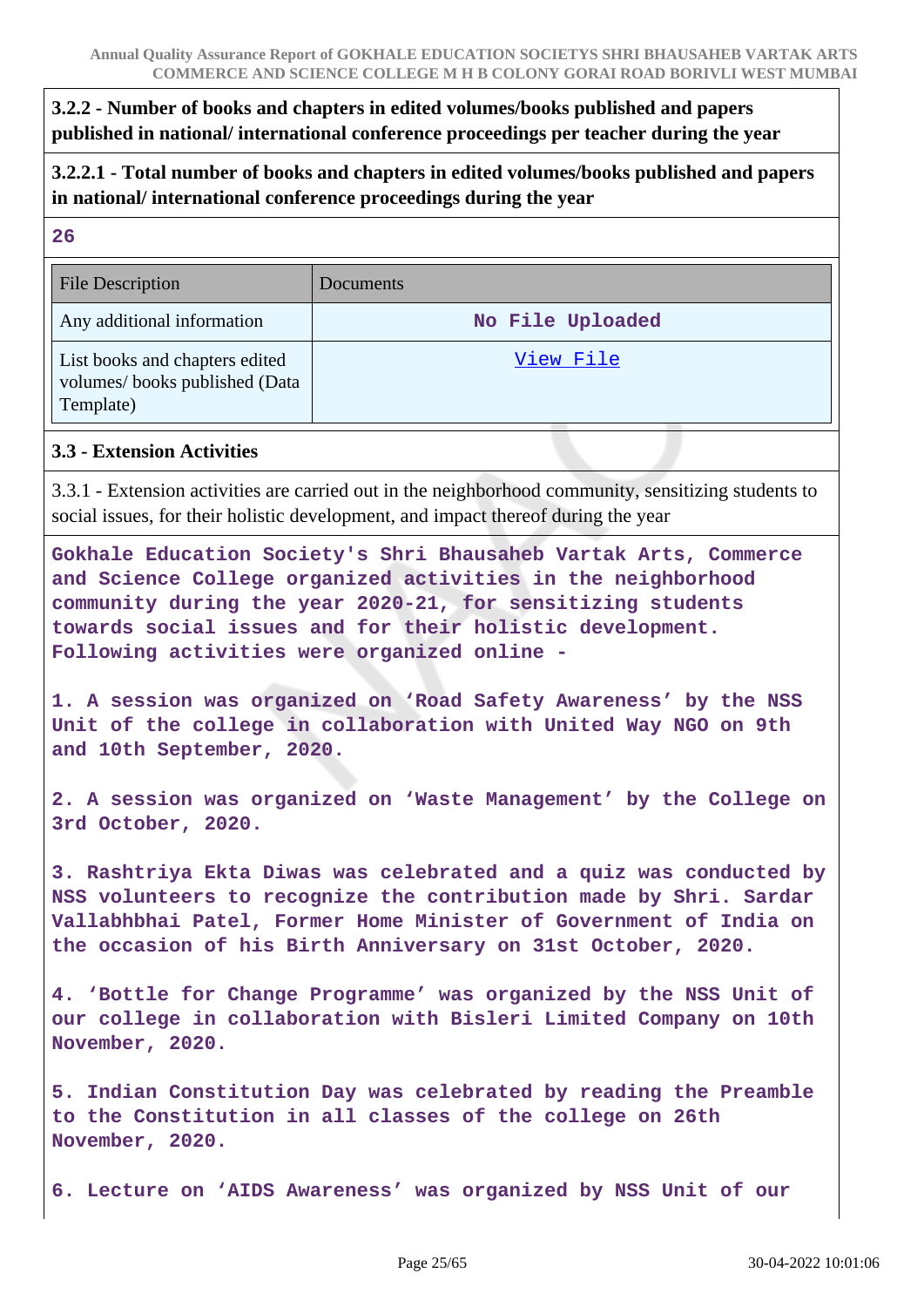**3.2.2 - Number of books and chapters in edited volumes/books published and papers published in national/ international conference proceedings per teacher during the year**

**3.2.2.1 - Total number of books and chapters in edited volumes/books published and papers in national/ international conference proceedings during the year**

**26**

| File Description | Documents |
|---|---|
| Any additional information | No File Uploaded |
| List books and chapters edited volumes/ books published (Data Template) | View File |

**3.3 - Extension Activities**

3.3.1 - Extension activities are carried out in the neighborhood community, sensitizing students to social issues, for their holistic development, and impact thereof during the year

Gokhale Education Society's Shri Bhausaheb Vartak Arts, Commerce and Science College organized activities in the neighborhood community during the year 2020-21, for sensitizing students towards social issues and for their holistic development. Following activities were organized online -

1. A session was organized on 'Road Safety Awareness' by the NSS Unit of the college in collaboration with United Way NGO on 9th and 10th September, 2020.

2. A session was organized on 'Waste Management' by the College on 3rd October, 2020.

3. Rashtriya Ekta Diwas was celebrated and a quiz was conducted by NSS volunteers to recognize the contribution made by Shri. Sardar Vallabhbhai Patel, Former Home Minister of Government of India on the occasion of his Birth Anniversary on 31st October, 2020.

4. 'Bottle for Change Programme' was organized by the NSS Unit of our college in collaboration with Bisleri Limited Company on 10th November, 2020.

5. Indian Constitution Day was celebrated by reading the Preamble to the Constitution in all classes of the college on 26th November, 2020.

6. Lecture on 'AIDS Awareness' was organized by NSS Unit of our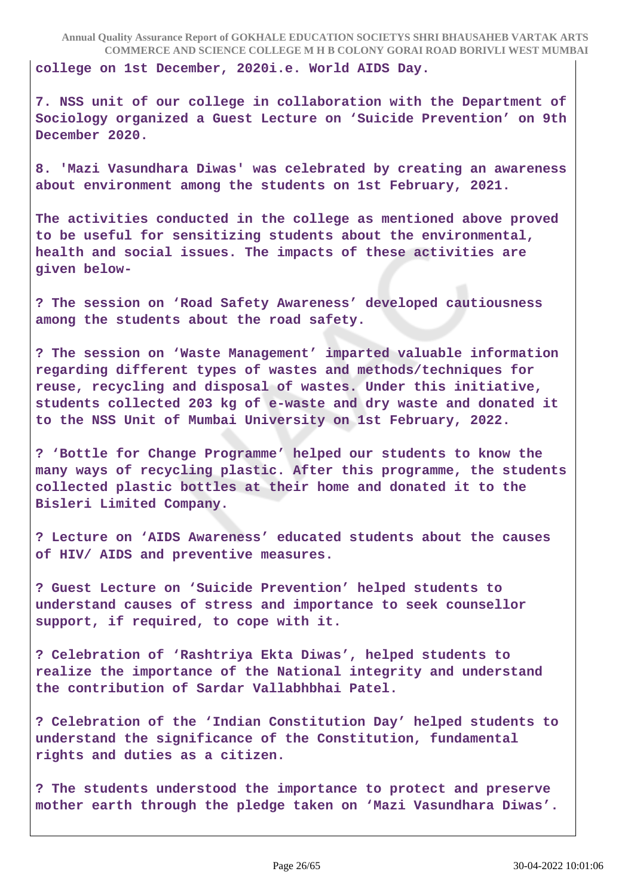college on 1st December, 2020i.e. World AIDS Day.

7. NSS unit of our college in collaboration with the Department of Sociology organized a Guest Lecture on 'Suicide Prevention' on 9th December 2020.

8. 'Mazi Vasundhara Diwas' was celebrated by creating an awareness about environment among the students on 1st February, 2021.

The activities conducted in the college as mentioned above proved to be useful for sensitizing students about the environmental, health and social issues. The impacts of these activities are given below-

? The session on 'Road Safety Awareness' developed cautiousness among the students about the road safety.

? The session on 'Waste Management' imparted valuable information regarding different types of wastes and methods/techniques for reuse, recycling and disposal of wastes. Under this initiative, students collected 203 kg of e-waste and dry waste and donated it to the NSS Unit of Mumbai University on 1st February, 2022.

? 'Bottle for Change Programme' helped our students to know the many ways of recycling plastic. After this programme, the students collected plastic bottles at their home and donated it to the Bisleri Limited Company.

? Lecture on 'AIDS Awareness' educated students about the causes of HIV/ AIDS and preventive measures.

? Guest Lecture on 'Suicide Prevention' helped students to understand causes of stress and importance to seek counsellor support, if required, to cope with it.

? Celebration of 'Rashtriya Ekta Diwas', helped students to realize the importance of the National integrity and understand the contribution of Sardar Vallabhbhai Patel.

? Celebration of the 'Indian Constitution Day' helped students to understand the significance of the Constitution, fundamental rights and duties as a citizen.

? The students understood the importance to protect and preserve mother earth through the pledge taken on 'Mazi Vasundhara Diwas'.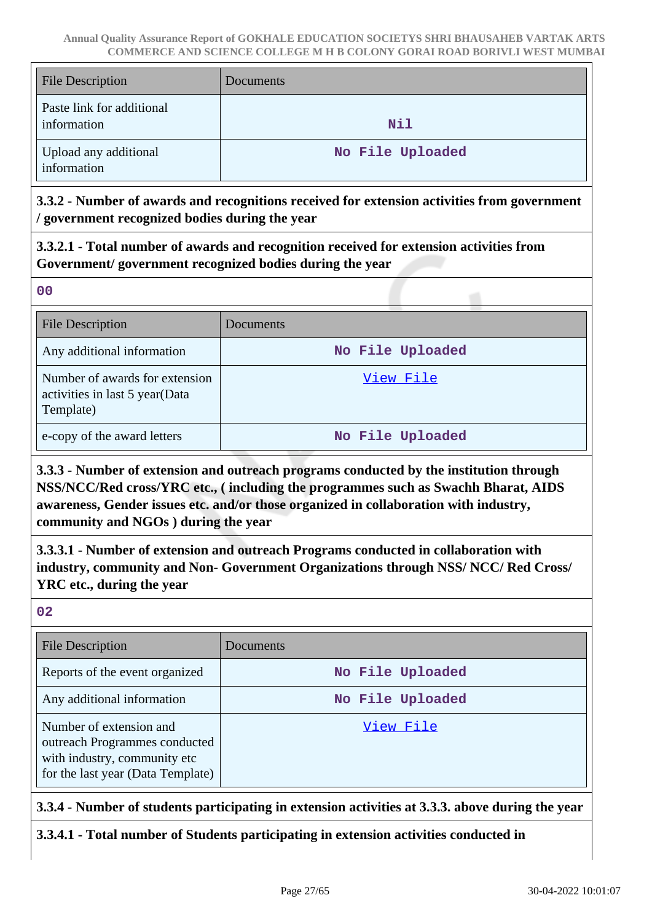| File Description | Documents |
|---|---|
| Paste link for additional information | Nil |
| Upload any additional information | No File Uploaded |

**3.3.2 - Number of awards and recognitions received for extension activities from government / government recognized bodies during the year**

**3.3.2.1 - Total number of awards and recognition received for extension activities from Government/ government recognized bodies during the year**

00

| File Description | Documents |
|---|---|
| Any additional information | No File Uploaded |
| Number of awards for extension activities in last 5 year(Data Template) | View File |
| e-copy of the award letters | No File Uploaded |

**3.3.3 - Number of extension and outreach programs conducted by the institution through NSS/NCC/Red cross/YRC etc., ( including the programmes such as Swachh Bharat, AIDS awareness, Gender issues etc. and/or those organized in collaboration with industry, community and NGOs ) during the year**

**3.3.3.1 - Number of extension and outreach Programs conducted in collaboration with industry, community and Non- Government Organizations through NSS/ NCC/ Red Cross/ YRC etc., during the year**

02

| File Description | Documents |
|---|---|
| Reports of the event organized | No File Uploaded |
| Any additional information | No File Uploaded |
| Number of extension and outreach Programmes conducted with industry, community etc for the last year (Data Template) | View File |

**3.3.4 - Number of students participating in extension activities at 3.3.3. above during the year**

**3.3.4.1 - Total number of Students participating in extension activities conducted in**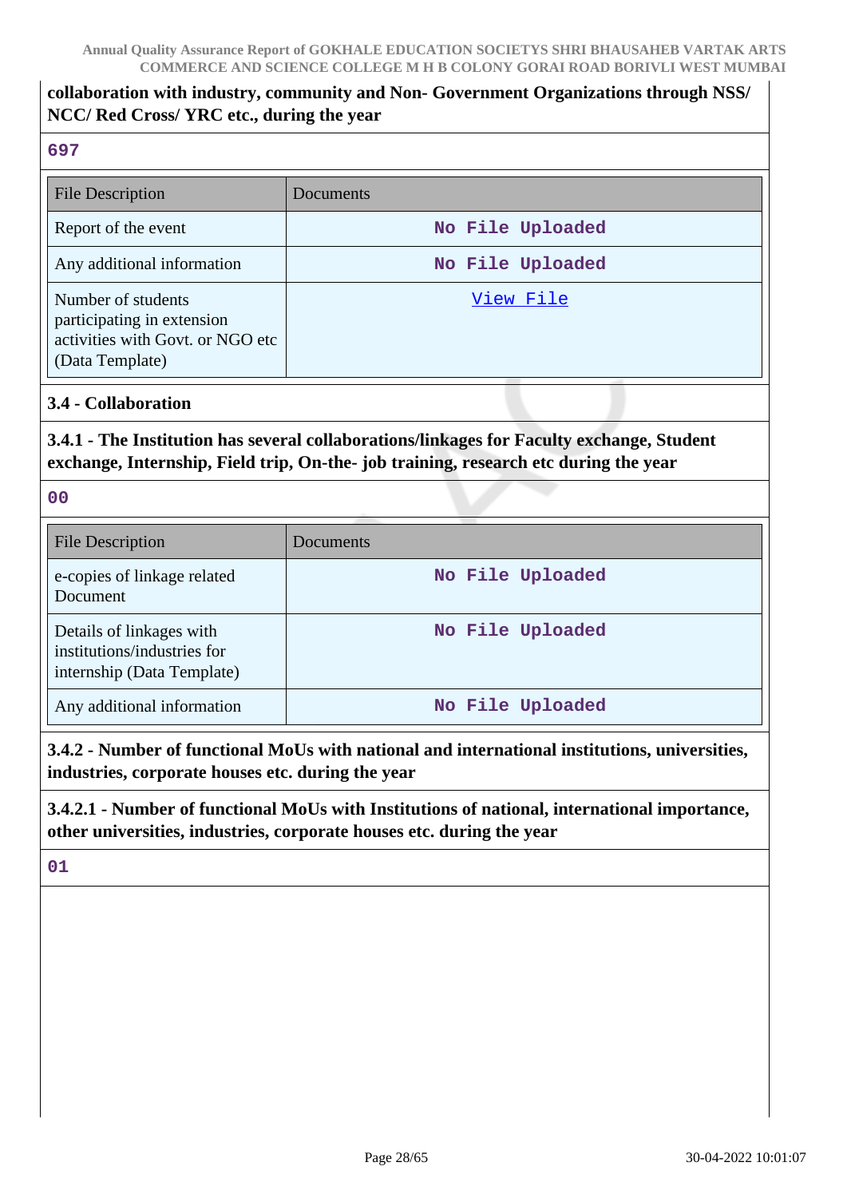**collaboration with industry, community and Non- Government Organizations through NSS/ NCC/ Red Cross/ YRC etc., during the year**

697

| File Description | Documents |
| --- | --- |
| Report of the event | No File Uploaded |
| Any additional information | No File Uploaded |
| Number of students participating in extension activities with Govt. or NGO etc (Data Template) | View File |

### 3.4 - Collaboration

**3.4.1 - The Institution has several collaborations/linkages for Faculty exchange, Student exchange, Internship, Field trip, On-the- job training, research etc during the year**

00

| File Description | Documents |
| --- | --- |
| e-copies of linkage related Document | No File Uploaded |
| Details of linkages with institutions/industries for internship (Data Template) | No File Uploaded |
| Any additional information | No File Uploaded |

**3.4.2 - Number of functional MoUs with national and international institutions, universities, industries, corporate houses etc. during the year**

**3.4.2.1 - Number of functional MoUs with Institutions of national, international importance, other universities, industries, corporate houses etc. during the year**

01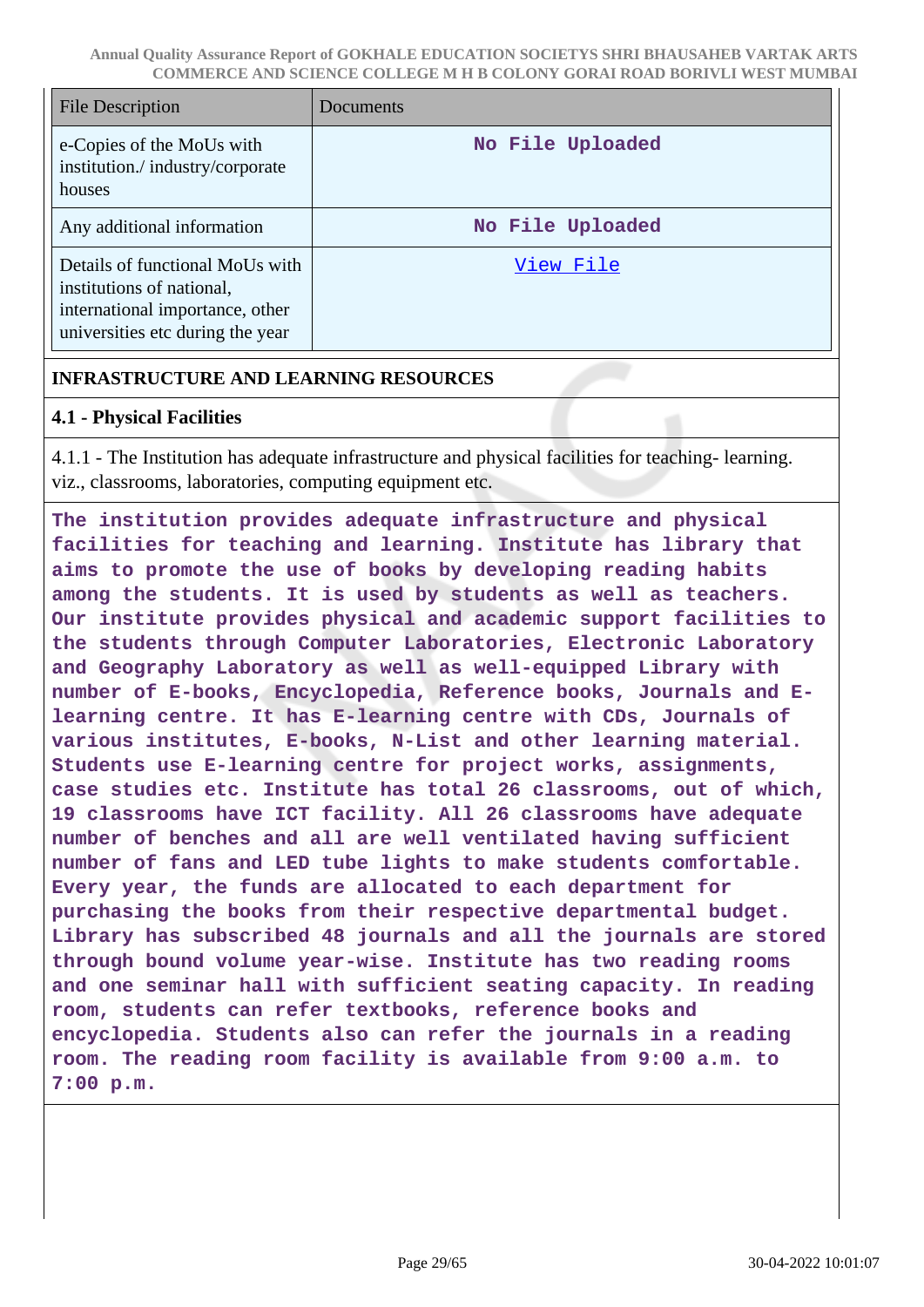| File Description | Documents |
|---|---|
| e-Copies of the MoUs with institution./ industry/corporate houses | No File Uploaded |
| Any additional information | No File Uploaded |
| Details of functional MoUs with institutions of national, international importance, other universities etc during the year | View File |

**INFRASTRUCTURE AND LEARNING RESOURCES**

**4.1 - Physical Facilities**

4.1.1 - The Institution has adequate infrastructure and physical facilities for teaching- learning. viz., classrooms, laboratories, computing equipment etc.

**The institution provides adequate infrastructure and physical facilities for teaching and learning. Institute has library that aims to promote the use of books by developing reading habits among the students. It is used by students as well as teachers. Our institute provides physical and academic support facilities to the students through Computer Laboratories, Electronic Laboratory and Geography Laboratory as well as well-equipped Library with number of E-books, Encyclopedia, Reference books, Journals and E-learning centre. It has E-learning centre with CDs, Journals of various institutes, E-books, N-List and other learning material. Students use E-learning centre for project works, assignments, case studies etc. Institute has total 26 classrooms, out of which, 19 classrooms have ICT facility. All 26 classrooms have adequate number of benches and all are well ventilated having sufficient number of fans and LED tube lights to make students comfortable. Every year, the funds are allocated to each department for purchasing the books from their respective departmental budget. Library has subscribed 48 journals and all the journals are stored through bound volume year-wise. Institute has two reading rooms and one seminar hall with sufficient seating capacity. In reading room, students can refer textbooks, reference books and encyclopedia. Students also can refer the journals in a reading room. The reading room facility is available from 9:00 a.m. to 7:00 p.m.**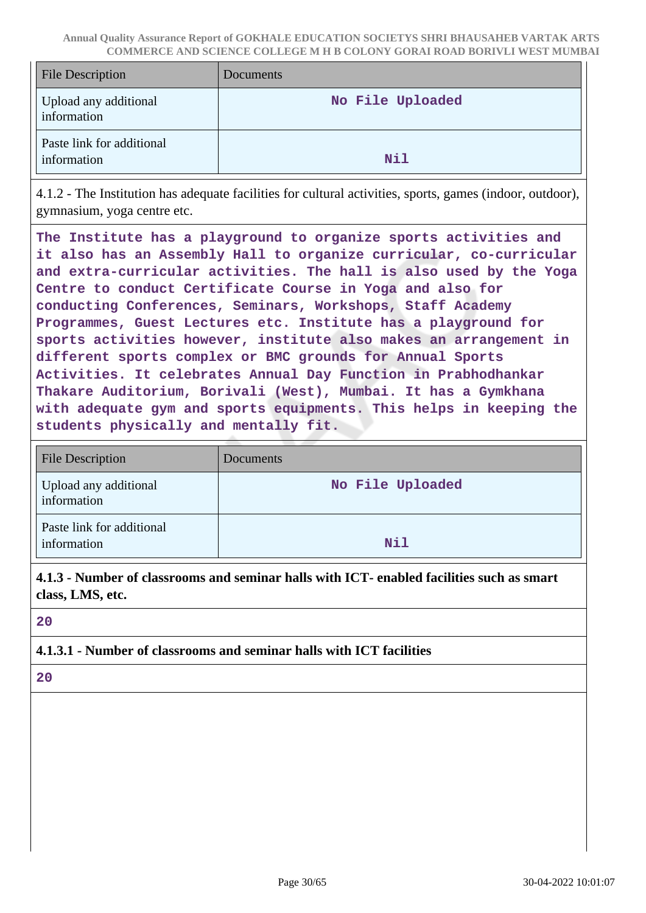| File Description | Documents |
|---|---|
| Upload any additional information | No File Uploaded |
| Paste link for additional information | Nil |

4.1.2 - The Institution has adequate facilities for cultural activities, sports, games (indoor, outdoor), gymnasium, yoga centre etc.

**The Institute has a playground to organize sports activities and it also has an Assembly Hall to organize curricular, co-curricular and extra-curricular activities. The hall is also used by the Yoga Centre to conduct Certificate Course in Yoga and also for conducting Conferences, Seminars, Workshops, Staff Academy Programmes, Guest Lectures etc. Institute has a playground for sports activities however, institute also makes an arrangement in different sports complex or BMC grounds for Annual Sports Activities. It celebrates Annual Day Function in Prabhodhankar Thakare Auditorium, Borivali (West), Mumbai. It has a Gymkhana with adequate gym and sports equipments. This helps in keeping the students physically and mentally fit.**

| File Description | Documents |
|---|---|
| Upload any additional information | No File Uploaded |
| Paste link for additional information | Nil |

**4.1.3 - Number of classrooms and seminar halls with ICT- enabled facilities such as smart class, LMS, etc.**

**20**

**4.1.3.1 - Number of classrooms and seminar halls with ICT facilities**

**20**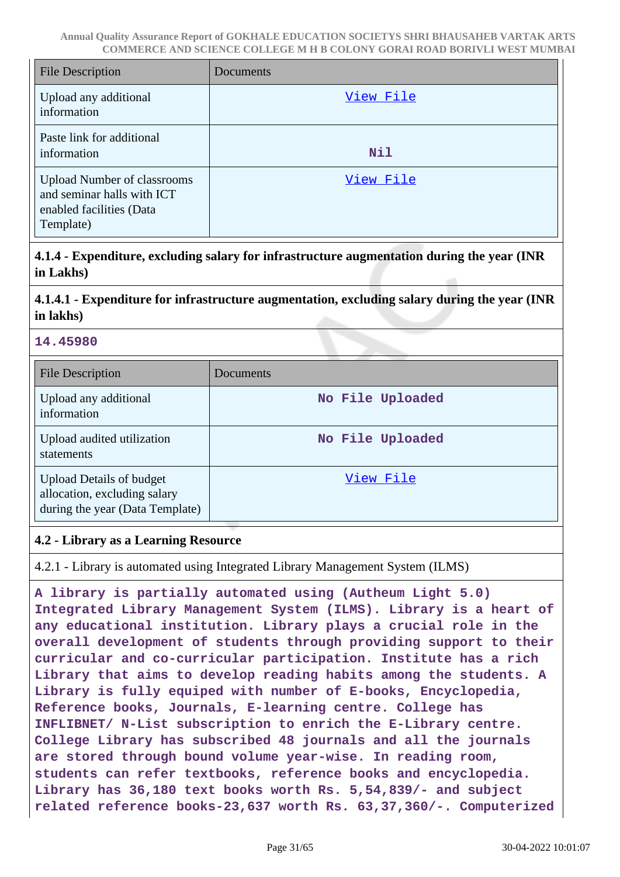| File Description | Documents |
| --- | --- |
| Upload any additional information | View File |
| Paste link for additional information | Nil |
| Upload Number of classrooms and seminar halls with ICT enabled facilities (Data Template) | View File |

**4.1.4 - Expenditure, excluding salary for infrastructure augmentation during the year (INR in Lakhs)**

**4.1.4.1 - Expenditure for infrastructure augmentation, excluding salary during the year (INR in lakhs)**

**14.45980**

| File Description | Documents |
| --- | --- |
| Upload any additional information | No File Uploaded |
| Upload audited utilization statements | No File Uploaded |
| Upload Details of budget allocation, excluding salary during the year (Data Template) | View File |

**4.2 - Library as a Learning Resource**

4.2.1 - Library is automated using Integrated Library Management System (ILMS)

**A library is partially automated using (Autheum Light 5.0) Integrated Library Management System (ILMS). Library is a heart of any educational institution. Library plays a crucial role in the overall development of students through providing support to their curricular and co-curricular participation. Institute has a rich Library that aims to develop reading habits among the students. A Library is fully equiped with number of E-books, Encyclopedia, Reference books, Journals, E-learning centre. College has INFLIBNET/ N-List subscription to enrich the E-Library centre. College Library has subscribed 48 journals and all the journals are stored through bound volume year-wise. In reading room, students can refer textbooks, reference books and encyclopedia. Library has 36,180 text books worth Rs. 5,54,839/- and subject related reference books-23,637 worth Rs. 63,37,360/-. Computerized**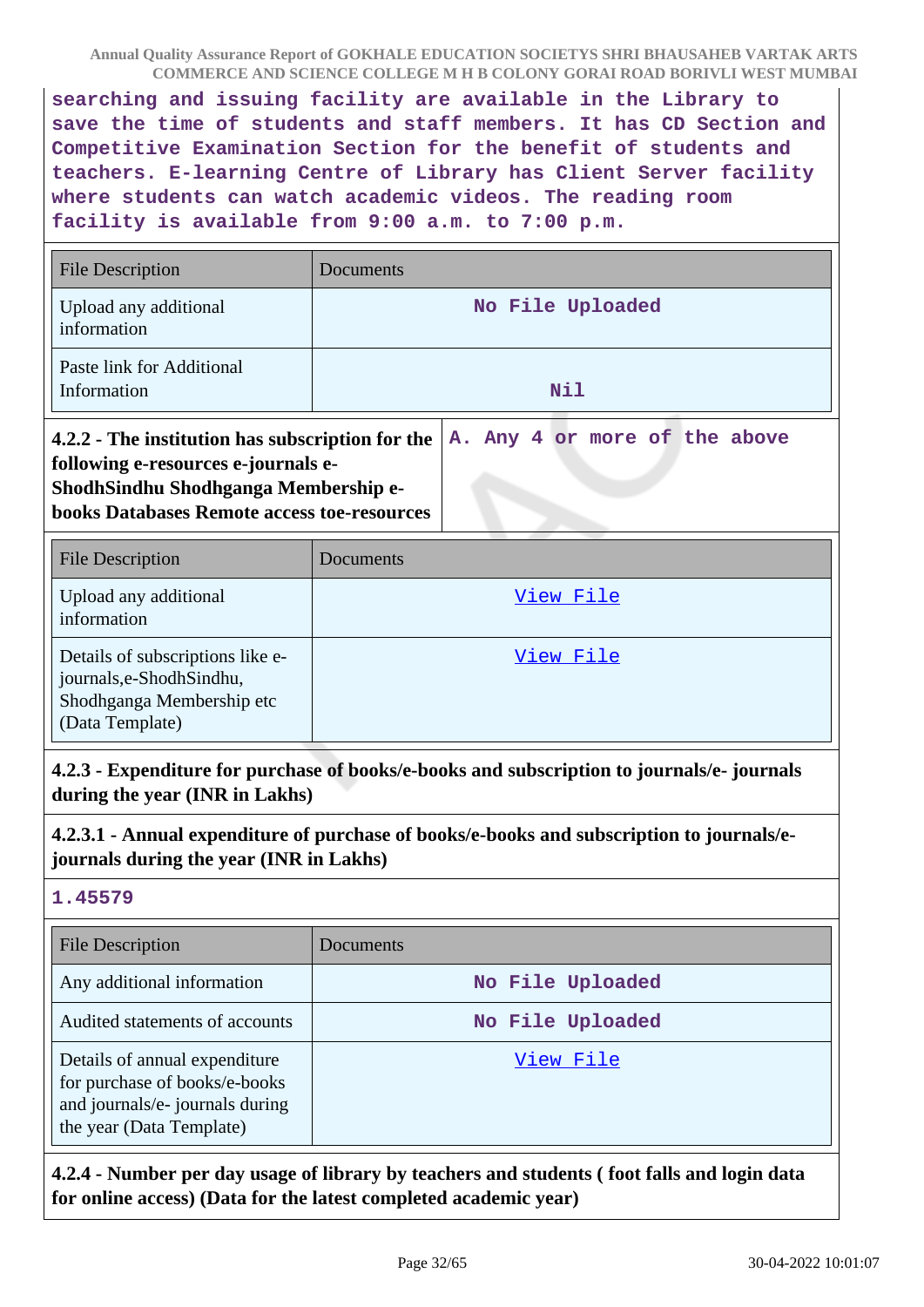searching and issuing facility are available in the Library to save the time of students and staff members. It has CD Section and Competitive Examination Section for the benefit of students and teachers. E-learning Centre of Library has Client Server facility where students can watch academic videos. The reading room facility is available from 9:00 a.m. to 7:00 p.m.

| File Description | Documents |
|---|---|
| Upload any additional information | No File Uploaded |
| Paste link for Additional Information | Nil |

| **4.2.2 - The institution has subscription for the following e-resources e-journals e-ShodhSindhu Shodhganga Membership e-books Databases Remote access toe-resources** | A. Any 4 or more of the above |
|---|---|

| File Description | Documents |
|---|---|
| Upload any additional information | View File |
| Details of subscriptions like e-journals,e-ShodhSindhu, Shodhganga Membership etc (Data Template) | View File |

**4.2.3 - Expenditure for purchase of books/e-books and subscription to journals/e- journals during the year (INR in Lakhs)**

**4.2.3.1 - Annual expenditure of purchase of books/e-books and subscription to journals/e-journals during the year (INR in Lakhs)**

1.45579

| File Description | Documents |
|---|---|
| Any additional information | No File Uploaded |
| Audited statements of accounts | No File Uploaded |
| Details of annual expenditure for purchase of books/e-books and journals/e- journals during the year (Data Template) | View File |

**4.2.4 - Number per day usage of library by teachers and students ( foot falls and login data for online access) (Data for the latest completed academic year)**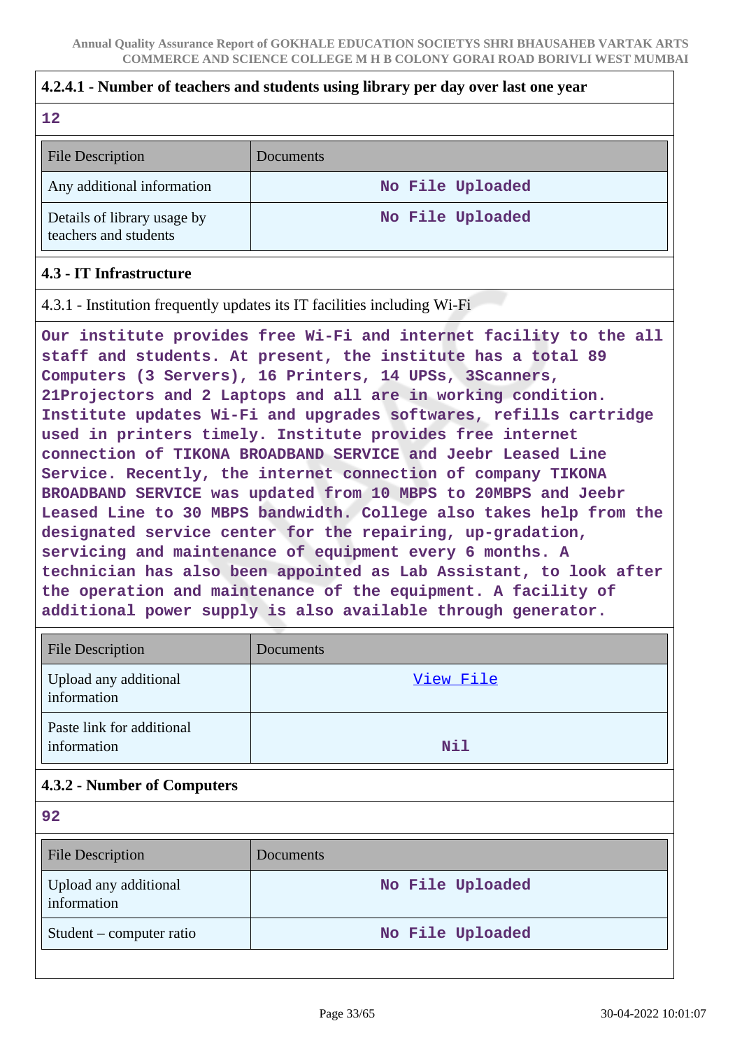**4.2.4.1 - Number of teachers and students using library per day over last one year**

**12**

| File Description | Documents |
|---|---|
| Any additional information | No File Uploaded |
| Details of library usage by teachers and students | No File Uploaded |

**4.3 - IT Infrastructure**

4.3.1 - Institution frequently updates its IT facilities including Wi-Fi

**Our institute provides free Wi-Fi and internet facility to the all staff and students. At present, the institute has a total 89 Computers (3 Servers), 16 Printers, 14 UPSs, 3Scanners, 21Projectors and 2 Laptops and all are in working condition. Institute updates Wi-Fi and upgrades softwares, refills cartridge used in printers timely. Institute provides free internet connection of TIKONA BROADBAND SERVICE and Jeebr Leased Line Service. Recently, the internet connection of company TIKONA BROADBAND SERVICE was updated from 10 MBPS to 20MBPS and Jeebr Leased Line to 30 MBPS bandwidth. College also takes help from the designated service center for the repairing, up-gradation, servicing and maintenance of equipment every 6 months. A technician has also been appointed as Lab Assistant, to look after the operation and maintenance of the equipment. A facility of additional power supply is also available through generator.**

| File Description | Documents |
|---|---|
| Upload any additional information | View File |
| Paste link for additional information | Nil |

**4.3.2 - Number of Computers**

**92**

| File Description | Documents |
|---|---|
| Upload any additional information | No File Uploaded |
| Student – computer ratio | No File Uploaded |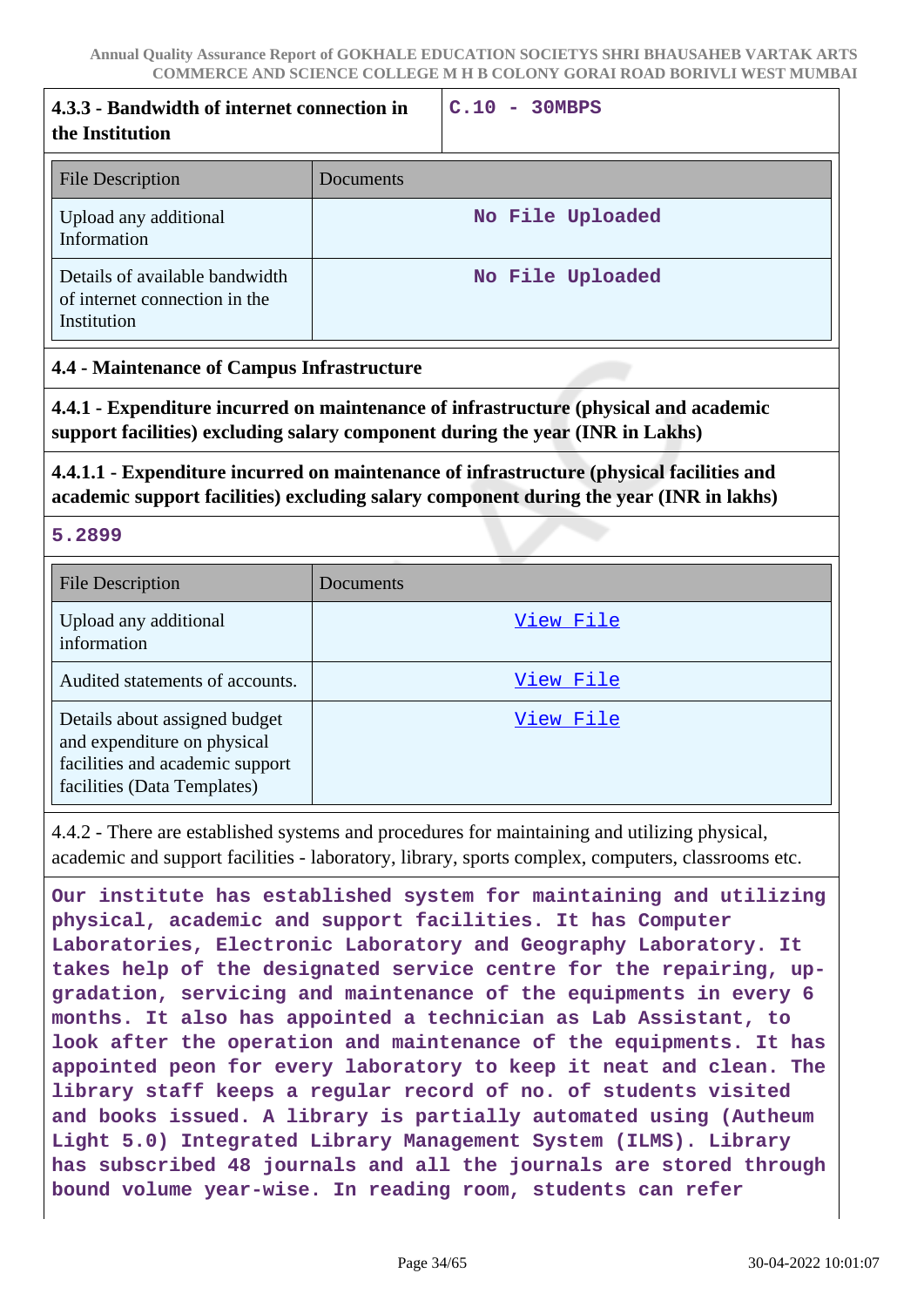| 4.3.3 - Bandwidth of internet connection in the Institution | C.10 - 30MBPS |
|---|---|

| File Description | Documents |
|---|---|
| Upload any additional Information | No File Uploaded |
| Details of available bandwidth of internet connection in the Institution | No File Uploaded |

**4.4 - Maintenance of Campus Infrastructure**

**4.4.1 - Expenditure incurred on maintenance of infrastructure (physical and academic support facilities) excluding salary component during the year (INR in Lakhs)**

**4.4.1.1 - Expenditure incurred on maintenance of infrastructure (physical facilities and academic support facilities) excluding salary component during the year (INR in lakhs)**

5.2899

| File Description | Documents |
|---|---|
| Upload any additional information | View File |
| Audited statements of accounts. | View File |
| Details about assigned budget and expenditure on physical facilities and academic support facilities (Data Templates) | View File |

4.4.2 - There are established systems and procedures for maintaining and utilizing physical, academic and support facilities - laboratory, library, sports complex, computers, classrooms etc.

Our institute has established system for maintaining and utilizing physical, academic and support facilities. It has Computer Laboratories, Electronic Laboratory and Geography Laboratory. It takes help of the designated service centre for the repairing, up-gradation, servicing and maintenance of the equipments in every 6 months. It also has appointed a technician as Lab Assistant, to look after the operation and maintenance of the equipments. It has appointed peon for every laboratory to keep it neat and clean. The library staff keeps a regular record of no. of students visited and books issued. A library is partially automated using (Autheum Light 5.0) Integrated Library Management System (ILMS). Library has subscribed 48 journals and all the journals are stored through bound volume year-wise. In reading room, students can refer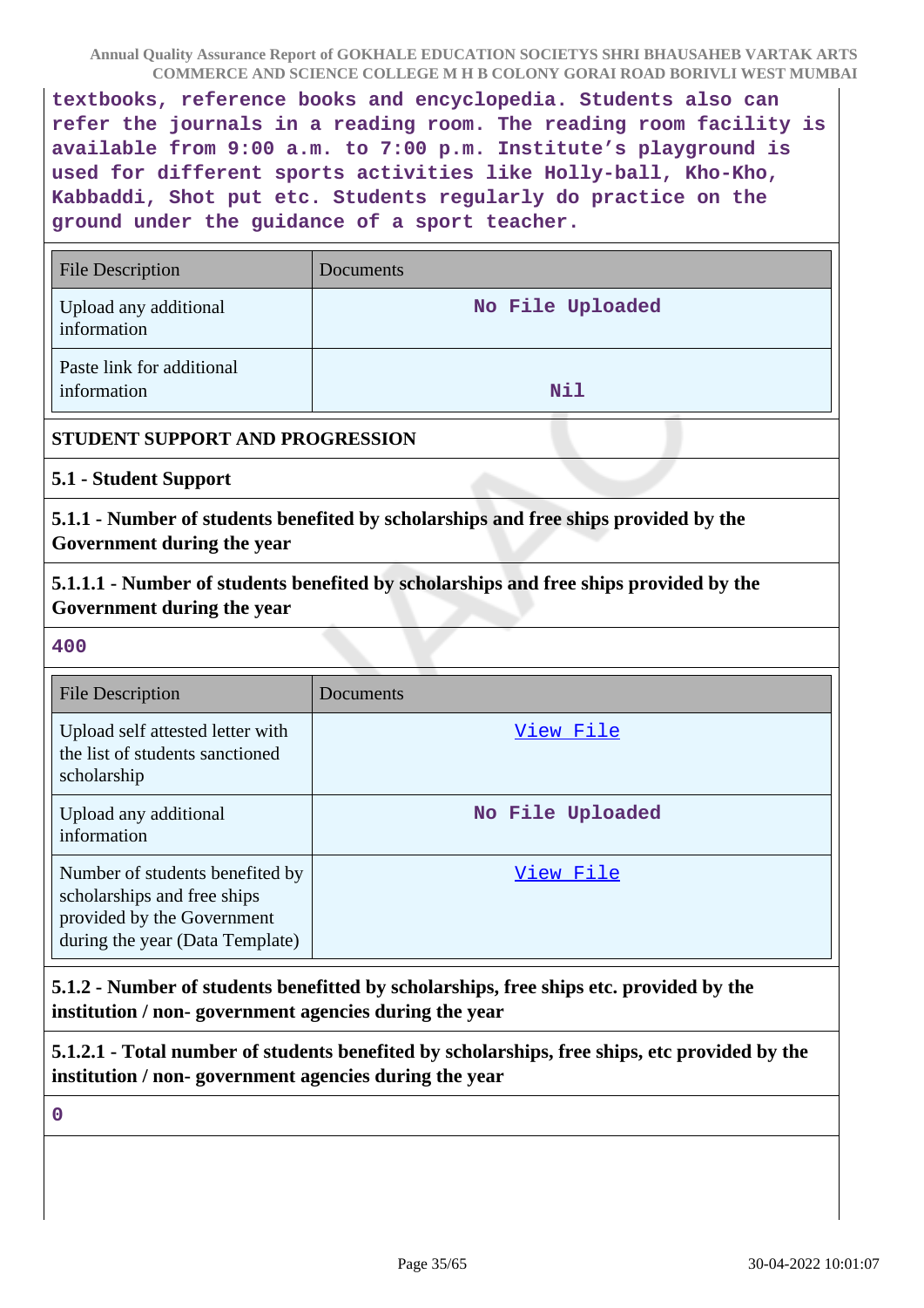textbooks, reference books and encyclopedia. Students also can refer the journals in a reading room. The reading room facility is available from 9:00 a.m. to 7:00 p.m. Institute's playground is used for different sports activities like Holly-ball, Kho-Kho, Kabbaddi, Shot put etc. Students regularly do practice on the ground under the guidance of a sport teacher.

| File Description | Documents |
| --- | --- |
| Upload any additional information | No File Uploaded |
| Paste link for additional information | Nil |

**STUDENT SUPPORT AND PROGRESSION**

**5.1 - Student Support**

**5.1.1 - Number of students benefited by scholarships and free ships provided by the Government during the year**

**5.1.1.1 - Number of students benefited by scholarships and free ships provided by the Government during the year**

400

| File Description | Documents |
| --- | --- |
| Upload self attested letter with the list of students sanctioned scholarship | View File |
| Upload any additional information | No File Uploaded |
| Number of students benefited by scholarships and free ships provided by the Government during the year (Data Template) | View File |

**5.1.2 - Number of students benefitted by scholarships, free ships etc. provided by the institution / non- government agencies during the year**

**5.1.2.1 - Total number of students benefited by scholarships, free ships, etc provided by the institution / non- government agencies during the year**

0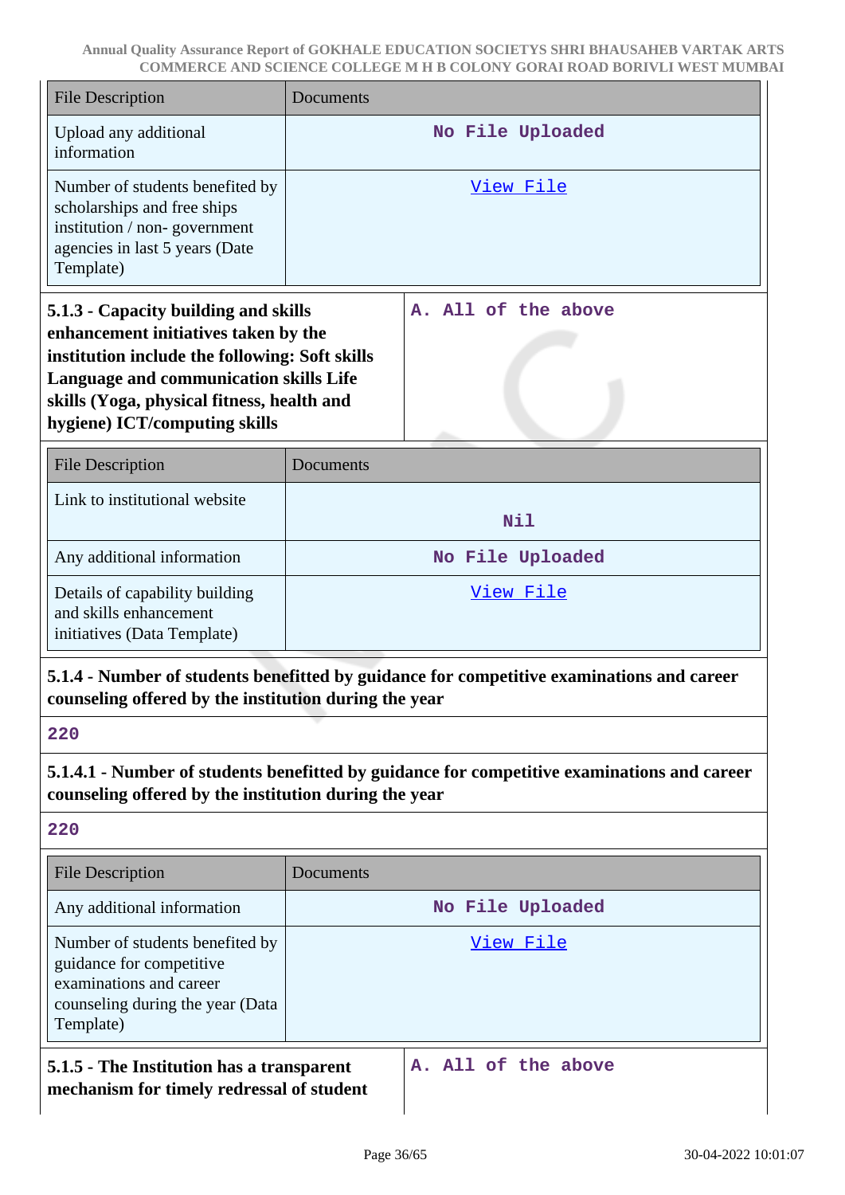| File Description | Documents |
|---|---|
| Upload any additional information | No File Uploaded |
| Number of students benefited by scholarships and free ships institution / non- government agencies in last 5 years (Date Template) | View File |

| **5.1.3 - Capacity building and skills enhancement initiatives taken by the institution include the following: Soft skills Language and communication skills Life skills (Yoga, physical fitness, health and hygiene) ICT/computing skills** | A. All of the above |
|---|---|

| File Description | Documents |
|---|---|
| Link to institutional website | Nil |
| Any additional information | No File Uploaded |
| Details of capability building and skills enhancement initiatives (Data Template) | View File |

**5.1.4 - Number of students benefitted by guidance for competitive examinations and career counseling offered by the institution during the year**

220

**5.1.4.1 - Number of students benefitted by guidance for competitive examinations and career counseling offered by the institution during the year**

220

| File Description | Documents |
|---|---|
| Any additional information | No File Uploaded |
| Number of students benefited by guidance for competitive examinations and career counseling during the year (Data Template) | View File |

| **5.1.5 - The Institution has a transparent mechanism for timely redressal of student** | A. All of the above |
|---|---|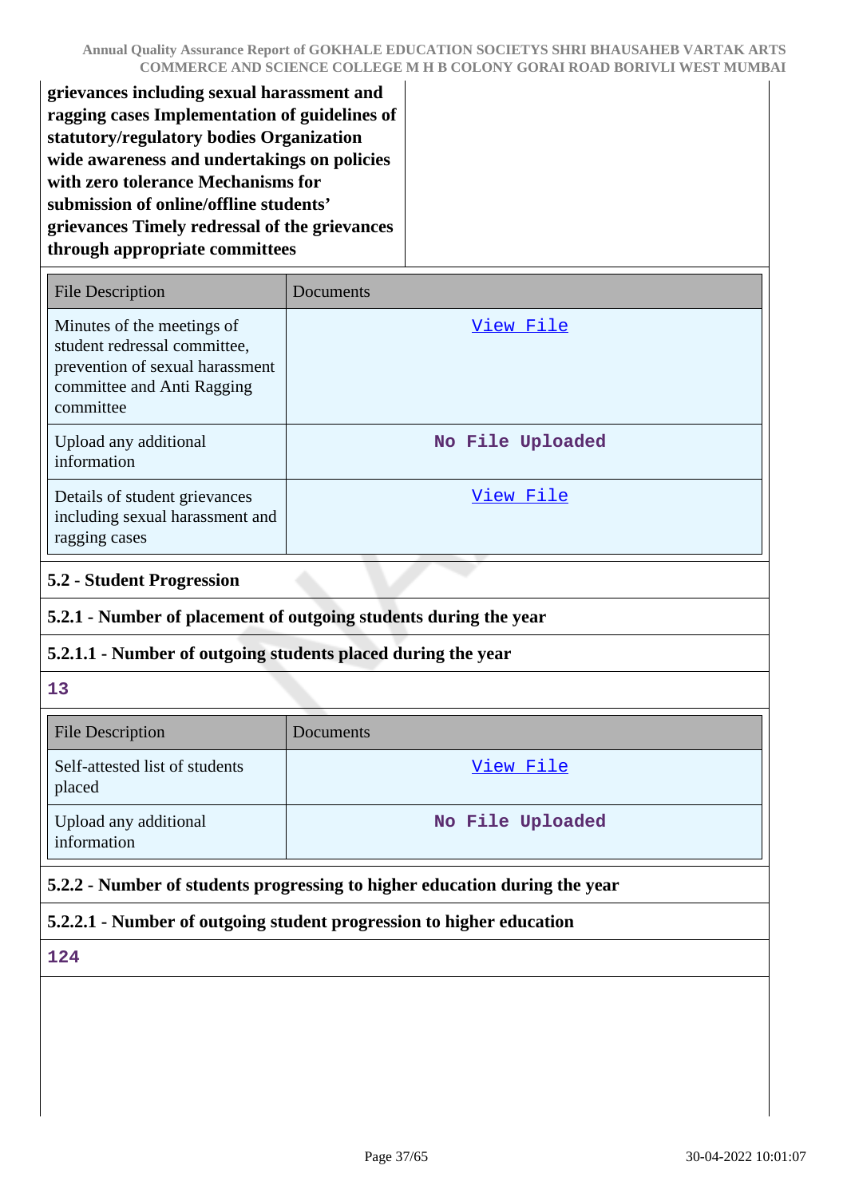**grievances including sexual harassment and ragging cases Implementation of guidelines of statutory/regulatory bodies Organization wide awareness and undertakings on policies with zero tolerance Mechanisms for submission of online/offline students' grievances Timely redressal of the grievances through appropriate committees**

| File Description | Documents |
|---|---|
| Minutes of the meetings of student redressal committee, prevention of sexual harassment committee and Anti Ragging committee | View File |
| Upload any additional information | No File Uploaded |
| Details of student grievances including sexual harassment and ragging cases | View File |

**5.2 - Student Progression**

**5.2.1 - Number of placement of outgoing students during the year**

**5.2.1.1 - Number of outgoing students placed during the year**

13

| File Description | Documents |
|---|---|
| Self-attested list of students placed | View File |
| Upload any additional information | No File Uploaded |

**5.2.2 - Number of students progressing to higher education during the year**

**5.2.2.1 - Number of outgoing student progression to higher education**

124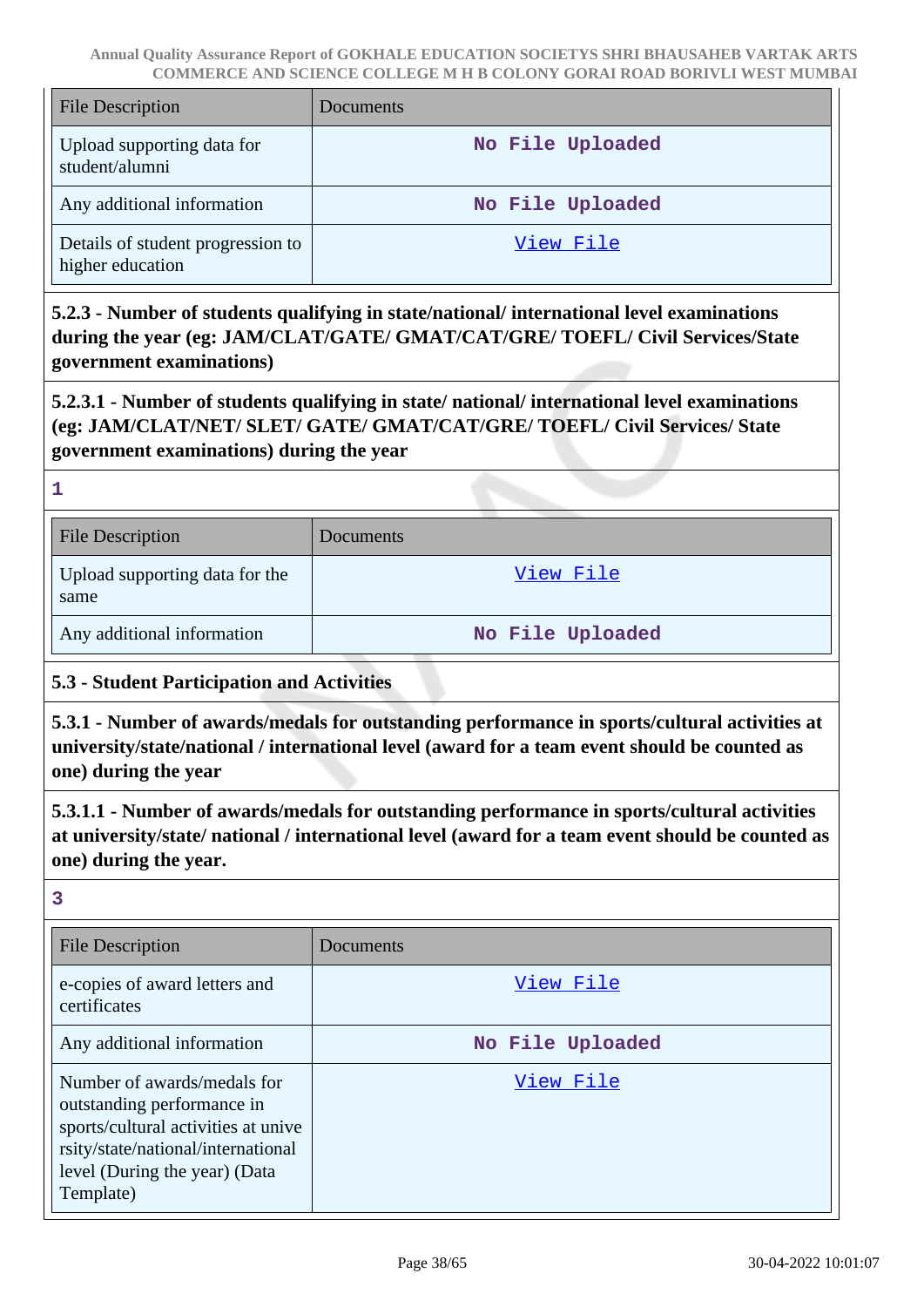| File Description | Documents |
|---|---|
| Upload supporting data for student/alumni | No File Uploaded |
| Any additional information | No File Uploaded |
| Details of student progression to higher education | View File |

**5.2.3 - Number of students qualifying in state/national/ international level examinations during the year (eg: JAM/CLAT/GATE/ GMAT/CAT/GRE/ TOEFL/ Civil Services/State government examinations)**

**5.2.3.1 - Number of students qualifying in state/ national/ international level examinations (eg: JAM/CLAT/NET/ SLET/ GATE/ GMAT/CAT/GRE/ TOEFL/ Civil Services/ State government examinations) during the year**

**1**

| File Description | Documents |
|---|---|
| Upload supporting data for the same | View File |
| Any additional information | No File Uploaded |

**5.3 - Student Participation and Activities**

**5.3.1 - Number of awards/medals for outstanding performance in sports/cultural activities at university/state/national / international level (award for a team event should be counted as one) during the year**

**5.3.1.1 - Number of awards/medals for outstanding performance in sports/cultural activities at university/state/ national / international level (award for a team event should be counted as one) during the year.**

**3**

| File Description | Documents |
|---|---|
| e-copies of award letters and certificates | View File |
| Any additional information | No File Uploaded |
| Number of awards/medals for outstanding performance in sports/cultural activities at university/state/national/international level (During the year) (Data Template) | View File |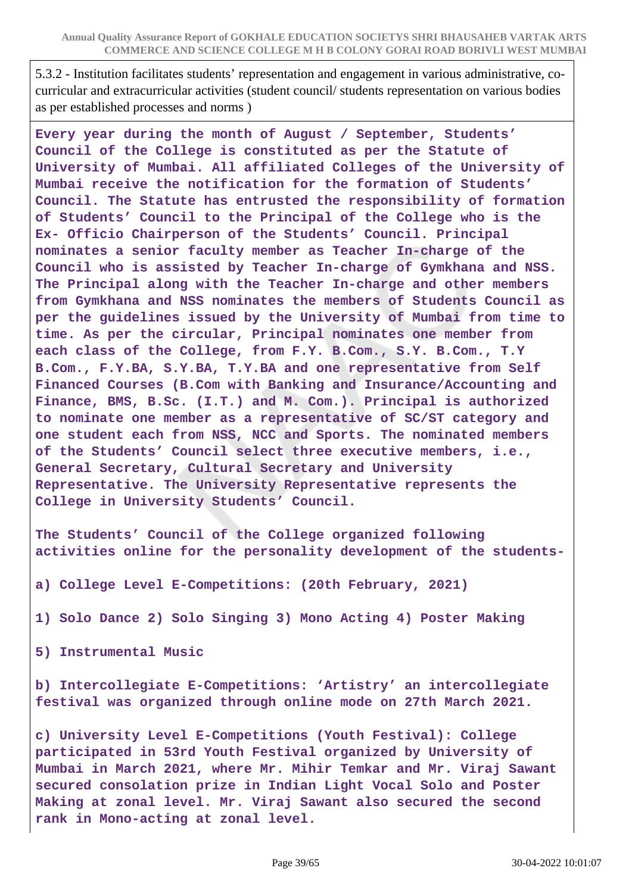5.3.2 - Institution facilitates students' representation and engagement in various administrative, co-curricular and extracurricular activities (student council/ students representation on various bodies as per established processes and norms )

Every year during the month of August / September, Students' Council of the College is constituted as per the Statute of University of Mumbai. All affiliated Colleges of the University of Mumbai receive the notification for the formation of Students' Council. The Statute has entrusted the responsibility of formation of Students' Council to the Principal of the College who is the Ex- Officio Chairperson of the Students' Council. Principal nominates a senior faculty member as Teacher In-charge of the Council who is assisted by Teacher In-charge of Gymkhana and NSS. The Principal along with the Teacher In-charge and other members from Gymkhana and NSS nominates the members of Students Council as per the guidelines issued by the University of Mumbai from time to time. As per the circular, Principal nominates one member from each class of the College, from F.Y. B.Com., S.Y. B.Com., T.Y B.Com., F.Y.BA, S.Y.BA, T.Y.BA and one representative from Self Financed Courses (B.Com with Banking and Insurance/Accounting and Finance, BMS, B.Sc. (I.T.) and M. Com.). Principal is authorized to nominate one member as a representative of SC/ST category and one student each from NSS, NCC and Sports. The nominated members of the Students' Council select three executive members, i.e., General Secretary, Cultural Secretary and University Representative. The University Representative represents the College in University Students' Council.

The Students' Council of the College organized following activities online for the personality development of the students-

a) College Level E-Competitions: (20th February, 2021)

1) Solo Dance 2) Solo Singing 3) Mono Acting 4) Poster Making

5) Instrumental Music

b) Intercollegiate E-Competitions: 'Artistry' an intercollegiate festival was organized through online mode on 27th March 2021.

c) University Level E-Competitions (Youth Festival): College participated in 53rd Youth Festival organized by University of Mumbai in March 2021, where Mr. Mihir Temkar and Mr. Viraj Sawant secured consolation prize in Indian Light Vocal Solo and Poster Making at zonal level. Mr. Viraj Sawant also secured the second rank in Mono-acting at zonal level.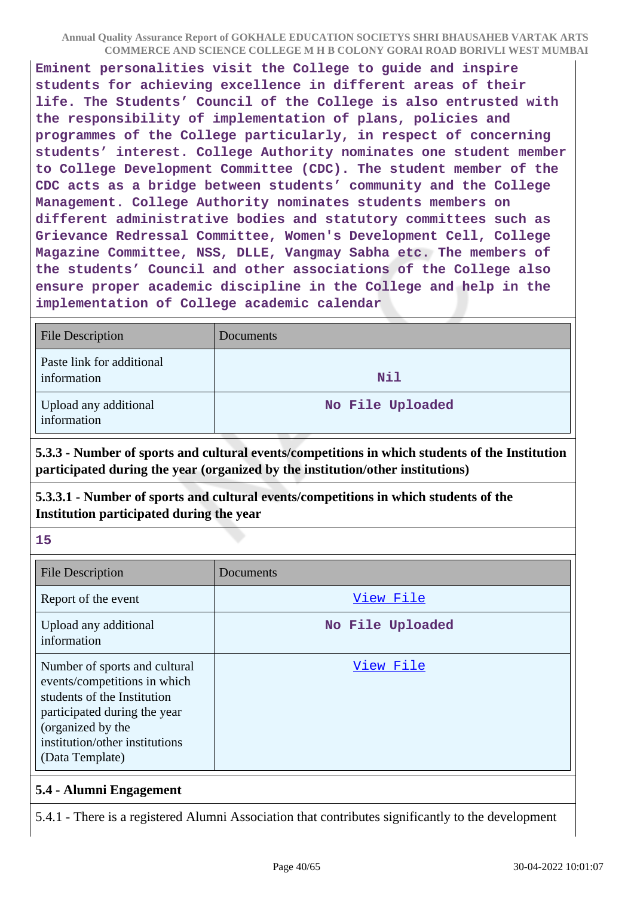Eminent personalities visit the College to guide and inspire students for achieving excellence in different areas of their life. The Students' Council of the College is also entrusted with the responsibility of implementation of plans, policies and programmes of the College particularly, in respect of concerning students' interest. College Authority nominates one student member to College Development Committee (CDC). The student member of the CDC acts as a bridge between students' community and the College Management. College Authority nominates students members on different administrative bodies and statutory committees such as Grievance Redressal Committee, Women's Development Cell, College Magazine Committee, NSS, DLLE, Vangmay Sabha etc. The members of the students' Council and other associations of the College also ensure proper academic discipline in the College and help in the implementation of College academic calendar

| File Description | Documents |
|---|---|
| Paste link for additional information | Nil |
| Upload any additional information | No File Uploaded |

**5.3.3 - Number of sports and cultural events/competitions in which students of the Institution participated during the year (organized by the institution/other institutions)**

**5.3.3.1 - Number of sports and cultural events/competitions in which students of the Institution participated during the year**

15

| File Description | Documents |
|---|---|
| Report of the event | View File |
| Upload any additional information | No File Uploaded |
| Number of sports and cultural events/competitions in which students of the Institution participated during the year (organized by the institution/other institutions) (Data Template) | View File |

**5.4 - Alumni Engagement**

5.4.1 - There is a registered Alumni Association that contributes significantly to the development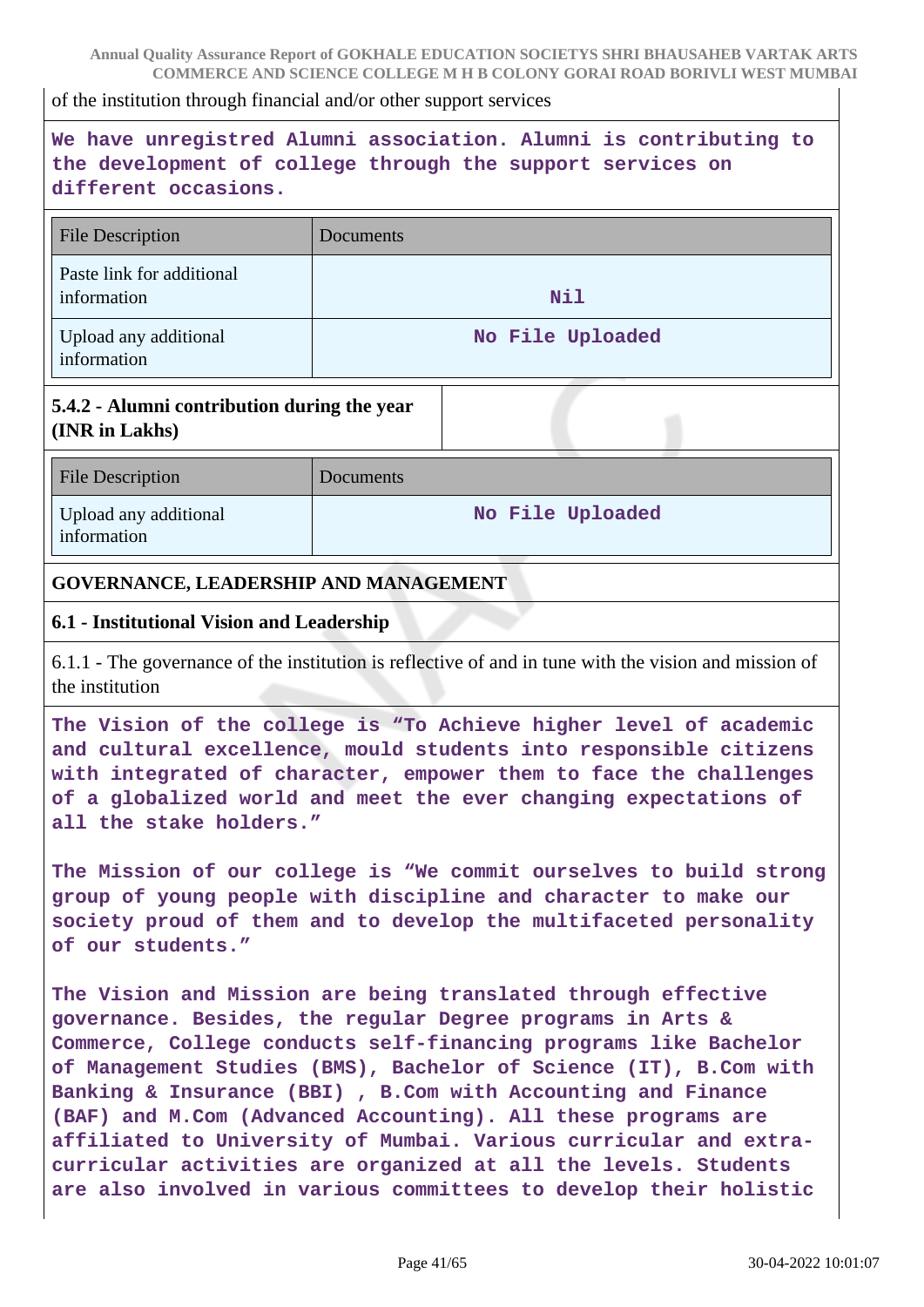of the institution through financial and/or other support services

**We have unregistred Alumni association. Alumni is contributing to the development of college through the support services on different occasions.**

| File Description | Documents |
|---|---|
| Paste link for additional information | Nil |
| Upload any additional information | No File Uploaded |

**5.4.2 - Alumni contribution during the year (INR in Lakhs)**

| File Description | Documents |
|---|---|
| Upload any additional information | No File Uploaded |

## GOVERNANCE, LEADERSHIP AND MANAGEMENT

### 6.1 - Institutional Vision and Leadership

6.1.1 - The governance of the institution is reflective of and in tune with the vision and mission of the institution

**The Vision of the college is "To Achieve higher level of academic and cultural excellence, mould students into responsible citizens with integrated of character, empower them to face the challenges of a globalized world and meet the ever changing expectations of all the stake holders."**

**The Mission of our college is "We commit ourselves to build strong group of young people with discipline and character to make our society proud of them and to develop the multifaceted personality of our students."**

**The Vision and Mission are being translated through effective governance. Besides, the regular Degree programs in Arts & Commerce, College conducts self-financing programs like Bachelor of Management Studies (BMS), Bachelor of Science (IT), B.Com with Banking & Insurance (BBI) , B.Com with Accounting and Finance (BAF) and M.Com (Advanced Accounting). All these programs are affiliated to University of Mumbai. Various curricular and extra-curricular activities are organized at all the levels. Students are also involved in various committees to develop their holistic**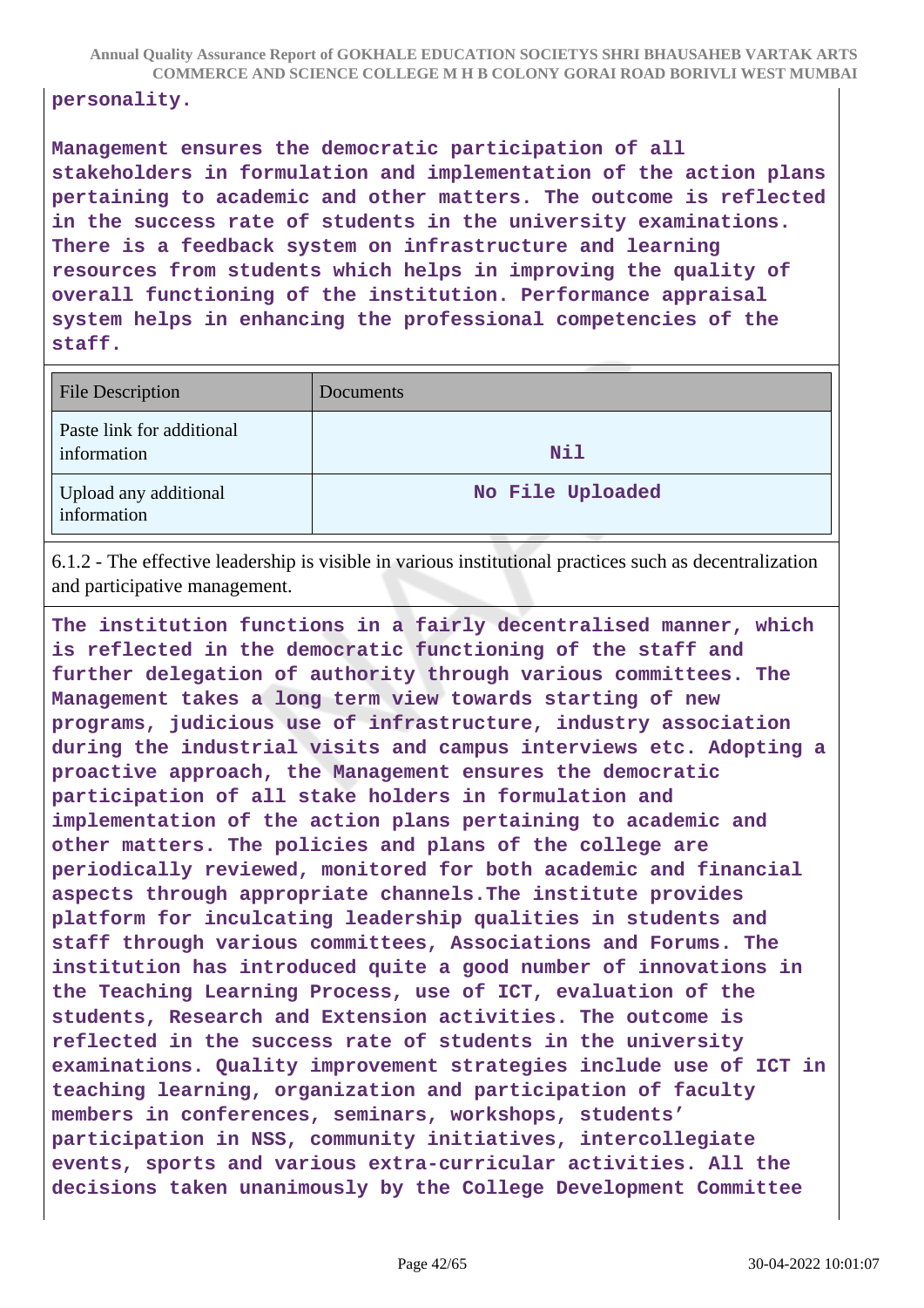**personality.**

**Management ensures the democratic participation of all stakeholders in formulation and implementation of the action plans pertaining to academic and other matters. The outcome is reflected in the success rate of students in the university examinations. There is a feedback system on infrastructure and learning resources from students which helps in improving the quality of overall functioning of the institution. Performance appraisal system helps in enhancing the professional competencies of the staff.**

| File Description | Documents |
|---|---|
| Paste link for additional information | **Nil** |
| Upload any additional information | **No File Uploaded** |

6.1.2 - The effective leadership is visible in various institutional practices such as decentralization and participative management.

**The institution functions in a fairly decentralised manner, which is reflected in the democratic functioning of the staff and further delegation of authority through various committees. The Management takes a long term view towards starting of new programs, judicious use of infrastructure, industry association during the industrial visits and campus interviews etc. Adopting a proactive approach, the Management ensures the democratic participation of all stake holders in formulation and implementation of the action plans pertaining to academic and other matters. The policies and plans of the college are periodically reviewed, monitored for both academic and financial aspects through appropriate channels.The institute provides platform for inculcating leadership qualities in students and staff through various committees, Associations and Forums. The institution has introduced quite a good number of innovations in the Teaching Learning Process, use of ICT, evaluation of the students, Research and Extension activities. The outcome is reflected in the success rate of students in the university examinations. Quality improvement strategies include use of ICT in teaching learning, organization and participation of faculty members in conferences, seminars, workshops, students' participation in NSS, community initiatives, intercollegiate events, sports and various extra-curricular activities. All the decisions taken unanimously by the College Development Committee**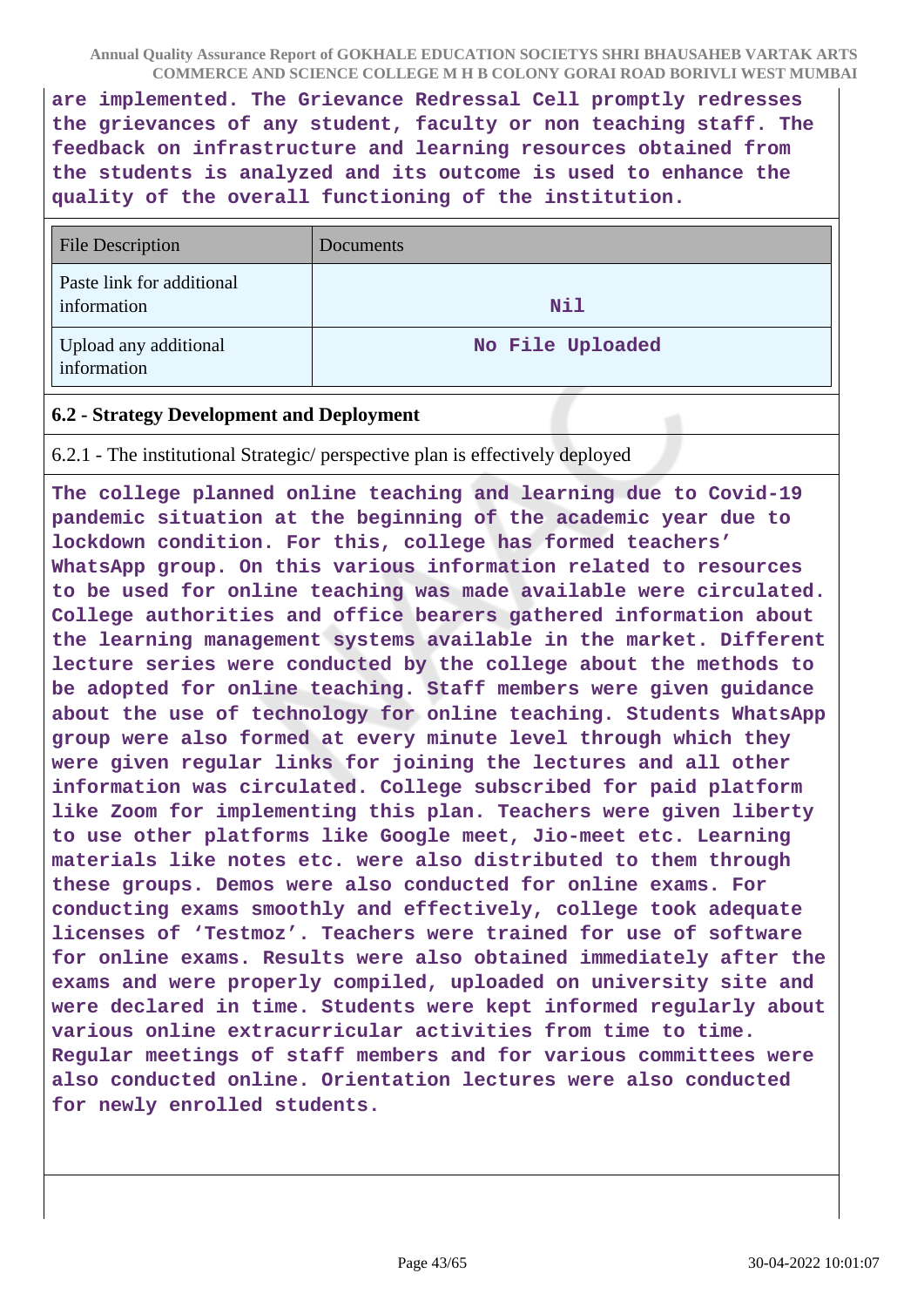are implemented. The Grievance Redressal Cell promptly redresses the grievances of any student, faculty or non teaching staff. The feedback on infrastructure and learning resources obtained from the students is analyzed and its outcome is used to enhance the quality of the overall functioning of the institution.

| File Description | Documents |
| --- | --- |
| Paste link for additional information | Nil |
| Upload any additional information | No File Uploaded |

**6.2 - Strategy Development and Deployment**

6.2.1 - The institutional Strategic/ perspective plan is effectively deployed

The college planned online teaching and learning due to Covid-19 pandemic situation at the beginning of the academic year due to lockdown condition. For this, college has formed teachers' WhatsApp group. On this various information related to resources to be used for online teaching was made available were circulated. College authorities and office bearers gathered information about the learning management systems available in the market. Different lecture series were conducted by the college about the methods to be adopted for online teaching. Staff members were given guidance about the use of technology for online teaching. Students WhatsApp group were also formed at every minute level through which they were given regular links for joining the lectures and all other information was circulated. College subscribed for paid platform like Zoom for implementing this plan. Teachers were given liberty to use other platforms like Google meet, Jio-meet etc. Learning materials like notes etc. were also distributed to them through these groups. Demos were also conducted for online exams. For conducting exams smoothly and effectively, college took adequate licenses of 'Testmoz'. Teachers were trained for use of software for online exams. Results were also obtained immediately after the exams and were properly compiled, uploaded on university site and were declared in time. Students were kept informed regularly about various online extracurricular activities from time to time. Regular meetings of staff members and for various committees were also conducted online. Orientation lectures were also conducted for newly enrolled students.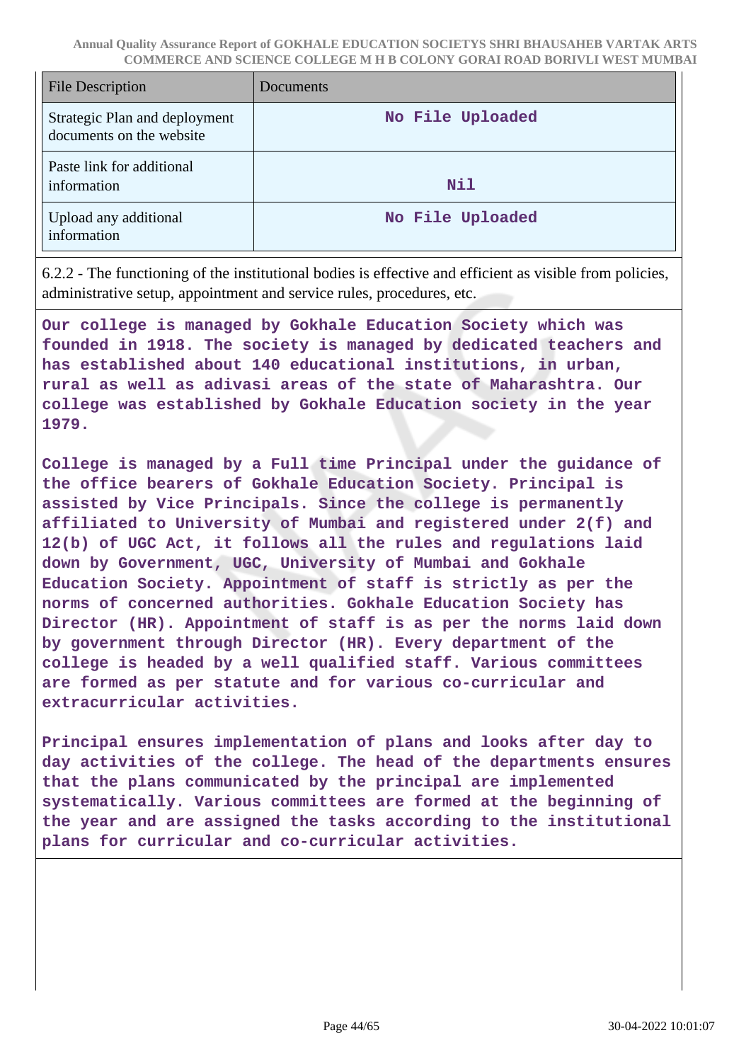| File Description | Documents |
|---|---|
| Strategic Plan and deployment documents on the website | No File Uploaded |
| Paste link for additional information | Nil |
| Upload any additional information | No File Uploaded |

6.2.2 - The functioning of the institutional bodies is effective and efficient as visible from policies, administrative setup, appointment and service rules, procedures, etc.

**Our college is managed by Gokhale Education Society which was founded in 1918. The society is managed by dedicated teachers and has established about 140 educational institutions, in urban, rural as well as adivasi areas of the state of Maharashtra. Our college was established by Gokhale Education society in the year 1979.**

**College is managed by a Full time Principal under the guidance of the office bearers of Gokhale Education Society. Principal is assisted by Vice Principals. Since the college is permanently affiliated to University of Mumbai and registered under 2(f) and 12(b) of UGC Act, it follows all the rules and regulations laid down by Government, UGC, University of Mumbai and Gokhale Education Society. Appointment of staff is strictly as per the norms of concerned authorities. Gokhale Education Society has Director (HR). Appointment of staff is as per the norms laid down by government through Director (HR). Every department of the college is headed by a well qualified staff. Various committees are formed as per statute and for various co-curricular and extracurricular activities.**

**Principal ensures implementation of plans and looks after day to day activities of the college. The head of the departments ensures that the plans communicated by the principal are implemented systematically. Various committees are formed at the beginning of the year and are assigned the tasks according to the institutional plans for curricular and co-curricular activities.**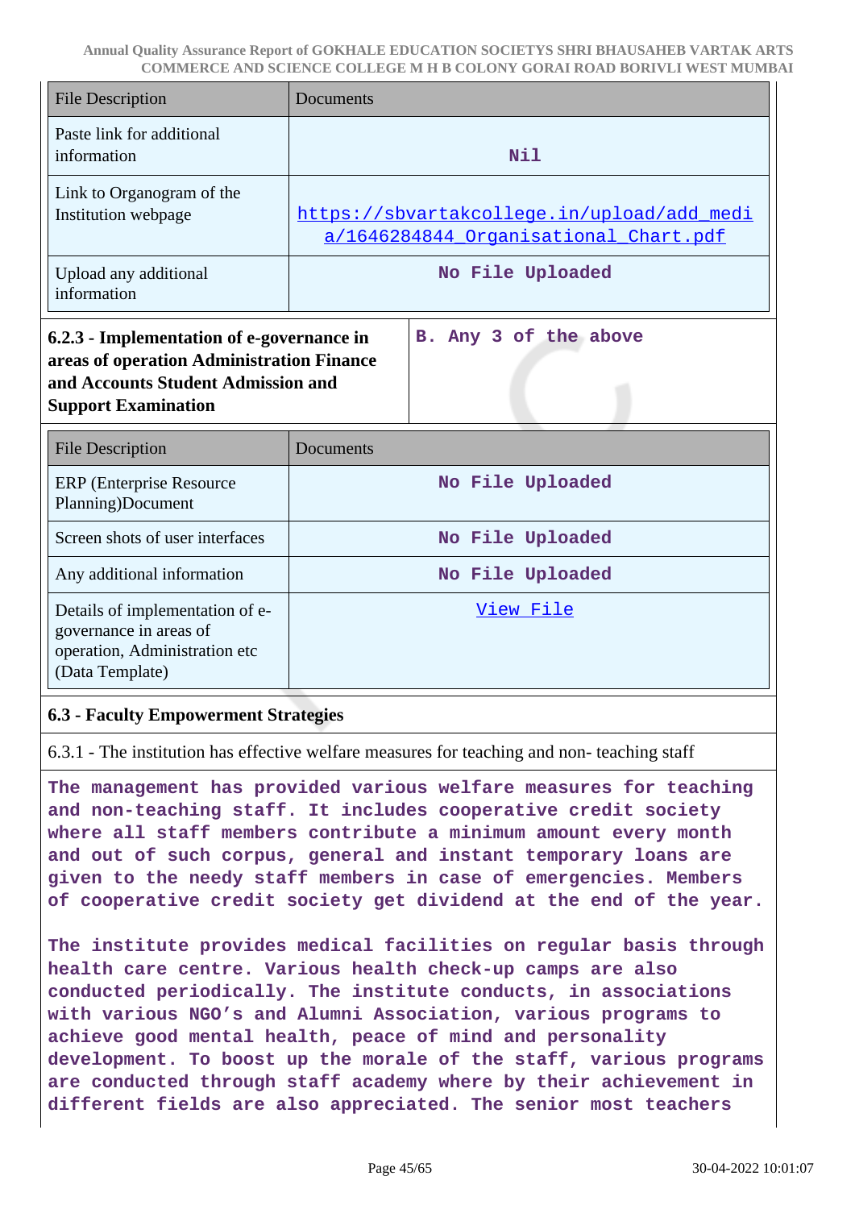| File Description | Documents |
|---|---|
| Paste link for additional information | Nil |
| Link to Organogram of the Institution webpage | https://sbvartakcollege.in/upload/add_media/1646284844_Organisational_Chart.pdf |
| Upload any additional information | No File Uploaded |

| 6.2.3 - Implementation of e-governance in areas of operation Administration Finance and Accounts Student Admission and Support Examination | B. Any 3 of the above |
|---|---|

| File Description | Documents |
|---|---|
| ERP (Enterprise Resource Planning)Document | No File Uploaded |
| Screen shots of user interfaces | No File Uploaded |
| Any additional information | No File Uploaded |
| Details of implementation of e-governance in areas of operation, Administration etc (Data Template) | View File |

**6.3 - Faculty Empowerment Strategies**

6.3.1 - The institution has effective welfare measures for teaching and non- teaching staff

The management has provided various welfare measures for teaching and non-teaching staff. It includes cooperative credit society where all staff members contribute a minimum amount every month and out of such corpus, general and instant temporary loans are given to the needy staff members in case of emergencies. Members of cooperative credit society get dividend at the end of the year.

The institute provides medical facilities on regular basis through health care centre. Various health check-up camps are also conducted periodically. The institute conducts, in associations with various NGO's and Alumni Association, various programs to achieve good mental health, peace of mind and personality development. To boost up the morale of the staff, various programs are conducted through staff academy where by their achievement in different fields are also appreciated. The senior most teachers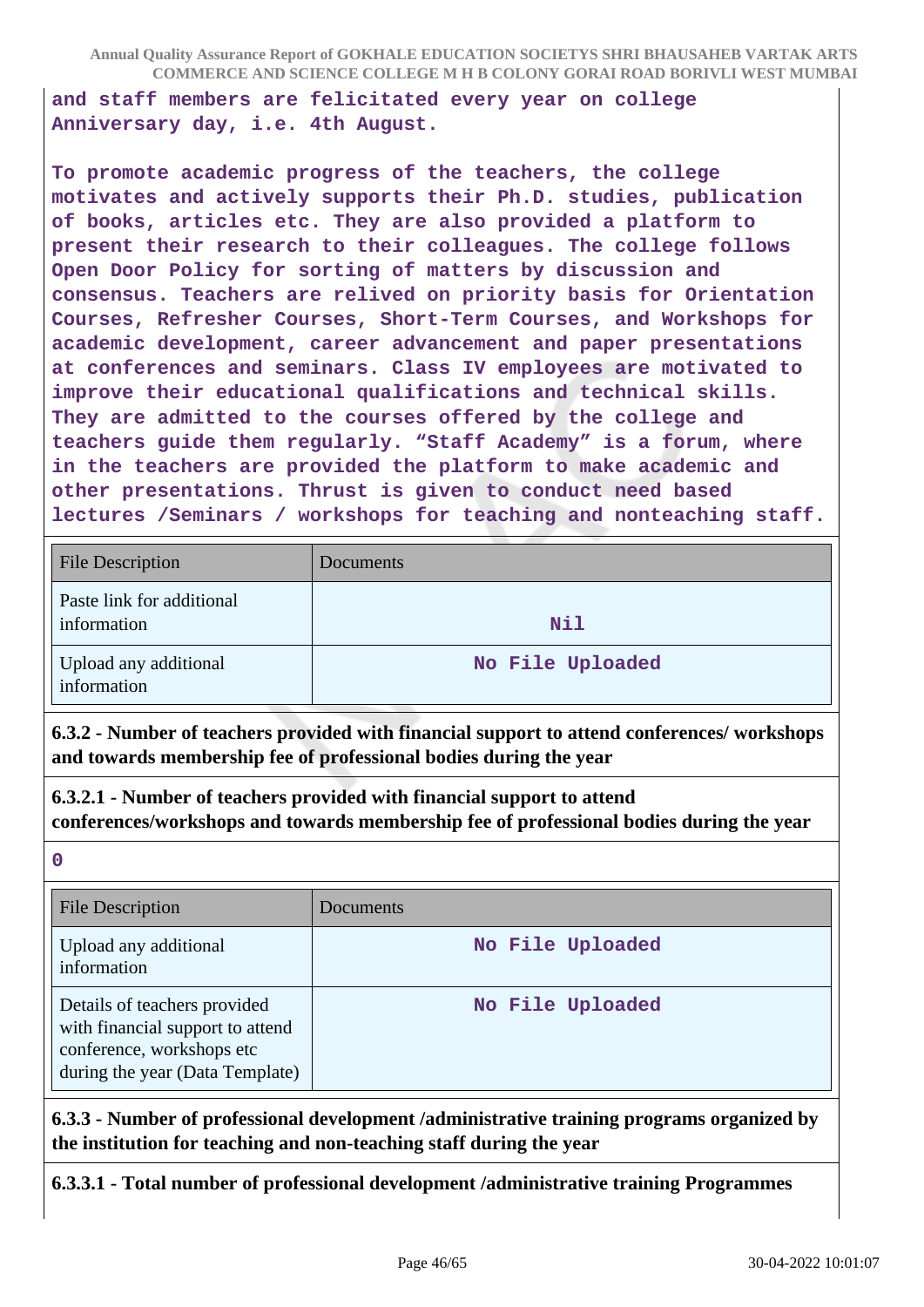**and staff members are felicitated every year on college Anniversary day, i.e. 4th August.**

**To promote academic progress of the teachers, the college motivates and actively supports their Ph.D. studies, publication of books, articles etc. They are also provided a platform to present their research to their colleagues. The college follows Open Door Policy for sorting of matters by discussion and consensus. Teachers are relived on priority basis for Orientation Courses, Refresher Courses, Short-Term Courses, and Workshops for academic development, career advancement and paper presentations at conferences and seminars. Class IV employees are motivated to improve their educational qualifications and technical skills. They are admitted to the courses offered by the college and teachers guide them regularly. "Staff Academy" is a forum, where in the teachers are provided the platform to make academic and other presentations. Thrust is given to conduct need based lectures /Seminars / workshops for teaching and nonteaching staff.**

| File Description | Documents |
|---|---|
| Paste link for additional information | **Nil** |
| Upload any additional information | **No File Uploaded** |

**6.3.2 - Number of teachers provided with financial support to attend conferences/ workshops and towards membership fee of professional bodies during the year**

**6.3.2.1 - Number of teachers provided with financial support to attend conferences/workshops and towards membership fee of professional bodies during the year**

**0**

| File Description | Documents |
|---|---|
| Upload any additional information | **No File Uploaded** |
| Details of teachers provided with financial support to attend conference, workshops etc during the year (Data Template) | **No File Uploaded** |

**6.3.3 - Number of professional development /administrative training programs organized by the institution for teaching and non-teaching staff during the year**

**6.3.3.1 - Total number of professional development /administrative training Programmes**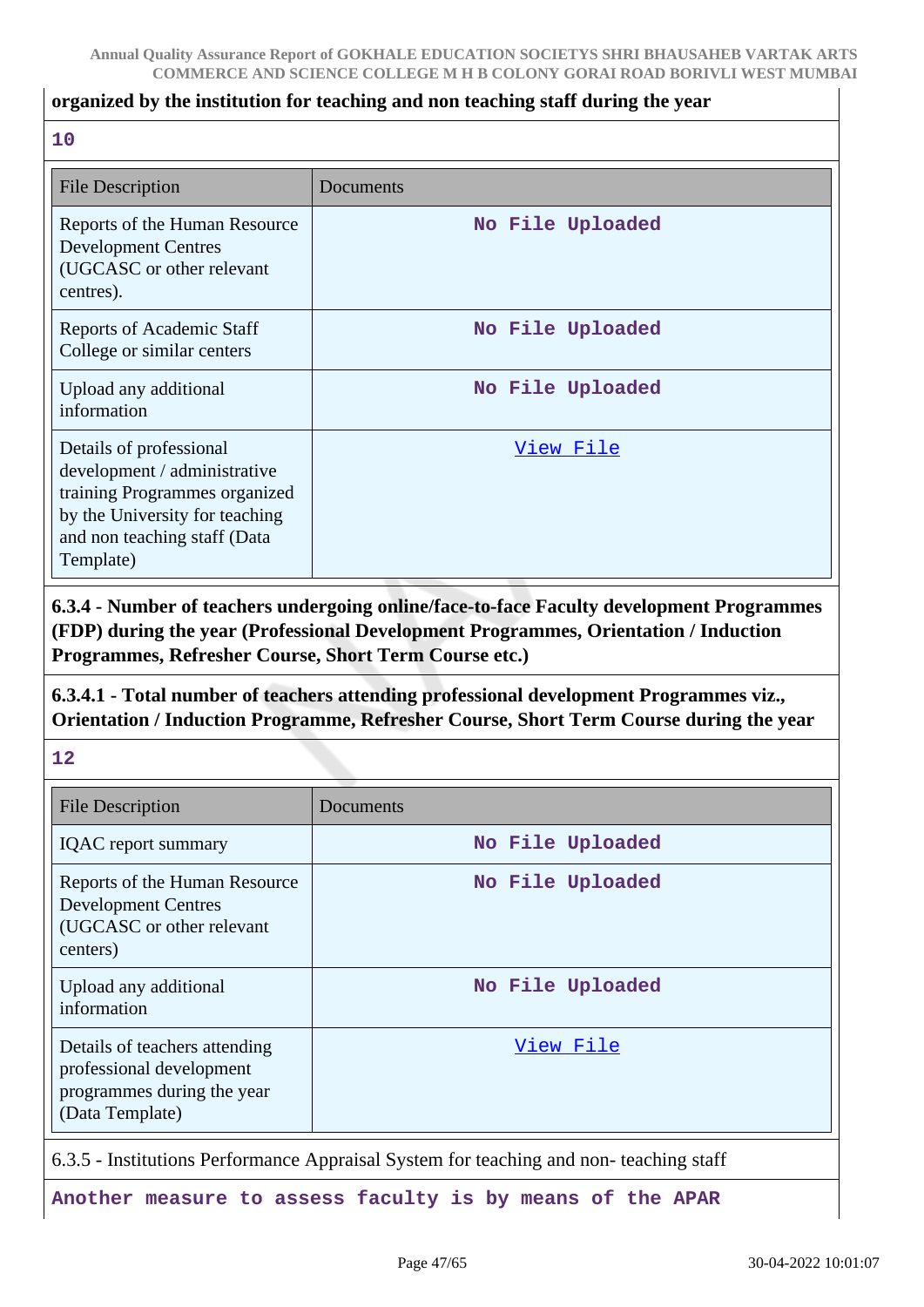**organized by the institution for teaching and non teaching staff during the year**

**10**

| File Description | Documents |
|---|---|
| Reports of the Human Resource Development Centres (UGCASC or other relevant centres). | No File Uploaded |
| Reports of Academic Staff College or similar centers | No File Uploaded |
| Upload any additional information | No File Uploaded |
| Details of professional development / administrative training Programmes organized by the University for teaching and non teaching staff (Data Template) | View File |

**6.3.4 - Number of teachers undergoing online/face-to-face Faculty development Programmes (FDP) during the year (Professional Development Programmes, Orientation / Induction Programmes, Refresher Course, Short Term Course etc.)**

**6.3.4.1 - Total number of teachers attending professional development Programmes viz., Orientation / Induction Programme, Refresher Course, Short Term Course during the year**

**12**

| File Description | Documents |
|---|---|
| IQAC report summary | No File Uploaded |
| Reports of the Human Resource Development Centres (UGCASC or other relevant centers) | No File Uploaded |
| Upload any additional information | No File Uploaded |
| Details of teachers attending professional development programmes during the year (Data Template) | View File |

6.3.5 - Institutions Performance Appraisal System for teaching and non- teaching staff

**Another measure to assess faculty is by means of the APAR**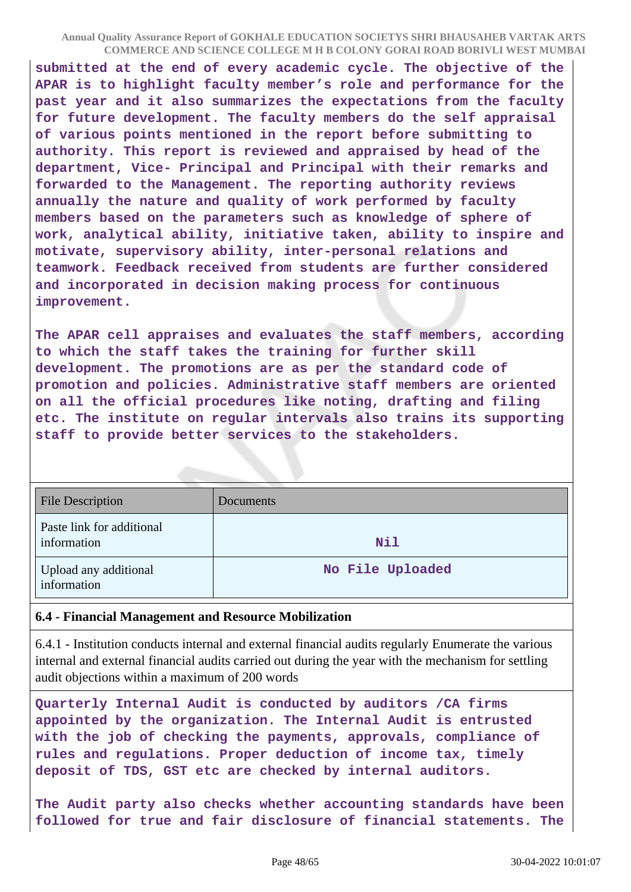**submitted at the end of every academic cycle. The objective of the APAR is to highlight faculty member's role and performance for the past year and it also summarizes the expectations from the faculty for future development. The faculty members do the self appraisal of various points mentioned in the report before submitting to authority. This report is reviewed and appraised by head of the department, Vice- Principal and Principal with their remarks and forwarded to the Management. The reporting authority reviews annually the nature and quality of work performed by faculty members based on the parameters such as knowledge of sphere of work, analytical ability, initiative taken, ability to inspire and motivate, supervisory ability, inter-personal relations and teamwork. Feedback received from students are further considered and incorporated in decision making process for continuous improvement.**

**The APAR cell appraises and evaluates the staff members, according to which the staff takes the training for further skill development. The promotions are as per the standard code of promotion and policies. Administrative staff members are oriented on all the official procedures like noting, drafting and filing etc. The institute on regular intervals also trains its supporting staff to provide better services to the stakeholders.**

| File Description | Documents |
|---|---|
| Paste link for additional information | **Nil** |
| Upload any additional information | **No File Uploaded** |

**6.4 - Financial Management and Resource Mobilization**

6.4.1 - Institution conducts internal and external financial audits regularly Enumerate the various internal and external financial audits carried out during the year with the mechanism for settling audit objections within a maximum of 200 words

**Quarterly Internal Audit is conducted by auditors /CA firms appointed by the organization. The Internal Audit is entrusted with the job of checking the payments, approvals, compliance of rules and regulations. Proper deduction of income tax, timely deposit of TDS, GST etc are checked by internal auditors.**

**The Audit party also checks whether accounting standards have been followed for true and fair disclosure of financial statements. The**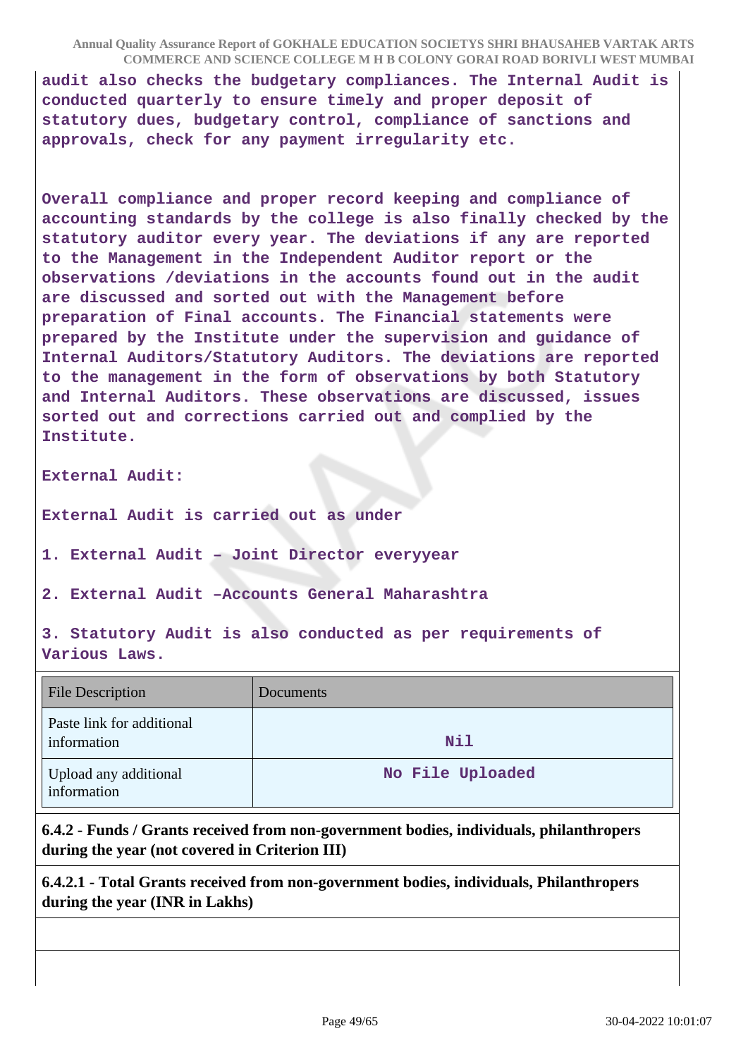**audit also checks the budgetary compliances. The Internal Audit is conducted quarterly to ensure timely and proper deposit of statutory dues, budgetary control, compliance of sanctions and approvals, check for any payment irregularity etc.**

**Overall compliance and proper record keeping and compliance of accounting standards by the college is also finally checked by the statutory auditor every year. The deviations if any are reported to the Management in the Independent Auditor report or the observations /deviations in the accounts found out in the audit are discussed and sorted out with the Management before preparation of Final accounts. The Financial statements were prepared by the Institute under the supervision and guidance of Internal Auditors/Statutory Auditors. The deviations are reported to the management in the form of observations by both Statutory and Internal Auditors. These observations are discussed, issues sorted out and corrections carried out and complied by the Institute.**

**External Audit:**

**External Audit is carried out as under**

**1. External Audit – Joint Director everyyear**

**2. External Audit –Accounts General Maharashtra**

**3. Statutory Audit is also conducted as per requirements of Various Laws.**

| File Description | Documents |
|---|---|
| Paste link for additional information | Nil |
| Upload any additional information | No File Uploaded |

**6.4.2 - Funds / Grants received from non-government bodies, individuals, philanthropers during the year (not covered in Criterion III)**

**6.4.2.1 - Total Grants received from non-government bodies, individuals, Philanthropers during the year (INR in Lakhs)**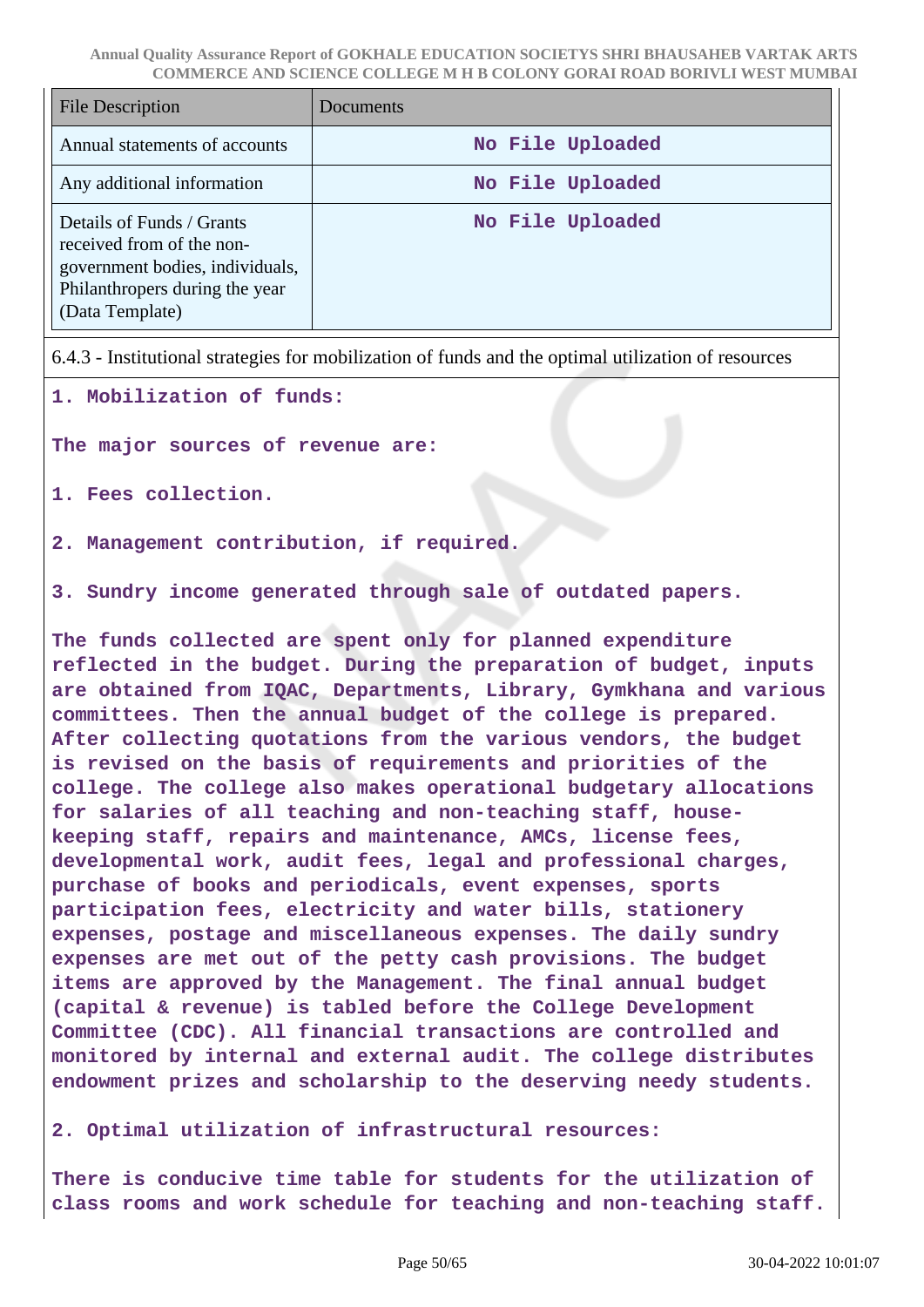| File Description | Documents |
| --- | --- |
| Annual statements of accounts | No File Uploaded |
| Any additional information | No File Uploaded |
| Details of Funds / Grants received from of the non-government bodies, individuals, Philanthropers during the year (Data Template) | No File Uploaded |

6.4.3 - Institutional strategies for mobilization of funds and the optimal utilization of resources

**1. Mobilization of funds:**

**The major sources of revenue are:**

**1. Fees collection.**

**2. Management contribution, if required.**

**3. Sundry income generated through sale of outdated papers.**

**The funds collected are spent only for planned expenditure reflected in the budget. During the preparation of budget, inputs are obtained from IQAC, Departments, Library, Gymkhana and various committees. Then the annual budget of the college is prepared. After collecting quotations from the various vendors, the budget is revised on the basis of requirements and priorities of the college. The college also makes operational budgetary allocations for salaries of all teaching and non-teaching staff, house-keeping staff, repairs and maintenance, AMCs, license fees, developmental work, audit fees, legal and professional charges, purchase of books and periodicals, event expenses, sports participation fees, electricity and water bills, stationery expenses, postage and miscellaneous expenses. The daily sundry expenses are met out of the petty cash provisions. The budget items are approved by the Management. The final annual budget (capital & revenue) is tabled before the College Development Committee (CDC). All financial transactions are controlled and monitored by internal and external audit. The college distributes endowment prizes and scholarship to the deserving needy students.**

**2. Optimal utilization of infrastructural resources:**

**There is conducive time table for students for the utilization of class rooms and work schedule for teaching and non-teaching staff.**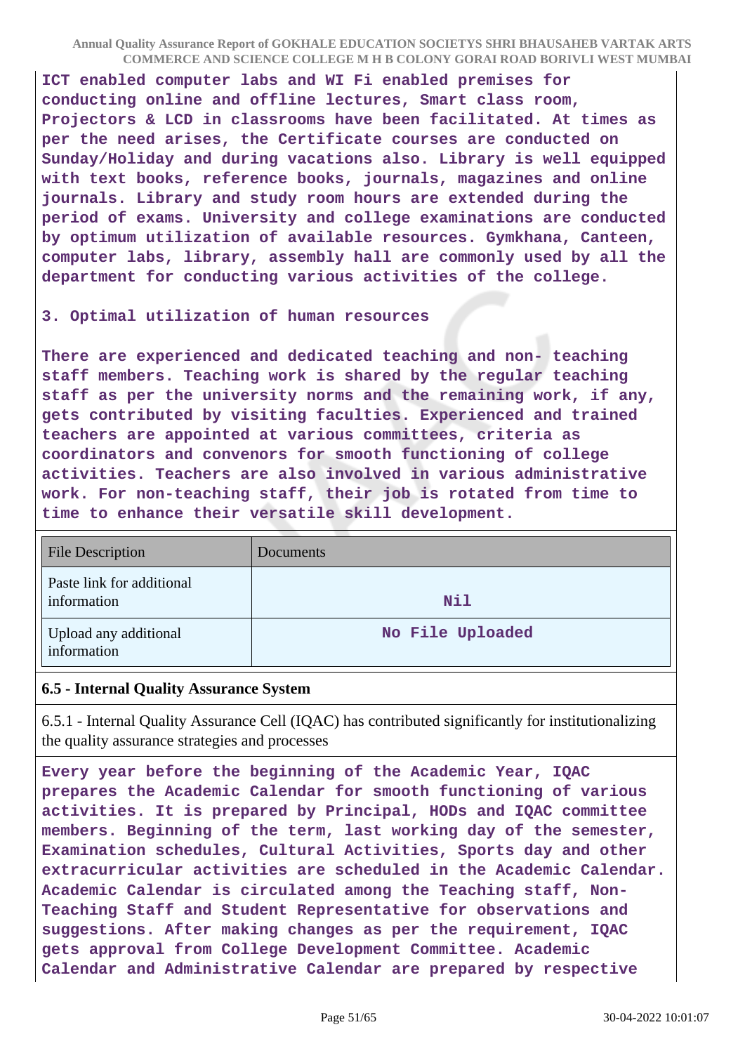**ICT enabled computer labs and WI Fi enabled premises for conducting online and offline lectures, Smart class room, Projectors & LCD in classrooms have been facilitated. At times as per the need arises, the Certificate courses are conducted on Sunday/Holiday and during vacations also. Library is well equipped with text books, reference books, journals, magazines and online journals. Library and study room hours are extended during the period of exams. University and college examinations are conducted by optimum utilization of available resources. Gymkhana, Canteen, computer labs, library, assembly hall are commonly used by all the department for conducting various activities of the college.**

**3. Optimal utilization of human resources**

**There are experienced and dedicated teaching and non- teaching staff members. Teaching work is shared by the regular teaching staff as per the university norms and the remaining work, if any, gets contributed by visiting faculties. Experienced and trained teachers are appointed at various committees, criteria as coordinators and convenors for smooth functioning of college activities. Teachers are also involved in various administrative work. For non-teaching staff, their job is rotated from time to time to enhance their versatile skill development.**

| File Description | Documents |
|---|---|
| Paste link for additional information | **Nil** |
| Upload any additional information | **No File Uploaded** |

**6.5 - Internal Quality Assurance System**

6.5.1 - Internal Quality Assurance Cell (IQAC) has contributed significantly for institutionalizing the quality assurance strategies and processes

**Every year before the beginning of the Academic Year, IQAC prepares the Academic Calendar for smooth functioning of various activities. It is prepared by Principal, HODs and IQAC committee members. Beginning of the term, last working day of the semester, Examination schedules, Cultural Activities, Sports day and other extracurricular activities are scheduled in the Academic Calendar. Academic Calendar is circulated among the Teaching staff, Non-Teaching Staff and Student Representative for observations and suggestions. After making changes as per the requirement, IQAC gets approval from College Development Committee. Academic Calendar and Administrative Calendar are prepared by respective**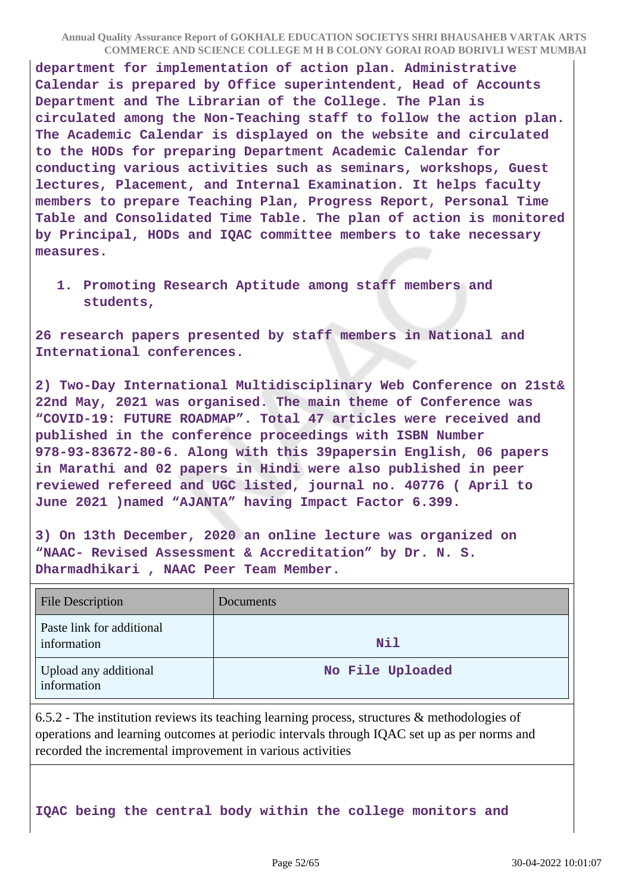**department for implementation of action plan. Administrative Calendar is prepared by Office superintendent, Head of Accounts Department and The Librarian of the College. The Plan is circulated among the Non-Teaching staff to follow the action plan. The Academic Calendar is displayed on the website and circulated to the HODs for preparing Department Academic Calendar for conducting various activities such as seminars, workshops, Guest lectures, Placement, and Internal Examination. It helps faculty members to prepare Teaching Plan, Progress Report, Personal Time Table and Consolidated Time Table. The plan of action is monitored by Principal, HODs and IQAC committee members to take necessary measures.**

1. **Promoting Research Aptitude among staff members and students,**

**26 research papers presented by staff members in National and International conferences.**

**2) Two-Day International Multidisciplinary Web Conference on 21st& 22nd May, 2021 was organised. The main theme of Conference was "COVID-19: FUTURE ROADMAP". Total 47 articles were received and published in the conference proceedings with ISBN Number 978-93-83672-80-6. Along with this 39papersin English, 06 papers in Marathi and 02 papers in Hindi were also published in peer reviewed refereed and UGC listed, journal no. 40776 ( April to June 2021 )named "AJANTA" having Impact Factor 6.399.**

**3) On 13th December, 2020 an online lecture was organized on "NAAC- Revised Assessment & Accreditation" by Dr. N. S. Dharmadhikari , NAAC Peer Team Member.**

| File Description | Documents |
|---|---|
| Paste link for additional information | **Nil** |
| Upload any additional information | **No File Uploaded** |

6.5.2 - The institution reviews its teaching learning process, structures & methodologies of operations and learning outcomes at periodic intervals through IQAC set up as per norms and recorded the incremental improvement in various activities

**IQAC being the central body within the college monitors and**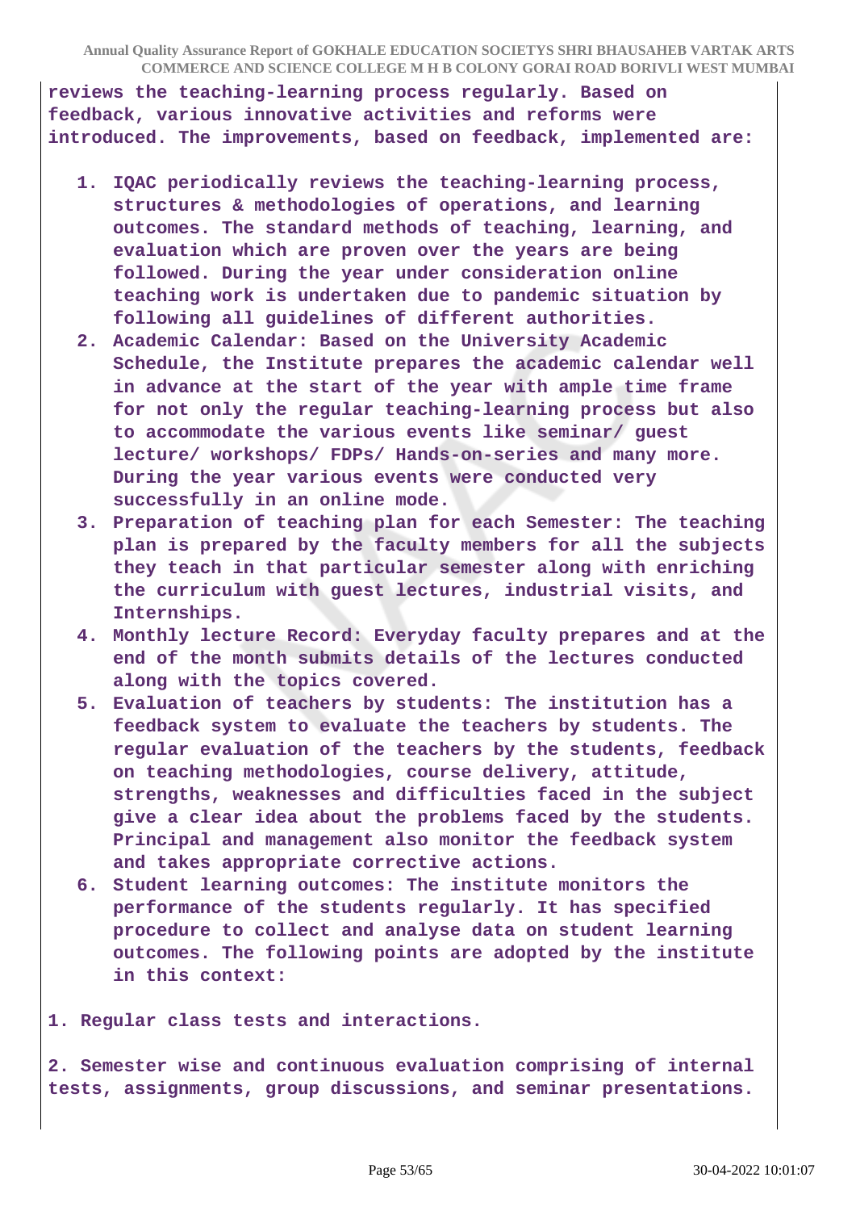**reviews the teaching-learning process regularly. Based on feedback, various innovative activities and reforms were introduced. The improvements, based on feedback, implemented are:**

1. **IQAC periodically reviews the teaching-learning process, structures & methodologies of operations, and learning outcomes. The standard methods of teaching, learning, and evaluation which are proven over the years are being followed. During the year under consideration online teaching work is undertaken due to pandemic situation by following all guidelines of different authorities.**
2. **Academic Calendar: Based on the University Academic Schedule, the Institute prepares the academic calendar well in advance at the start of the year with ample time frame for not only the regular teaching-learning process but also to accommodate the various events like seminar/ guest lecture/ workshops/ FDPs/ Hands-on-series and many more. During the year various events were conducted very successfully in an online mode.**
3. **Preparation of teaching plan for each Semester: The teaching plan is prepared by the faculty members for all the subjects they teach in that particular semester along with enriching the curriculum with guest lectures, industrial visits, and Internships.**
4. **Monthly lecture Record: Everyday faculty prepares and at the end of the month submits details of the lectures conducted along with the topics covered.**
5. **Evaluation of teachers by students: The institution has a feedback system to evaluate the teachers by students. The regular evaluation of the teachers by the students, feedback on teaching methodologies, course delivery, attitude, strengths, weaknesses and difficulties faced in the subject give a clear idea about the problems faced by the students. Principal and management also monitor the feedback system and takes appropriate corrective actions.**
6. **Student learning outcomes: The institute monitors the performance of the students regularly. It has specified procedure to collect and analyse data on student learning outcomes. The following points are adopted by the institute in this context:**

**1. Regular class tests and interactions.**

**2. Semester wise and continuous evaluation comprising of internal tests, assignments, group discussions, and seminar presentations.**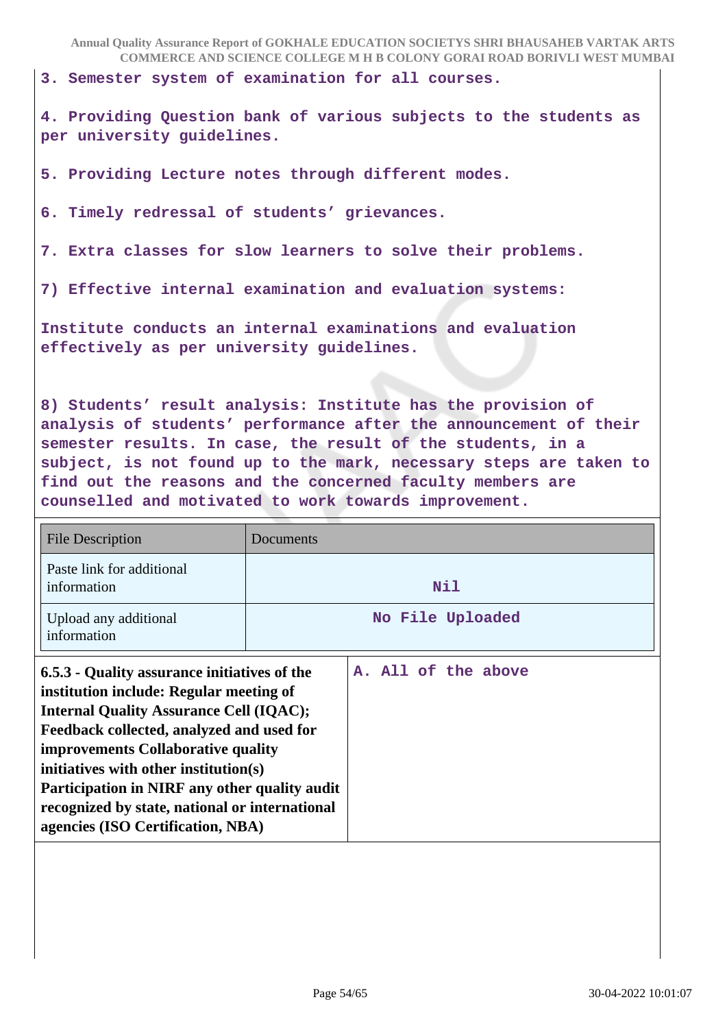3. Semester system of examination for all courses.

4. Providing Question bank of various subjects to the students as per university guidelines.

5. Providing Lecture notes through different modes.

6. Timely redressal of students' grievances.

7. Extra classes for slow learners to solve their problems.

7) Effective internal examination and evaluation systems:

Institute conducts an internal examinations and evaluation effectively as per university guidelines.

8) Students' result analysis: Institute has the provision of analysis of students' performance after the announcement of their semester results. In case, the result of the students, in a subject, is not found up to the mark, necessary steps are taken to find out the reasons and the concerned faculty members are counselled and motivated to work towards improvement.

| File Description | Documents |
|---|---|
| Paste link for additional information | Nil |
| Upload any additional information | No File Uploaded |

| | |
|---|---|
| **6.5.3 - Quality assurance initiatives of the institution include: Regular meeting of Internal Quality Assurance Cell (IQAC); Feedback collected, analyzed and used for improvements Collaborative quality initiatives with other institution(s) Participation in NIRF any other quality audit recognized by state, national or international agencies (ISO Certification, NBA)** | A. All of the above |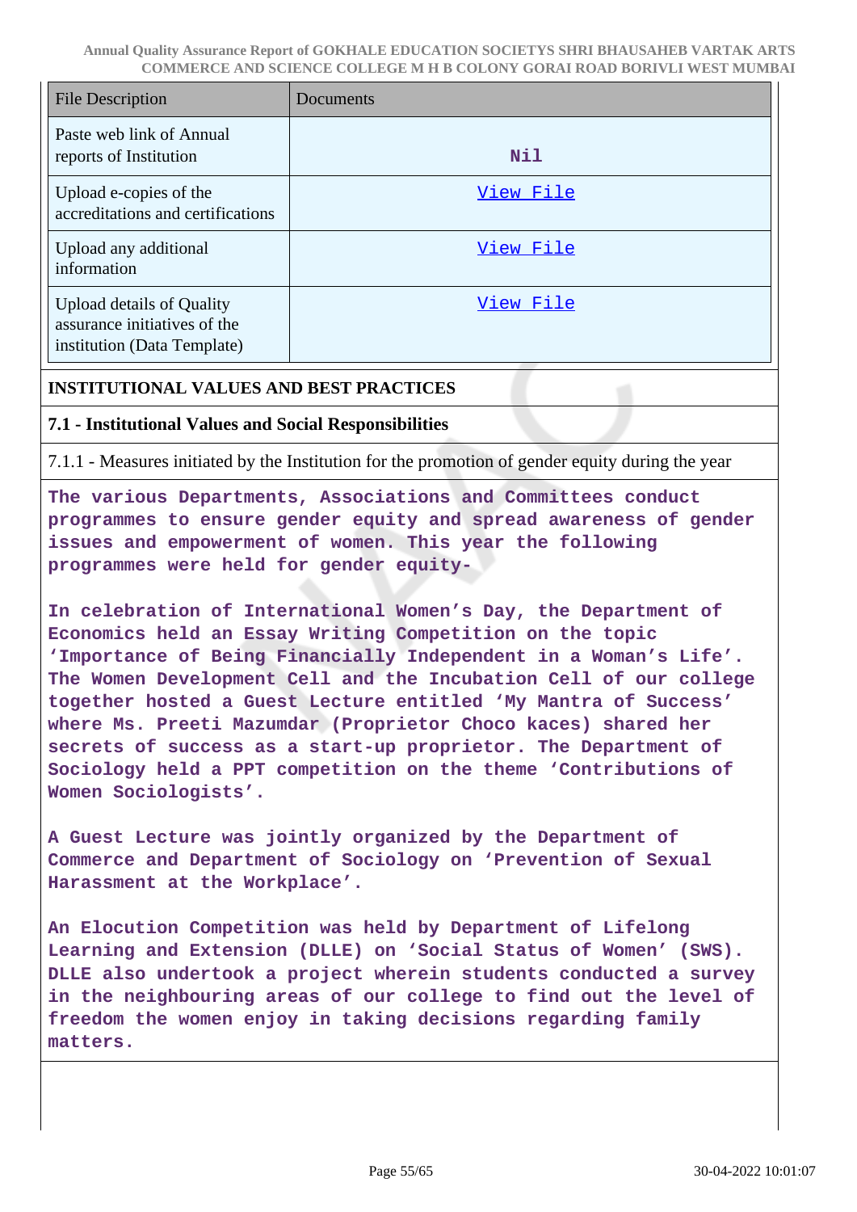| File Description | Documents |
| --- | --- |
| Paste web link of Annual reports of Institution | Nil |
| Upload e-copies of the accreditations and certifications | View File |
| Upload any additional information | View File |
| Upload details of Quality assurance initiatives of the institution (Data Template) | View File |

**INSTITUTIONAL VALUES AND BEST PRACTICES**

**7.1 - Institutional Values and Social Responsibilities**

7.1.1 - Measures initiated by the Institution for the promotion of gender equity during the year

The various Departments, Associations and Committees conduct programmes to ensure gender equity and spread awareness of gender issues and empowerment of women. This year the following programmes were held for gender equity-

In celebration of International Women's Day, the Department of Economics held an Essay Writing Competition on the topic 'Importance of Being Financially Independent in a Woman's Life'. The Women Development Cell and the Incubation Cell of our college together hosted a Guest Lecture entitled 'My Mantra of Success' where Ms. Preeti Mazumdar (Proprietor Choco kaces) shared her secrets of success as a start-up proprietor. The Department of Sociology held a PPT competition on the theme 'Contributions of Women Sociologists'.

A Guest Lecture was jointly organized by the Department of Commerce and Department of Sociology on 'Prevention of Sexual Harassment at the Workplace'.

An Elocution Competition was held by Department of Lifelong Learning and Extension (DLLE) on 'Social Status of Women' (SWS). DLLE also undertook a project wherein students conducted a survey in the neighbouring areas of our college to find out the level of freedom the women enjoy in taking decisions regarding family matters.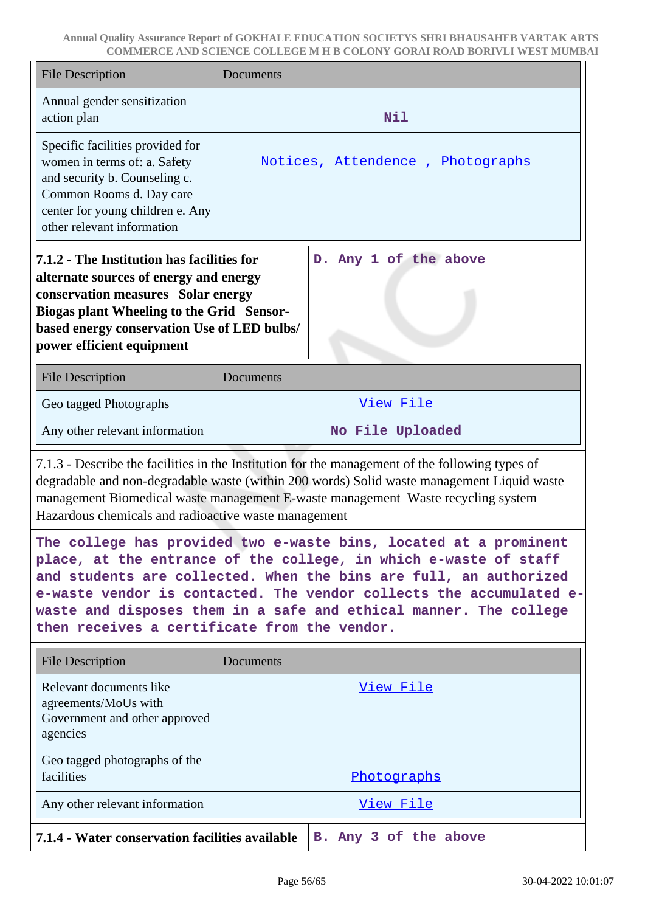| File Description | Documents |
| --- | --- |
| Annual gender sensitization action plan | Nil |
| Specific facilities provided for women in terms of: a. Safety and security b. Counseling c. Common Rooms d. Day care center for young children e. Any other relevant information | Notices, Attendence , Photographs |

| **7.1.2 - The Institution has facilities for alternate sources of energy and energy conservation measures Solar energy Biogas plant Wheeling to the Grid Sensor-based energy conservation Use of LED bulbs/ power efficient equipment** | D. Any 1 of the above |
| --- | --- |

| File Description | Documents |
| --- | --- |
| Geo tagged Photographs | View File |
| Any other relevant information | No File Uploaded |

7.1.3 - Describe the facilities in the Institution for the management of the following types of degradable and non-degradable waste (within 200 words) Solid waste management Liquid waste management Biomedical waste management E-waste management Waste recycling system Hazardous chemicals and radioactive waste management

The college has provided two e-waste bins, located at a prominent place, at the entrance of the college, in which e-waste of staff and students are collected. When the bins are full, an authorized e-waste vendor is contacted. The vendor collects the accumulated e-waste and disposes them in a safe and ethical manner. The college then receives a certificate from the vendor.

| File Description | Documents |
| --- | --- |
| Relevant documents like agreements/MoUs with Government and other approved agencies | View File |
| Geo tagged photographs of the facilities | Photographs |
| Any other relevant information | View File |

| **7.1.4 - Water conservation facilities available** | B. Any 3 of the above |
| --- | --- |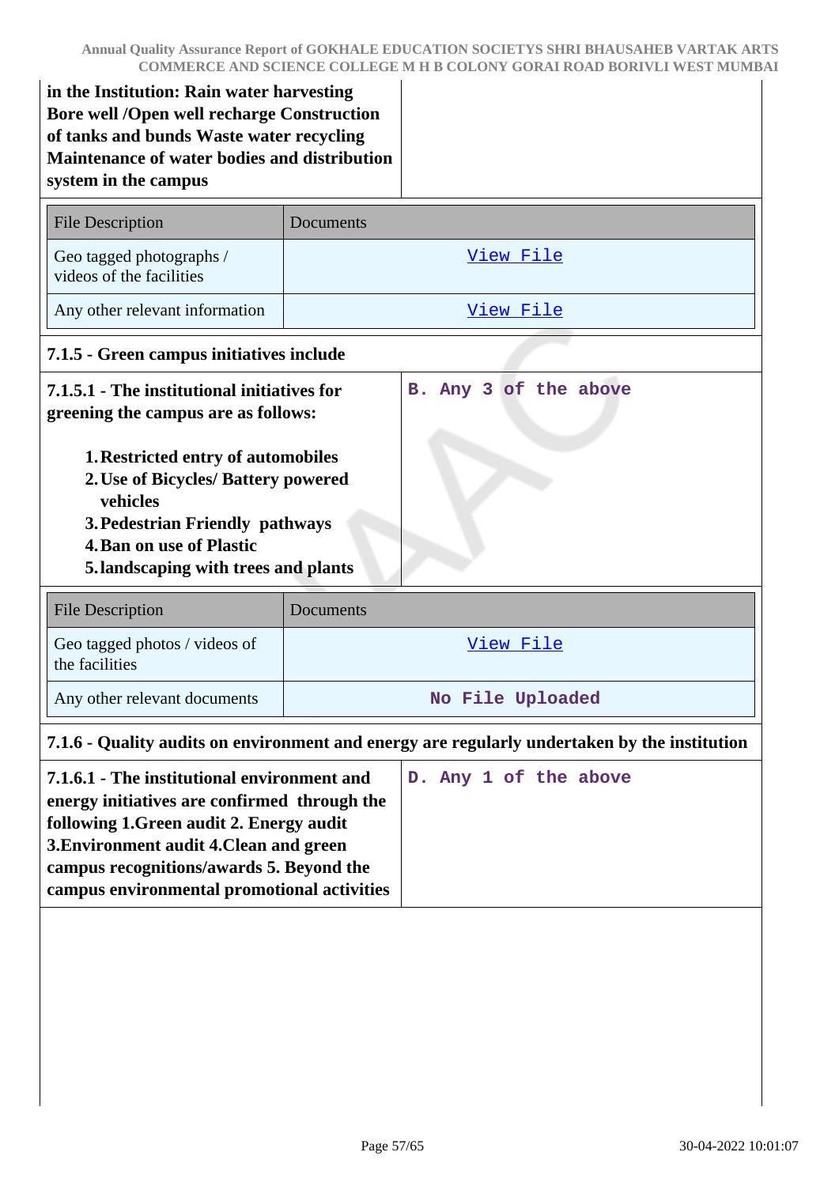| **in the Institution: Rain water harvesting Bore well /Open well recharge Construction of tanks and bunds Waste water recycling Maintenance of water bodies and distribution system in the campus** | |
|---|---|

| File Description | Documents |
|---|---|
| Geo tagged photographs / videos of the facilities | View File |
| Any other relevant information | View File |

**7.1.5 - Green campus initiatives include**

| **7.1.5.1 - The institutional initiatives for greening the campus are as follows:**<br><br>1. **Restricted entry of automobiles**<br>2. **Use of Bicycles/ Battery powered vehicles**<br>3. **Pedestrian Friendly pathways**<br>4. **Ban on use of Plastic**<br>5. **landscaping with trees and plants** | B. Any 3 of the above |
|---|---|

| File Description | Documents |
|---|---|
| Geo tagged photos / videos of the facilities | View File |
| Any other relevant documents | No File Uploaded |

**7.1.6 - Quality audits on environment and energy are regularly undertaken by the institution**

| **7.1.6.1 - The institutional environment and energy initiatives are confirmed through the following 1.Green audit 2. Energy audit 3.Environment audit 4.Clean and green campus recognitions/awards 5. Beyond the campus environmental promotional activities** | D. Any 1 of the above |
|---|---|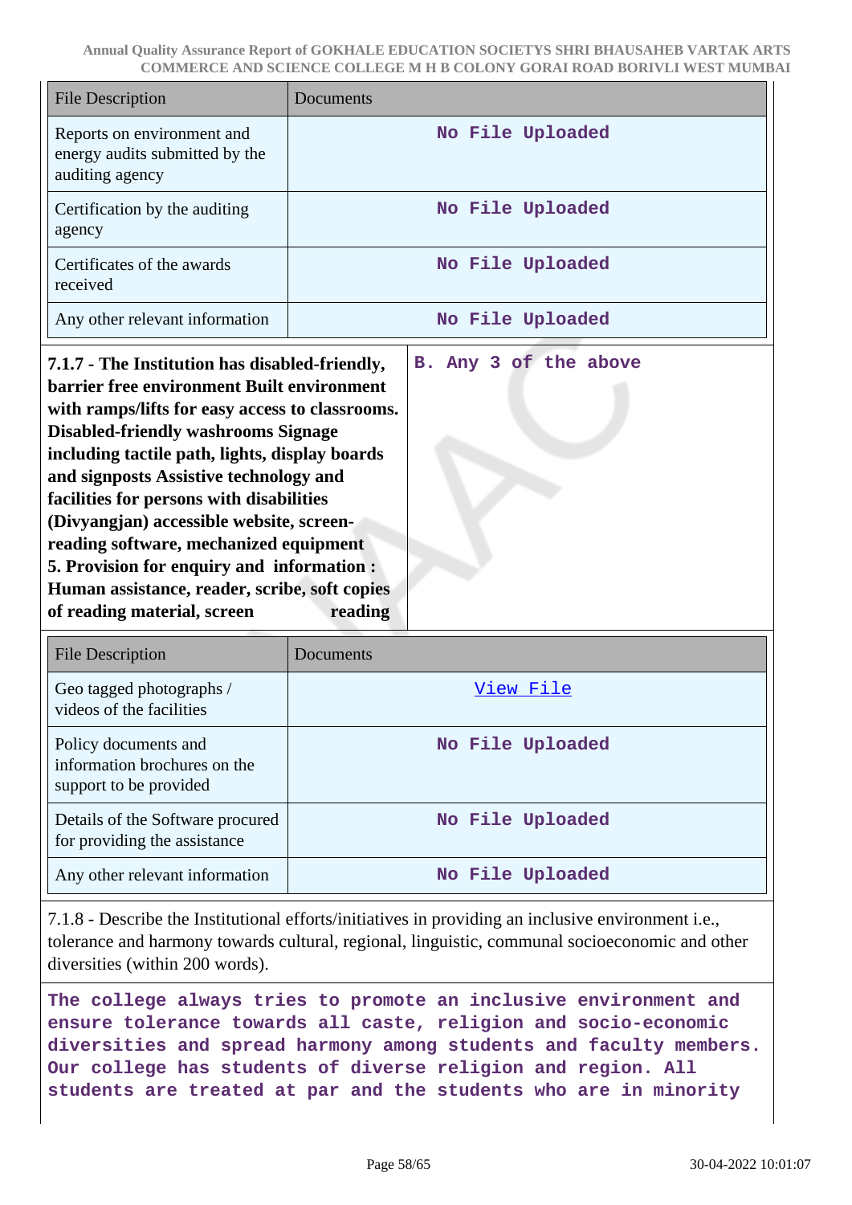| File Description | Documents |
|---|---|
| Reports on environment and energy audits submitted by the auditing agency | No File Uploaded |
| Certification by the auditing agency | No File Uploaded |
| Certificates of the awards received | No File Uploaded |
| Any other relevant information | No File Uploaded |

| | |
|---|---|
| **7.1.7 - The Institution has disabled-friendly, barrier free environment Built environment with ramps/lifts for easy access to classrooms. Disabled-friendly washrooms Signage including tactile path, lights, display boards and signposts Assistive technology and facilities for persons with disabilities (Divyangjan) accessible website, screen-reading software, mechanized equipment 5. Provision for enquiry and information : Human assistance, reader, scribe, soft copies of reading material, screen reading** | B. Any 3 of the above |

| File Description | Documents |
|---|---|
| Geo tagged photographs / videos of the facilities | View File |
| Policy documents and information brochures on the support to be provided | No File Uploaded |
| Details of the Software procured for providing the assistance | No File Uploaded |
| Any other relevant information | No File Uploaded |

7.1.8 - Describe the Institutional efforts/initiatives in providing an inclusive environment i.e., tolerance and harmony towards cultural, regional, linguistic, communal socioeconomic and other diversities (within 200 words).

The college always tries to promote an inclusive environment and ensure tolerance towards all caste, religion and socio-economic diversities and spread harmony among students and faculty members. Our college has students of diverse religion and region. All students are treated at par and the students who are in minority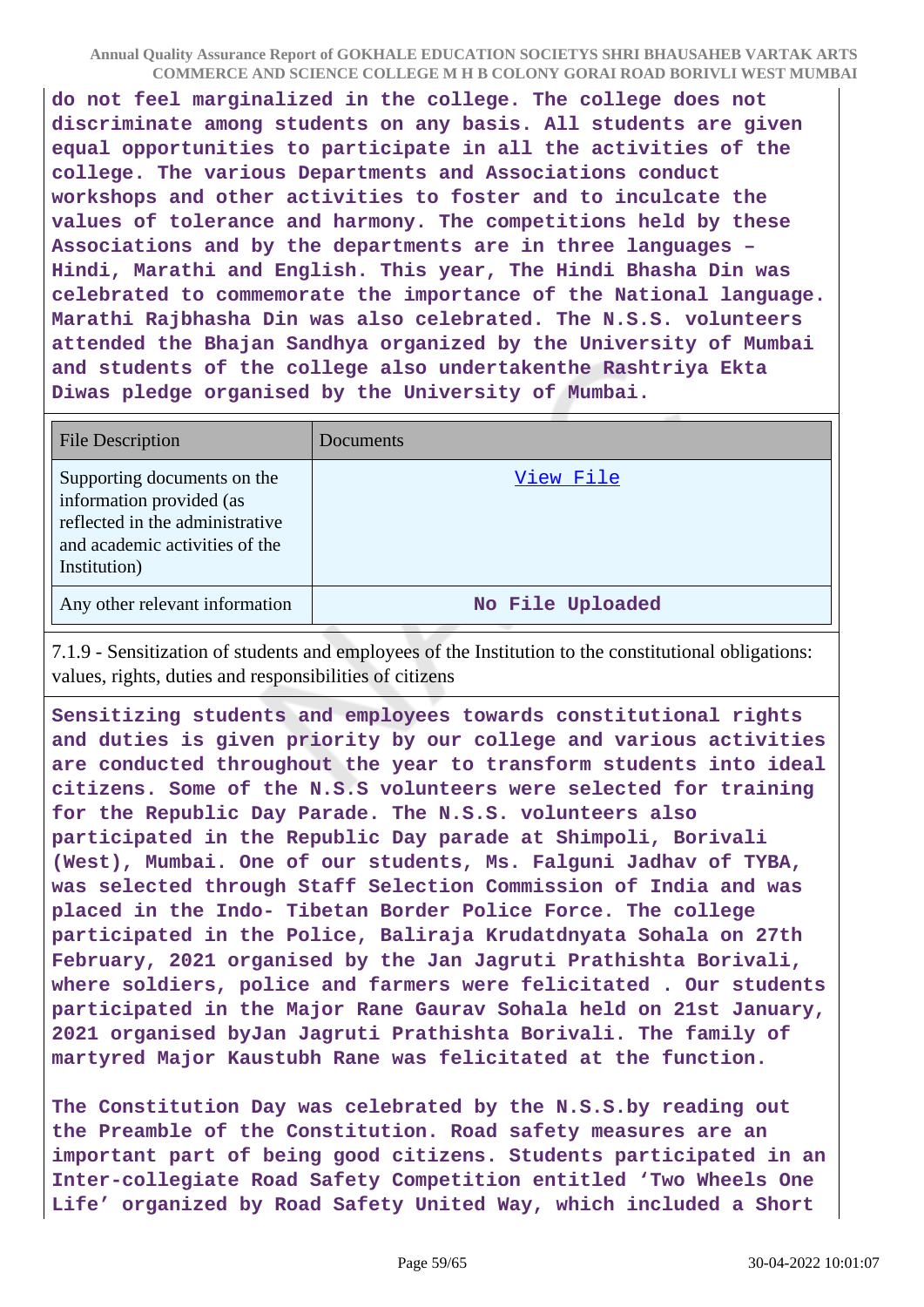do not feel marginalized in the college. The college does not discriminate among students on any basis. All students are given equal opportunities to participate in all the activities of the college. The various Departments and Associations conduct workshops and other activities to foster and to inculcate the values of tolerance and harmony. The competitions held by these Associations and by the departments are in three languages – Hindi, Marathi and English. This year, The Hindi Bhasha Din was celebrated to commemorate the importance of the National language. Marathi Rajbhasha Din was also celebrated. The N.S.S. volunteers attended the Bhajan Sandhya organized by the University of Mumbai and students of the college also undertakenthe Rashtriya Ekta Diwas pledge organised by the University of Mumbai.

| File Description | Documents |
|---|---|
| Supporting documents on the information provided (as reflected in the administrative and academic activities of the Institution) | View File |
| Any other relevant information | No File Uploaded |

7.1.9 - Sensitization of students and employees of the Institution to the constitutional obligations: values, rights, duties and responsibilities of citizens

Sensitizing students and employees towards constitutional rights and duties is given priority by our college and various activities are conducted throughout the year to transform students into ideal citizens. Some of the N.S.S volunteers were selected for training for the Republic Day Parade. The N.S.S. volunteers also participated in the Republic Day parade at Shimpoli, Borivali (West), Mumbai. One of our students, Ms. Falguni Jadhav of TYBA, was selected through Staff Selection Commission of India and was placed in the Indo- Tibetan Border Police Force. The college participated in the Police, Baliraja Krudatdnyata Sohala on 27th February, 2021 organised by the Jan Jagruti Prathishta Borivali, where soldiers, police and farmers were felicitated . Our students participated in the Major Rane Gaurav Sohala held on 21st January, 2021 organised byJan Jagruti Prathishta Borivali. The family of martyred Major Kaustubh Rane was felicitated at the function.

The Constitution Day was celebrated by the N.S.S.by reading out the Preamble of the Constitution. Road safety measures are an important part of being good citizens. Students participated in an Inter-collegiate Road Safety Competition entitled 'Two Wheels One Life' organized by Road Safety United Way, which included a Short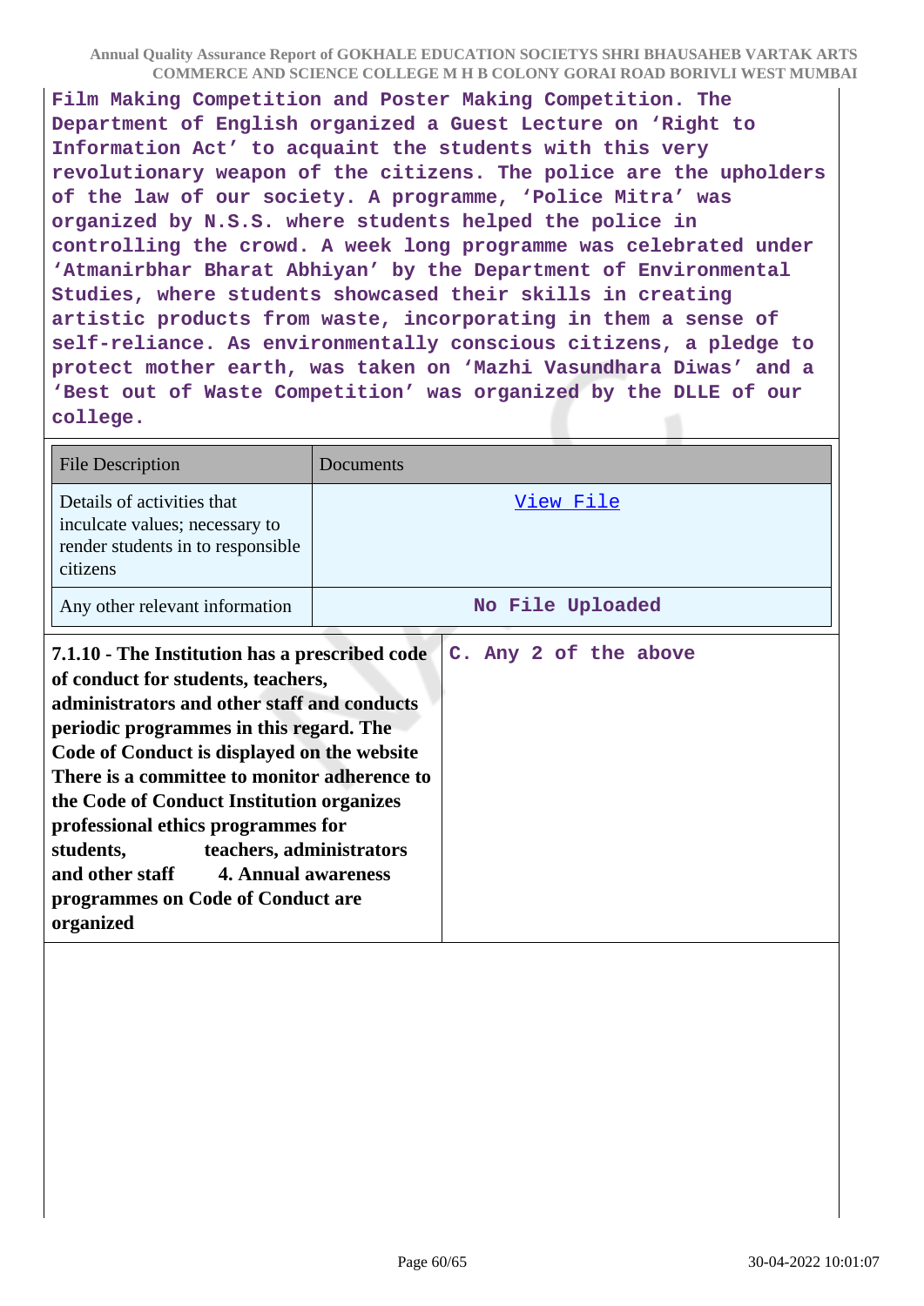Film Making Competition and Poster Making Competition. The Department of English organized a Guest Lecture on 'Right to Information Act' to acquaint the students with this very revolutionary weapon of the citizens. The police are the upholders of the law of our society. A programme, 'Police Mitra' was organized by N.S.S. where students helped the police in controlling the crowd. A week long programme was celebrated under 'Atmanirbhar Bharat Abhiyan' by the Department of Environmental Studies, where students showcased their skills in creating artistic products from waste, incorporating in them a sense of self-reliance. As environmentally conscious citizens, a pledge to protect mother earth, was taken on 'Mazhi Vasundhara Diwas' and a 'Best out of Waste Competition' was organized by the DLLE of our college.

| File Description | Documents |
|---|---|
| Details of activities that inculcate values; necessary to render students in to responsible citizens | View File |
| Any other relevant information | No File Uploaded |

| **7.1.10 - The Institution has a prescribed code of conduct for students, teachers, administrators and other staff and conducts periodic programmes in this regard. The Code of Conduct is displayed on the website There is a committee to monitor adherence to the Code of Conduct Institution organizes professional ethics programmes for students, teachers, administrators and other staff 4. Annual awareness programmes on Code of Conduct are organized** | C. Any 2 of the above |
|---|---|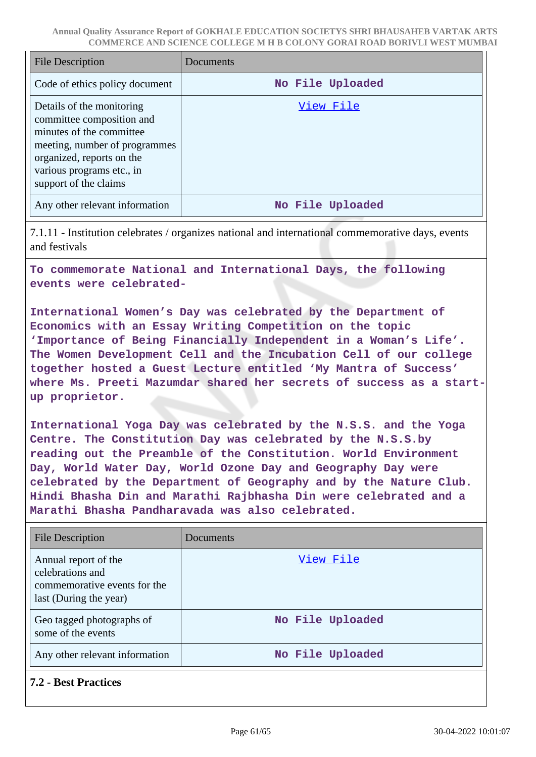| File Description | Documents |
| --- | --- |
| Code of ethics policy document | No File Uploaded |
| Details of the monitoring committee composition and minutes of the committee meeting, number of programmes organized, reports on the various programs etc., in support of the claims | View File |
| Any other relevant information | No File Uploaded |

7.1.11 - Institution celebrates / organizes national and international commemorative days, events and festivals

To commemorate National and International Days, the following events were celebrated-

International Women's Day was celebrated by the Department of Economics with an Essay Writing Competition on the topic 'Importance of Being Financially Independent in a Woman's Life'. The Women Development Cell and the Incubation Cell of our college together hosted a Guest Lecture entitled 'My Mantra of Success' where Ms. Preeti Mazumdar shared her secrets of success as a start-up proprietor.

International Yoga Day was celebrated by the N.S.S. and the Yoga Centre. The Constitution Day was celebrated by the N.S.S.by reading out the Preamble of the Constitution. World Environment Day, World Water Day, World Ozone Day and Geography Day were celebrated by the Department of Geography and by the Nature Club. Hindi Bhasha Din and Marathi Rajbhasha Din were celebrated and a Marathi Bhasha Pandharavada was also celebrated.

| File Description | Documents |
| --- | --- |
| Annual report of the celebrations and commemorative events for the last (During the year) | View File |
| Geo tagged photographs of some of the events | No File Uploaded |
| Any other relevant information | No File Uploaded |

**7.2 - Best Practices**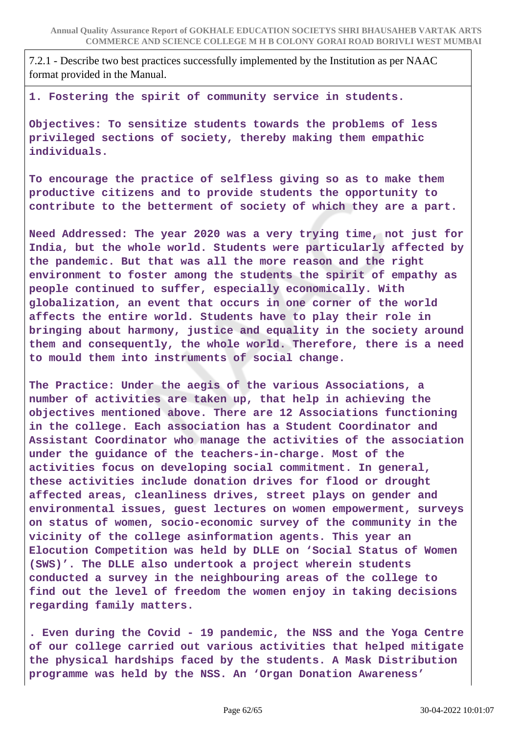7.2.1 - Describe two best practices successfully implemented by the Institution as per NAAC format provided in the Manual.

**1. Fostering the spirit of community service in students.**

**Objectives: To sensitize students towards the problems of less privileged sections of society, thereby making them empathic individuals.**

**To encourage the practice of selfless giving so as to make them productive citizens and to provide students the opportunity to contribute to the betterment of society of which they are a part.**

**Need Addressed: The year 2020 was a very trying time, not just for India, but the whole world. Students were particularly affected by the pandemic. But that was all the more reason and the right environment to foster among the students the spirit of empathy as people continued to suffer, especially economically. With globalization, an event that occurs in one corner of the world affects the entire world. Students have to play their role in bringing about harmony, justice and equality in the society around them and consequently, the whole world. Therefore, there is a need to mould them into instruments of social change.**

**The Practice: Under the aegis of the various Associations, a number of activities are taken up, that help in achieving the objectives mentioned above. There are 12 Associations functioning in the college. Each association has a Student Coordinator and Assistant Coordinator who manage the activities of the association under the guidance of the teachers-in-charge. Most of the activities focus on developing social commitment. In general, these activities include donation drives for flood or drought affected areas, cleanliness drives, street plays on gender and environmental issues, guest lectures on women empowerment, surveys on status of women, socio-economic survey of the community in the vicinity of the college asinformation agents. This year an Elocution Competition was held by DLLE on 'Social Status of Women (SWS)'. The DLLE also undertook a project wherein students conducted a survey in the neighbouring areas of the college to find out the level of freedom the women enjoy in taking decisions regarding family matters.**

**. Even during the Covid - 19 pandemic, the NSS and the Yoga Centre of our college carried out various activities that helped mitigate the physical hardships faced by the students. A Mask Distribution programme was held by the NSS. An 'Organ Donation Awareness'**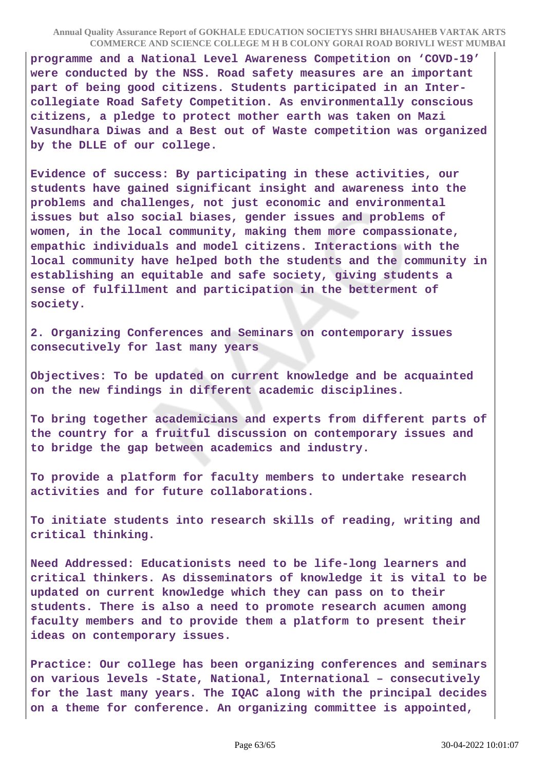programme and a National Level Awareness Competition on 'COVD-19' were conducted by the NSS. Road safety measures are an important part of being good citizens. Students participated in an Inter-collegiate Road Safety Competition. As environmentally conscious citizens, a pledge to protect mother earth was taken on Mazi Vasundhara Diwas and a Best out of Waste competition was organized by the DLLE of our college.

Evidence of success: By participating in these activities, our students have gained significant insight and awareness into the problems and challenges, not just economic and environmental issues but also social biases, gender issues and problems of women, in the local community, making them more compassionate, empathic individuals and model citizens. Interactions with the local community have helped both the students and the community in establishing an equitable and safe society, giving students a sense of fulfillment and participation in the betterment of society.

2. Organizing Conferences and Seminars on contemporary issues consecutively for last many years

Objectives: To be updated on current knowledge and be acquainted on the new findings in different academic disciplines.

To bring together academicians and experts from different parts of the country for a fruitful discussion on contemporary issues and to bridge the gap between academics and industry.

To provide a platform for faculty members to undertake research activities and for future collaborations.

To initiate students into research skills of reading, writing and critical thinking.

Need Addressed: Educationists need to be life-long learners and critical thinkers. As disseminators of knowledge it is vital to be updated on current knowledge which they can pass on to their students. There is also a need to promote research acumen among faculty members and to provide them a platform to present their ideas on contemporary issues.

Practice: Our college has been organizing conferences and seminars on various levels -State, National, International – consecutively for the last many years. The IQAC along with the principal decides on a theme for conference. An organizing committee is appointed,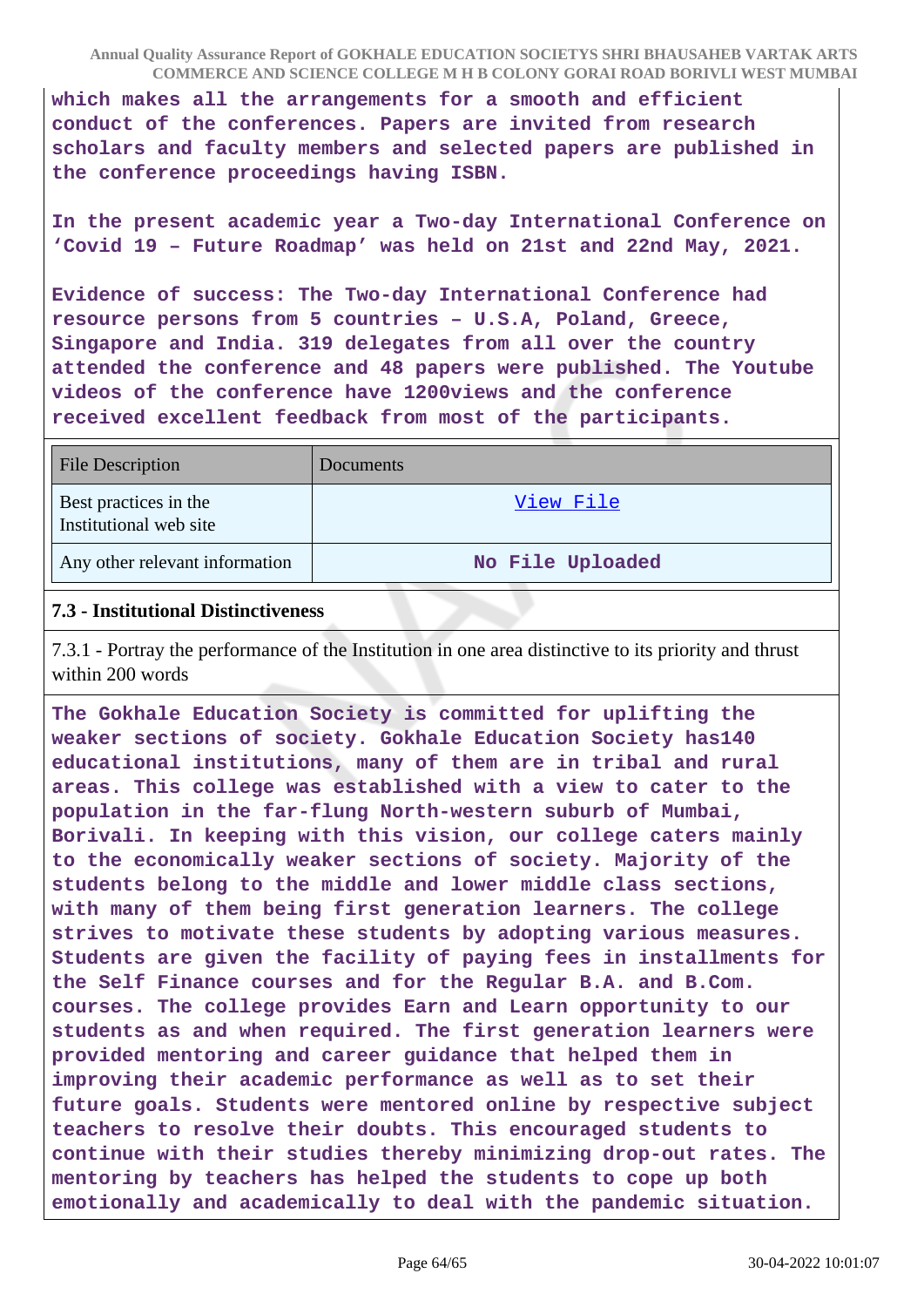which makes all the arrangements for a smooth and efficient conduct of the conferences. Papers are invited from research scholars and faculty members and selected papers are published in the conference proceedings having ISBN.

In the present academic year a Two-day International Conference on 'Covid 19 – Future Roadmap' was held on 21st and 22nd May, 2021.

Evidence of success: The Two-day International Conference had resource persons from 5 countries – U.S.A, Poland, Greece, Singapore and India. 319 delegates from all over the country attended the conference and 48 papers were published. The Youtube videos of the conference have 1200views and the conference received excellent feedback from most of the participants.

| File Description | Documents |
|---|---|
| Best practices in the Institutional web site | View File |
| Any other relevant information | No File Uploaded |

### 7.3 - Institutional Distinctiveness

7.3.1 - Portray the performance of the Institution in one area distinctive to its priority and thrust within 200 words

The Gokhale Education Society is committed for uplifting the weaker sections of society. Gokhale Education Society has140 educational institutions, many of them are in tribal and rural areas. This college was established with a view to cater to the population in the far-flung North-western suburb of Mumbai, Borivali. In keeping with this vision, our college caters mainly to the economically weaker sections of society. Majority of the students belong to the middle and lower middle class sections, with many of them being first generation learners. The college strives to motivate these students by adopting various measures. Students are given the facility of paying fees in installments for the Self Finance courses and for the Regular B.A. and B.Com. courses. The college provides Earn and Learn opportunity to our students as and when required. The first generation learners were provided mentoring and career guidance that helped them in improving their academic performance as well as to set their future goals. Students were mentored online by respective subject teachers to resolve their doubts. This encouraged students to continue with their studies thereby minimizing drop-out rates. The mentoring by teachers has helped the students to cope up both emotionally and academically to deal with the pandemic situation.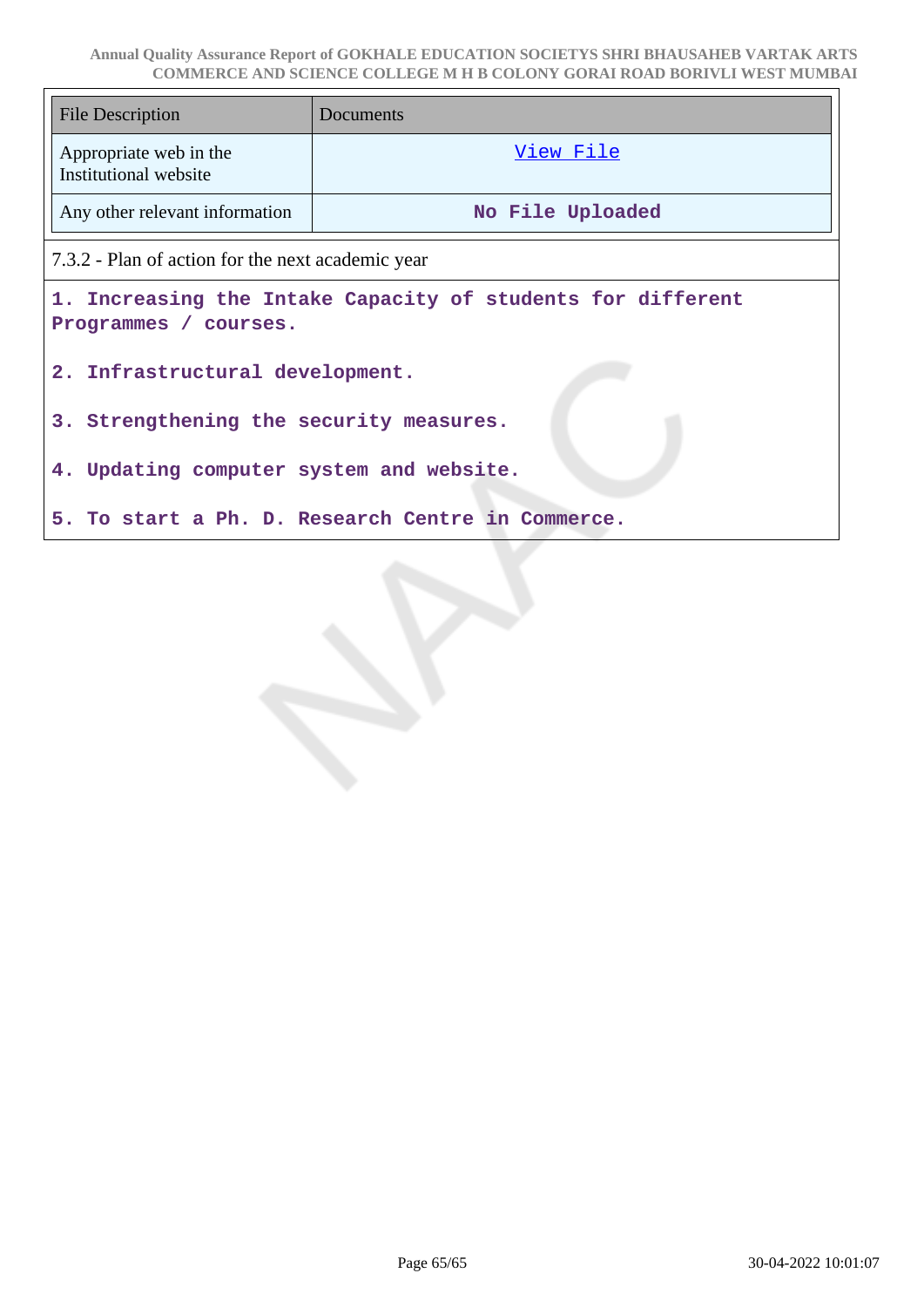| File Description | Documents |
| --- | --- |
| Appropriate web in the Institutional website | View File |
| Any other relevant information | No File Uploaded |

7.3.2 - Plan of action for the next academic year

1. Increasing the Intake Capacity of students for different Programmes / courses.

2. Infrastructural development.

3. Strengthening the security measures.

4. Updating computer system and website.

5. To start a Ph. D. Research Centre in Commerce.